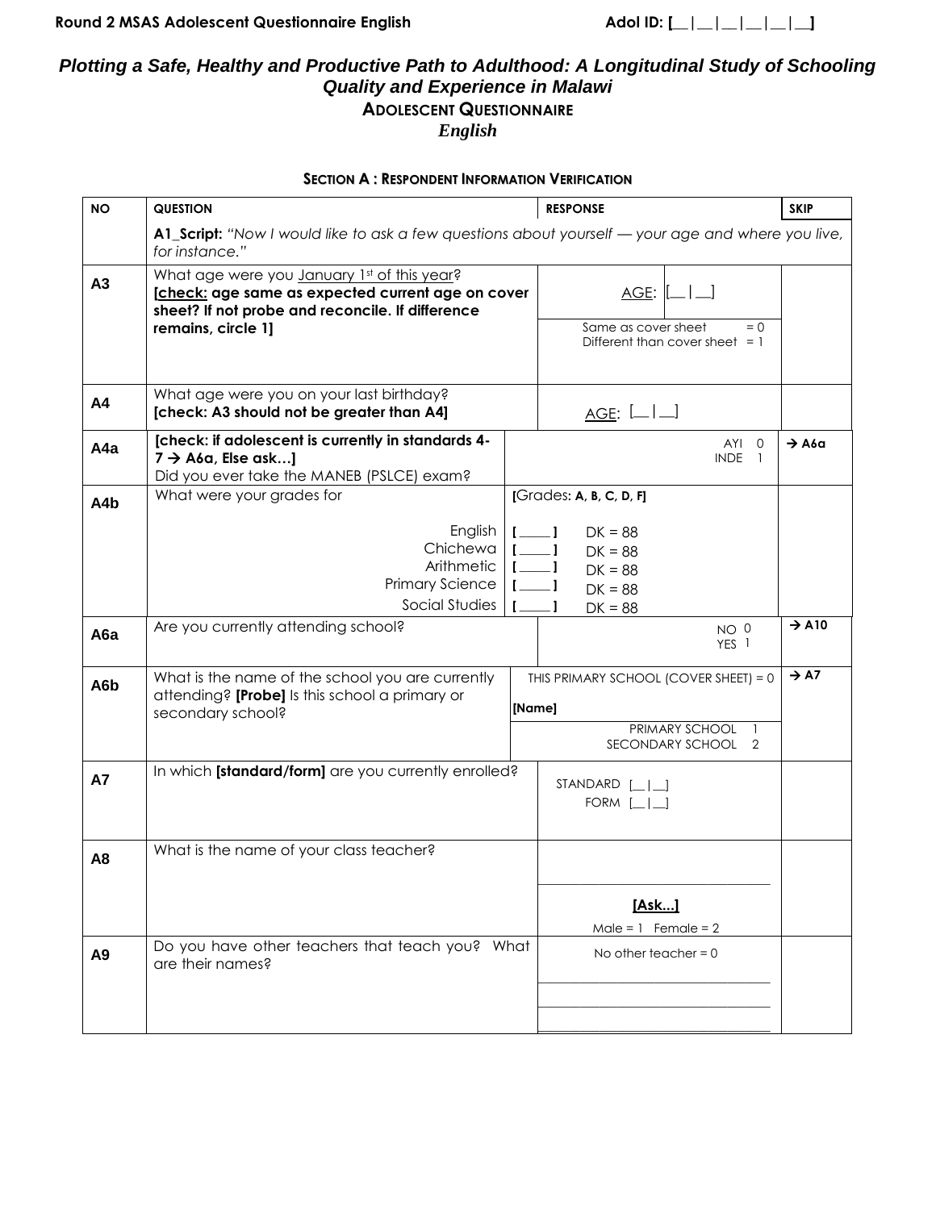Round 2 MSAS Adolescent Questionnaire English — Adol ID: [__|__|__|__|__|__]

# *Plotting a Safe, Healthy and Productive Path to Adulthood: A Longitudinal Study of Schooling Quality and Experience in Malawi*

## ADOLESCENT QUESTIONNAIRE

*English*

### SECTION A : RESPONDENT INFORMATION VERIFICATION

| NO | QUESTION | RESPONSE | SKIP |
|---|---|---|---|
| | **A1_Script:** *"Now I would like to ask a few questions about yourself — your age and where you live, for instance."* | | |
| **A3** | What age were you January 1st of this year? **[check: age same as expected current age on cover sheet? If not probe and reconcile. If difference remains, circle 1]** | AGE: [__\|__]<br>Same as cover sheet = 0<br>Different than cover sheet = 1 | |
| **A4** | What age were you on your last birthday? **[check: A3 should not be greater than A4]** | AGE: [__\|__] | |
| **A4a** | **[check: if adolescent is currently in standards 4-7 → A6a, Else ask…]** Did you ever take the MANEB (PSLCE) exam? | AYI 0<br>INDE 1 | → A6a |
| **A4b** | What were your grades for<br>English<br>Chichewa<br>Arithmetic<br>Primary Science<br>Social Studies | [Grades: **A, B, C, D, F]**<br>[____] DK = 88<br>[____] DK = 88<br>[____] DK = 88<br>[____] DK = 88<br>[____] DK = 88 | |
| **A6a** | Are you currently attending school? | NO 0<br>YES 1 | → A10 |
| **A6b** | What is the name of the school you are currently attending? **[Probe]** Is this school a primary or secondary school? | THIS PRIMARY SCHOOL (COVER SHEET) = 0<br>**[Name]**<br>PRIMARY SCHOOL 1<br>SECONDARY SCHOOL 2 | → A7 |
| **A7** | In which **[standard/form]** are you currently enrolled? | STANDARD [__\|__]<br>FORM [__\|__] | |
| **A8** | What is the name of your class teacher? | ______________________<br>**[Ask…]**<br>Male = 1 Female = 2 | |
| **A9** | Do you have other teachers that teach you? What are their names? | No other teacher = 0<br>______________________<br>______________________<br>______________________ | |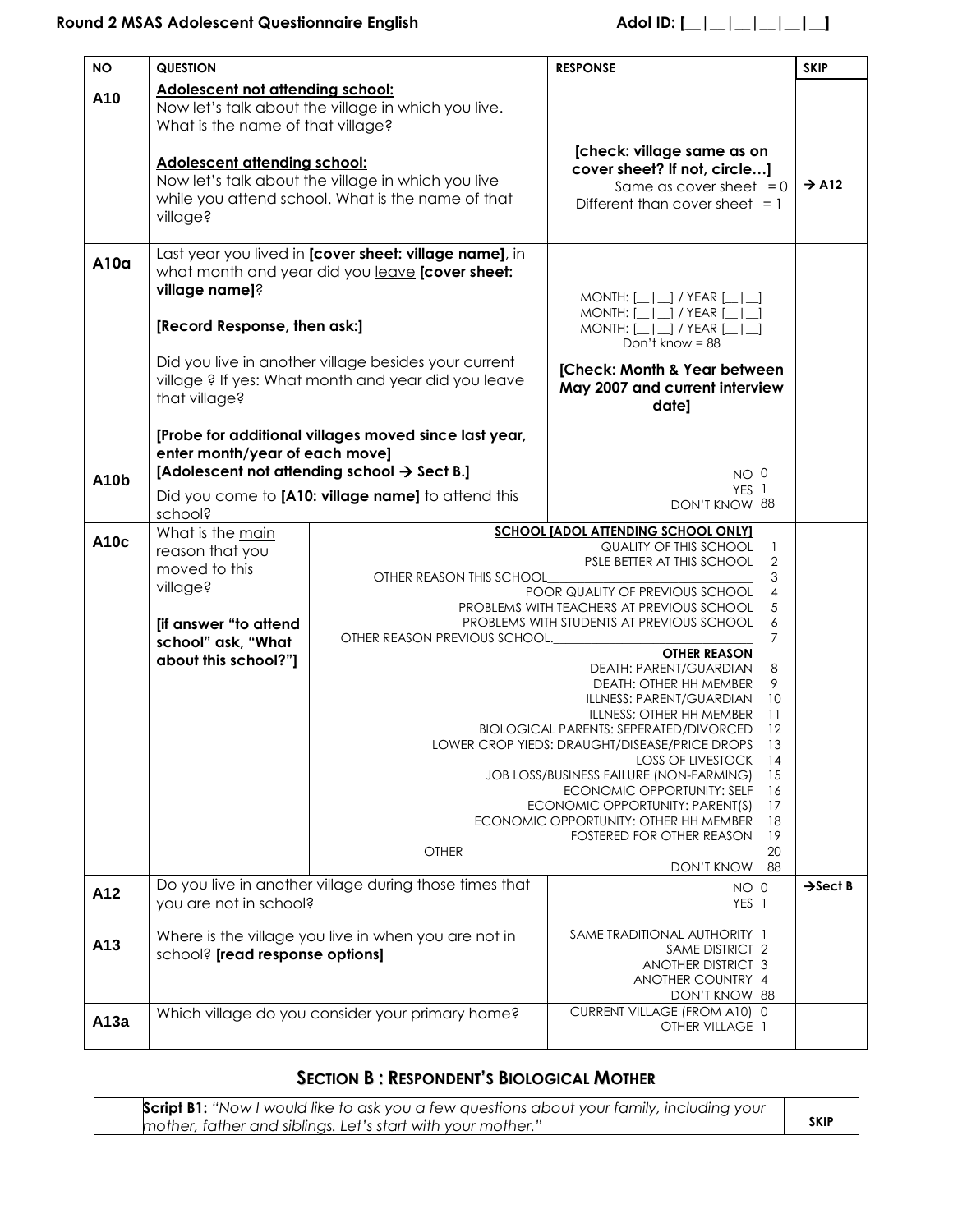| NO | QUESTION | RESPONSE | SKIP |
|---|---|---|---|
| **A10** | **Adolescent not attending school:** Now let's talk about the village in which you live. What is the name of that village?<br><br>**Adolescent attending school:** Now let's talk about the village in which you live while you attend school. What is the name of that village? | ____________________<br>**[check: village same as on cover sheet? If not, circle…]**<br>Same as cover sheet = 0<br>Different than cover sheet = 1 | → A12 |
| **A10a** | Last year you lived in **[cover sheet: village name]**, in what month and year did you leave **[cover sheet: village name]**?<br><br>**[Record Response, then ask:]**<br><br>Did you live in another village besides your current village ? If yes: What month and year did you leave that village?<br><br>**[Probe for additional villages moved since last year, enter month/year of each move]** | MONTH: [__\|__] / YEAR [__\|__]<br>MONTH: [__\|__] / YEAR [__\|__]<br>MONTH: [__\|__] / YEAR [__\|__]<br>Don't know = 88<br>**[Check: Month & Year between May 2007 and current interview date]** | |
| **A10b** | **[Adolescent not attending school → Sect B.]**<br>Did you come to **[A10: village name]** to attend this school? | NO 0<br>YES 1<br>DON'T KNOW 88 | |
| **A10c** | What is the <u>main</u> reason that you moved to this village?<br><br>**[if answer "to attend school" ask, "What about this school?"]** | **SCHOOL [ADOL ATTENDING SCHOOL ONLY]**<br>QUALITY OF THIS SCHOOL 1<br>PSLE BETTER AT THIS SCHOOL 2<br>OTHER REASON THIS SCHOOL________ 3<br>POOR QUALITY OF PREVIOUS SCHOOL 4<br>PROBLEMS WITH TEACHERS AT PREVIOUS SCHOOL 5<br>PROBLEMS WITH STUDENTS AT PREVIOUS SCHOOL 6<br>OTHER REASON PREVIOUS SCHOOL.________ 7<br>**OTHER REASON**<br>DEATH: PARENT/GUARDIAN 8<br>DEATH: OTHER HH MEMBER 9<br>ILLNESS: PARENT/GUARDIAN 10<br>ILLNESS; OTHER HH MEMBER 11<br>BIOLOGICAL PARENTS: SEPERATED/DIVORCED 12<br>LOWER CROP YIEDS: DRAUGHT/DISEASE/PRICE DROPS 13<br>LOSS OF LIVESTOCK 14<br>JOB LOSS/BUSINESS FAILURE (NON-FARMING) 15<br>ECONOMIC OPPORTUNITY: SELF 16<br>ECONOMIC OPPORTUNITY: PARENT(S) 17<br>ECONOMIC OPPORTUNITY: OTHER HH MEMBER 18<br>FOSTERED FOR OTHER REASON 19<br>OTHER ________ 20<br>DON'T KNOW 88 | |
| **A12** | Do you live in another village during those times that you are not in school? | NO 0<br>YES 1 | →Sect B |
| **A13** | Where is the village you live in when you are not in school? **[read response options]** | SAME TRADITIONAL AUTHORITY 1<br>SAME DISTRICT 2<br>ANOTHER DISTRICT 3<br>ANOTHER COUNTRY 4<br>DON'T KNOW 88 | |
| **A13a** | Which village do you consider your primary home? | CURRENT VILLAGE (FROM A10) 0<br>OTHER VILLAGE 1 | |

## SECTION B : RESPONDENT'S BIOLOGICAL MOTHER

| | | |
|---|---|---|
| | **Script B1:** *"Now I would like to ask you a few questions about your family, including your mother, father and siblings. Let's start with your mother."* | **SKIP** |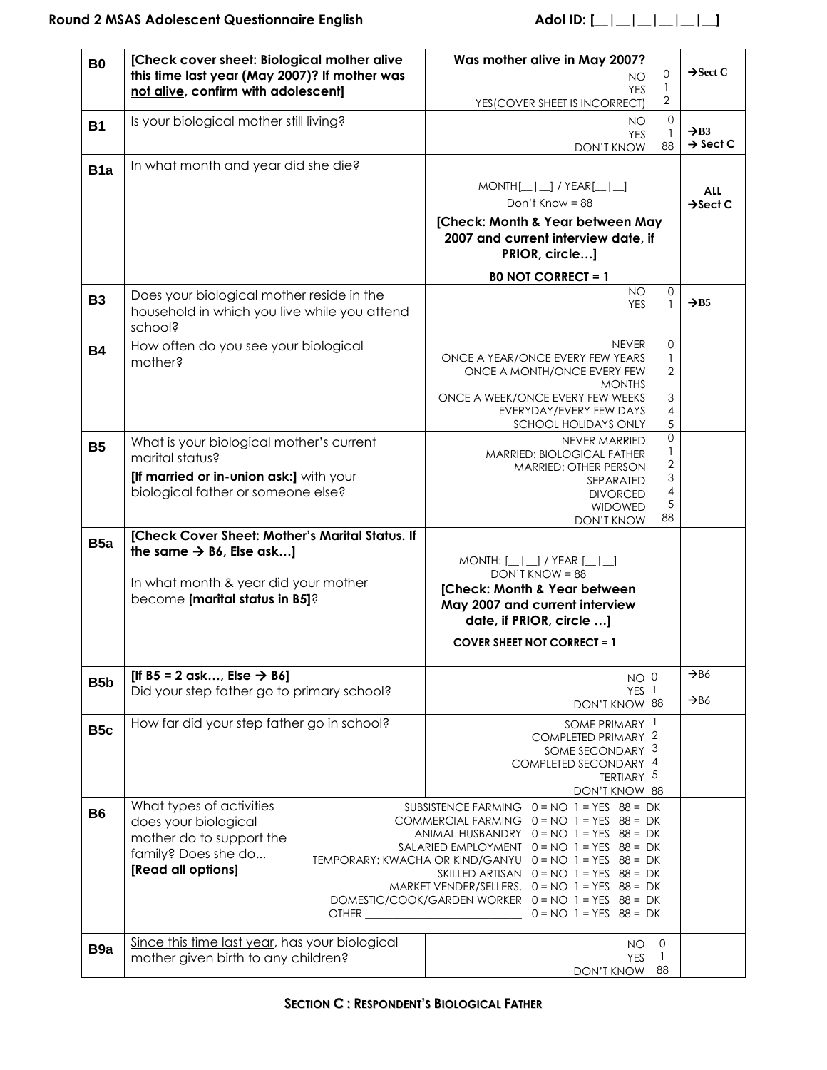| | | | |
|---|---|---|---|
| **B0** | **[Check cover sheet: Biological mother alive this time last year (May 2007)? If mother was not alive, confirm with adolescent]** | **Was mother alive in May 2007?**<br>NO 0<br>YES 1<br>YES(COVER SHEET IS INCORRECT) 2 | →Sect C |
| **B1** | Is your biological mother still living? | NO 0<br>YES 1<br>DON'T KNOW 88 | →B3<br>→ Sect C |
| **B1a** | In what month and year did she die? | MONTH[__\|__] / YEAR[__\|__]<br>Don't Know = 88<br>**[Check: Month & Year between May 2007 and current interview date, if PRIOR, circle…]**<br>**B0 NOT CORRECT = 1** | **ALL →Sect C** |
| **B3** | Does your biological mother reside in the household in which you live while you attend school? | NO 0<br>YES 1 | →B5 |
| **B4** | How often do you see your biological mother? | NEVER 0<br>ONCE A YEAR/ONCE EVERY FEW YEARS 1<br>ONCE A MONTH/ONCE EVERY FEW MONTHS 2<br>ONCE A WEEK/ONCE EVERY FEW WEEKS 3<br>EVERYDAY/EVERY FEW DAYS 4<br>SCHOOL HOLIDAYS ONLY 5 | |
| **B5** | What is your biological mother's current marital status?<br>**[If married or in-union ask:]** with your biological father or someone else? | NEVER MARRIED 0<br>MARRIED: BIOLOGICAL FATHER 1<br>MARRIED: OTHER PERSON 2<br>SEPARATED 3<br>DIVORCED 4<br>WIDOWED 5<br>DON'T KNOW 88 | |
| **B5a** | **[Check Cover Sheet: Mother's Marital Status. If the same → B6, Else ask…]**<br>In what month & year did your mother become **[marital status in B5]**? | MONTH: [__\|__] / YEAR [__\|__]<br>DON'T KNOW = 88<br>**[Check: Month & Year between May 2007 and current interview date, if PRIOR, circle …]**<br>**COVER SHEET NOT CORRECT = 1** | |
| **B5b** | **[If B5 = 2 ask…, Else → B6]**<br>Did your step father go to primary school? | NO 0<br>YES 1<br>DON'T KNOW 88 | →B6<br><br>→B6 |
| **B5c** | How far did your step father go in school? | SOME PRIMARY 1<br>COMPLETED PRIMARY 2<br>SOME SECONDARY 3<br>COMPLETED SECONDARY 4<br>TERTIARY 5<br>DON'T KNOW 88 | |
| **B6** | What types of activities does your biological mother do to support the family? Does she do...<br>**[Read all options]** | SUBSISTENCE FARMING 0 = NO 1 = YES 88 = DK<br>COMMERCIAL FARMING 0 = NO 1 = YES 88 = DK<br>ANIMAL HUSBANDRY 0 = NO 1 = YES 88 = DK<br>SALARIED EMPLOYMENT 0 = NO 1 = YES 88 = DK<br>TEMPORARY: KWACHA OR KIND/GANYU 0 = NO 1 = YES 88 = DK<br>SKILLED ARTISAN 0 = NO 1 = YES 88 = DK<br>MARKET VENDER/SELLERS. 0 = NO 1 = YES 88 = DK<br>DOMESTIC/COOK/GARDEN WORKER 0 = NO 1 = YES 88 = DK<br>OTHER ____________________ 0 = NO 1 = YES 88 = DK | |
| **B9a** | Since this time last year, has your biological mother given birth to any children? | NO 0<br>YES 1<br>DON'T KNOW 88 | |

## SECTION C : RESPONDENT'S BIOLOGICAL FATHER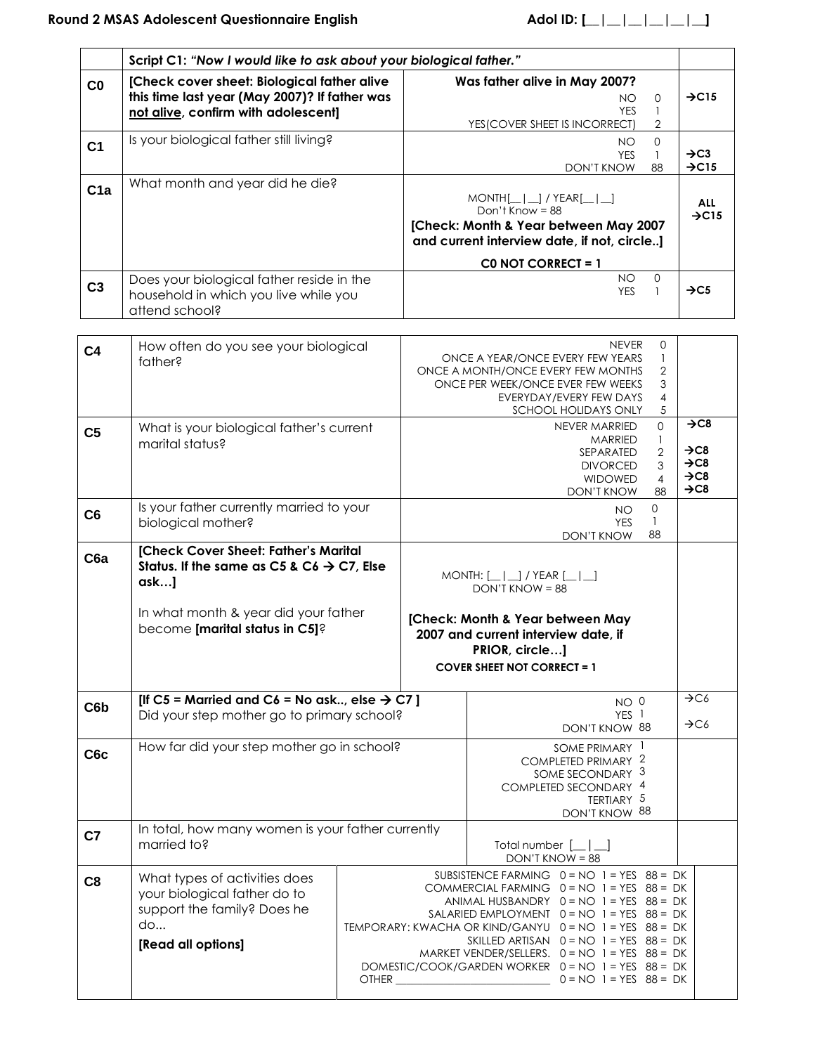| | Script C1: *"Now I would like to ask about your biological father."* | | |
|---|---|---|---|
| **C0** | **[Check cover sheet: Biological father alive this time last year (May 2007)? If father was not alive, confirm with adolescent]** | **Was father alive in May 2007?**<br>NO 0<br>YES 1<br>YES(COVER SHEET IS INCORRECT) 2 | →C15 |
| **C1** | Is your biological father still living? | NO 0<br>YES 1<br>DON'T KNOW 88 | →C3<br>→C15 |
| **C1a** | What month and year did he die? | MONTH[__\|__] / YEAR[__\|__]<br>Don't Know = 88<br>**[Check: Month & Year between May 2007 and current interview date, if not, circle..]**<br>**C0 NOT CORRECT = 1** | **ALL →C15** |
| **C3** | Does your biological father reside in the household in which you live while you attend school? | NO 0<br>YES 1 | →C5 |

| | | | |
|---|---|---|---|
| **C4** | How often do you see your biological father? | NEVER 0<br>ONCE A YEAR/ONCE EVERY FEW YEARS 1<br>ONCE A MONTH/ONCE EVERY FEW MONTHS 2<br>ONCE PER WEEK/ONCE EVER FEW WEEKS 3<br>EVERYDAY/EVERY FEW DAYS 4<br>SCHOOL HOLIDAYS ONLY 5 | |
| **C5** | What is your biological father's current marital status? | NEVER MARRIED 0<br>MARRIED 1<br>SEPARATED 2<br>DIVORCED 3<br>WIDOWED 4<br>DON'T KNOW 88 | →C8 (0)<br>→C8 (2)<br>→C8 (3)<br>→C8 (4)<br>→C8 (88) |
| **C6** | Is your father currently married to your biological mother? | NO 0<br>YES 1<br>DON'T KNOW 88 | |
| **C6a** | **[Check Cover Sheet: Father's Marital Status. If the same as C5 & C6 → C7, Else ask…]**<br><br>In what month & year did your father become **[marital status in C5]**? | MONTH: [__\|__] / YEAR [__\|__]<br>DON'T KNOW = 88<br>**[Check: Month & Year between May 2007 and current interview date, if PRIOR, circle…]**<br>**COVER SHEET NOT CORRECT = 1** | |
| **C6b** | **[If C5 = Married and C6 = No ask.., else → C7 ]**<br>Did your step mother go to primary school? | NO 0<br>YES 1<br>DON'T KNOW 88 | →C6 (0)<br>→C6 (88) |
| **C6c** | How far did your step mother go in school? | SOME PRIMARY 1<br>COMPLETED PRIMARY 2<br>SOME SECONDARY 3<br>COMPLETED SECONDARY 4<br>TERTIARY 5<br>DON'T KNOW 88 | |
| **C7** | In total, how many women is your father currently married to? | Total number [__\|__]<br>DON'T KNOW = 88 | |
| **C8** | What types of activities does your biological father do to support the family? Does he do...<br>**[Read all options]** | SUBSISTENCE FARMING 0 = NO 1 = YES 88 = DK<br>COMMERCIAL FARMING 0 = NO 1 = YES 88 = DK<br>ANIMAL HUSBANDRY 0 = NO 1 = YES 88 = DK<br>SALARIED EMPLOYMENT 0 = NO 1 = YES 88 = DK<br>TEMPORARY: KWACHA OR KIND/GANYU 0 = NO 1 = YES 88 = DK<br>SKILLED ARTISAN 0 = NO 1 = YES 88 = DK<br>MARKET VENDER/SELLERS. 0 = NO 1 = YES 88 = DK<br>DOMESTIC/COOK/GARDEN WORKER 0 = NO 1 = YES 88 = DK<br>OTHER ______________ 0 = NO 1 = YES 88 = DK | |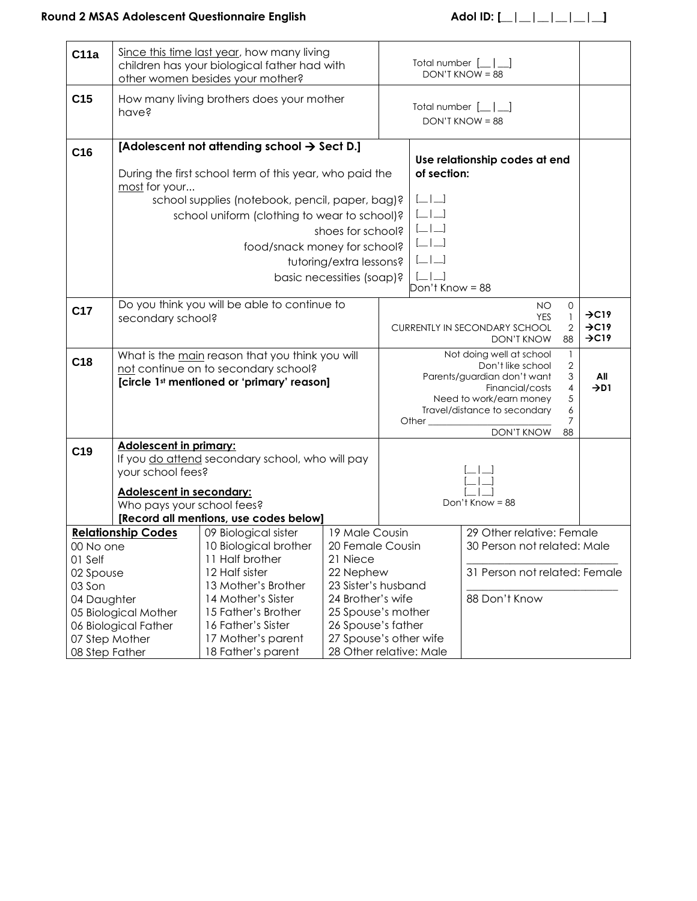**Round 2 MSAS Adolescent Questionnaire English** **Adol ID: [__|__|__|__|__|__]**

| | | | |
|---|---|---|---|
| **C11a** | Since this time last year, how many living children has your biological father had with other women besides your mother? | Total number [__\|__]<br>DON'T KNOW = 88 | |
| **C15** | How many living brothers does your mother have? | Total number [__\|__]<br>DON'T KNOW = 88 | |
| **C16** | **[Adolescent not attending school → Sect D.]**<br><br>During the first school term of this year, who paid the most for your...<br>school supplies (notebook, pencil, paper, bag)?<br>school uniform (clothing to wear to school)?<br>shoes for school?<br>food/snack money for school?<br>tutoring/extra lessons?<br>basic necessities (soap)? | **Use relationship codes at end of section:**<br><br>[__\|__]<br>[__\|__]<br>[__\|__]<br>[__\|__]<br>[__\|__]<br>[__\|__]<br>Don't Know = 88 | |
| **C17** | Do you think you will be able to continue to secondary school? | NO 0<br>YES 1<br>CURRENTLY IN SECONDARY SCHOOL 2<br>DON'T KNOW 88 | <br>→C19<br>→C19<br>→C19 |
| **C18** | What is the main reason that you think you will not continue on to secondary school?<br>**[circle 1st mentioned or 'primary' reason]** | Not doing well at school 1<br>Don't like school 2<br>Parents/guardian don't want 3<br>Financial/costs 4<br>Need to work/earn money 5<br>Travel/distance to secondary 6<br>Other ________________ 7<br>DON'T KNOW 88 | **All →D1** |
| **C19** | **Adolescent in primary:**<br>If you do attend secondary school, who will pay your school fees?<br>**Adolescent in secondary:**<br>Who pays your school fees?<br>**[Record all mentions, use codes below]** | [__\|__]<br>[__\|__]<br>[__\|__]<br>Don't Know = 88 | |

| **Relationship Codes** | 09 Biological sister | 19 Male Cousin | 29 Other relative: Female |
|---|---|---|---|
| 00 No one | 10 Biological brother | 20 Female Cousin | 30 Person not related: Male ________________ |
| 01 Self | 11 Half brother | 21 Niece | |
| 02 Spouse | 12 Half sister | 22 Nephew | 31 Person not related: Female ________________ |
| 03 Son | 13 Mother's Brother | 23 Sister's husband | |
| 04 Daughter | 14 Mother's Sister | 24 Brother's wife | 88 Don't Know |
| 05 Biological Mother | 15 Father's Brother | 25 Spouse's mother | |
| 06 Biological Father | 16 Father's Sister | 26 Spouse's father | |
| 07 Step Mother | 17 Mother's parent | 27 Spouse's other wife | |
| 08 Step Father | 18 Father's parent | 28 Other relative: Male | |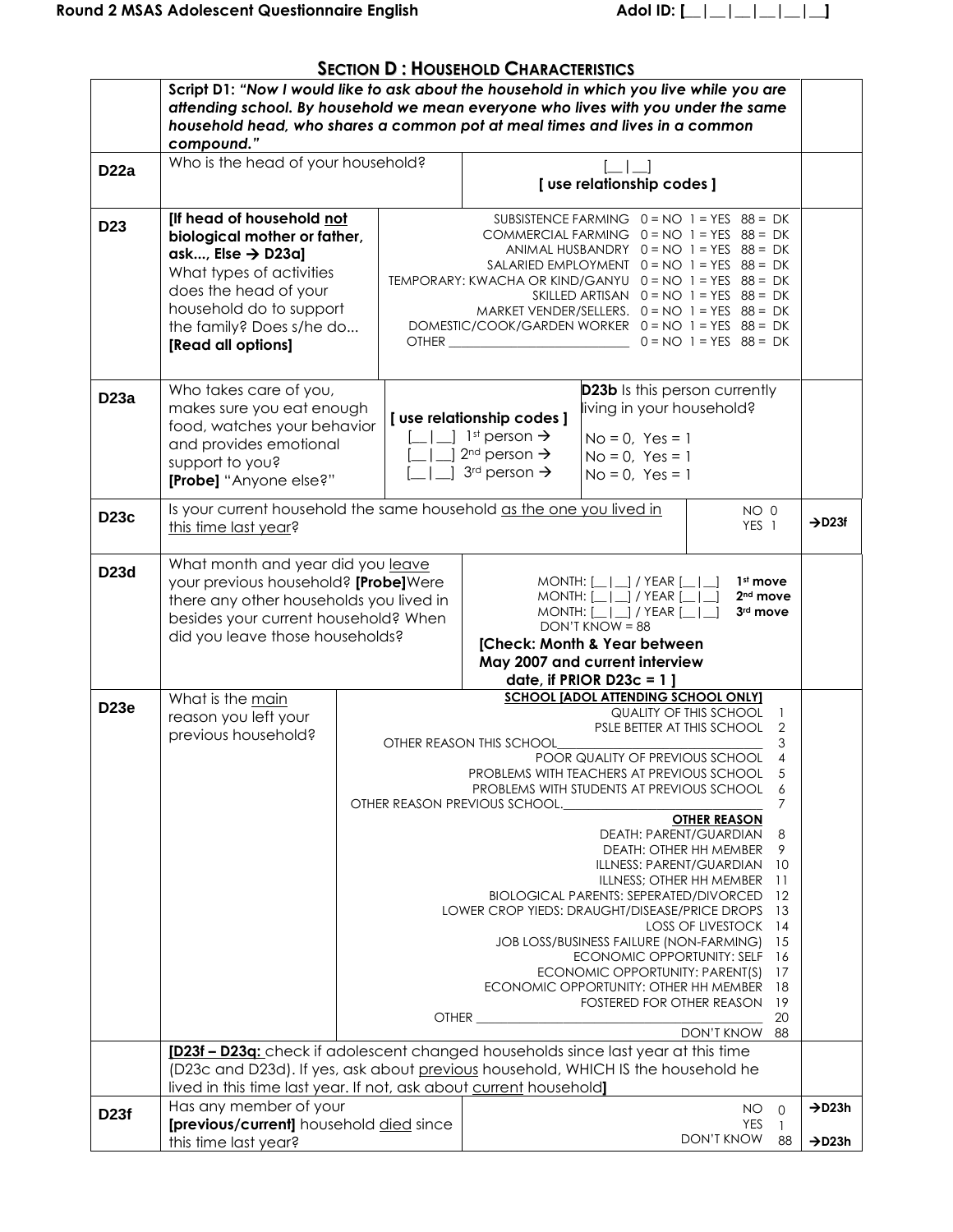## SECTION D : HOUSEHOLD CHARACTERISTICS

| | | | |
|---|---|---|---|
| | **Script D1:** ***"Now I would like to ask about the household in which you live while you are attending school. By household we mean everyone who lives with you under the same household head, who shares a common pot at meal times and lives in a common compound."*** | | |
| **D22a** | Who is the head of your household? | [__\|__] **[ use relationship codes ]** | |
| **D23** | **[If head of household not biological mother or father, ask..., Else → D23a]** What types of activities does the head of your household do to support the family? Does s/he do... **[Read all options]** | SUBSISTENCE FARMING 0 = NO 1 = YES 88 = DK<br>COMMERCIAL FARMING 0 = NO 1 = YES 88 = DK<br>ANIMAL HUSBANDRY 0 = NO 1 = YES 88 = DK<br>SALARIED EMPLOYMENT 0 = NO 1 = YES 88 = DK<br>TEMPORARY: KWACHA OR KIND/GANYU 0 = NO 1 = YES 88 = DK<br>SKILLED ARTISAN 0 = NO 1 = YES 88 = DK<br>MARKET VENDER/SELLERS. 0 = NO 1 = YES 88 = DK<br>DOMESTIC/COOK/GARDEN WORKER 0 = NO 1 = YES 88 = DK<br>OTHER ____________ 0 = NO 1 = YES 88 = DK | |
| **D23a** | Who takes care of you, makes sure you eat enough food, watches your behavior and provides emotional support to you? **[Probe]** "Anyone else?" | **[ use relationship codes ]**<br>[__\|__] 1st person → **D23b** Is this person currently living in your household? No = 0, Yes = 1<br>[__\|__] 2nd person → No = 0, Yes = 1<br>[__\|__] 3rd person → No = 0, Yes = 1 | |
| **D23c** | Is your current household the same household as the one you lived in this time last year? | NO 0<br>YES 1 | →D23f |
| **D23d** | What month and year did you leave your previous household? **[Probe]** Were there any other households you lived in besides your current household? When did you leave those households? | MONTH: [__\|__] / YEAR [__\|__] **1st move**<br>MONTH: [__\|__] / YEAR [__\|__] **2nd move**<br>MONTH: [__\|__] / YEAR [__\|__] **3rd move**<br>DON'T KNOW = 88<br>**[Check: Month & Year between May 2007 and current interview date, if PRIOR D23c = 1 ]** | |
| **D23e** | What is the main reason you left your previous household? | **SCHOOL [ADOL ATTENDING SCHOOL ONLY]**<br>QUALITY OF THIS SCHOOL 1<br>PSLE BETTER AT THIS SCHOOL 2<br>OTHER REASON THIS SCHOOL____________ 3<br>POOR QUALITY OF PREVIOUS SCHOOL 4<br>PROBLEMS WITH TEACHERS AT PREVIOUS SCHOOL 5<br>PROBLEMS WITH STUDENTS AT PREVIOUS SCHOOL 6<br>OTHER REASON PREVIOUS SCHOOL.____________ 7<br>**OTHER REASON**<br>DEATH: PARENT/GUARDIAN 8<br>DEATH: OTHER HH MEMBER 9<br>ILLNESS: PARENT/GUARDIAN 10<br>ILLNESS; OTHER HH MEMBER 11<br>BIOLOGICAL PARENTS: SEPERATED/DIVORCED 12<br>LOWER CROP YIEDS: DRAUGHT/DISEASE/PRICE DROPS 13<br>LOSS OF LIVESTOCK 14<br>JOB LOSS/BUSINESS FAILURE (NON-FARMING) 15<br>ECONOMIC OPPORTUNITY: SELF 16<br>ECONOMIC OPPORTUNITY: PARENT(S) 17<br>ECONOMIC OPPORTUNITY: OTHER HH MEMBER 18<br>FOSTERED FOR OTHER REASON 19<br>OTHER ____________ 20<br>DON'T KNOW 88 | |
| | **[D23f – D23q:** check if adolescent changed households since last year at this time (D23c and D23d). If yes, ask about previous household, WHICH IS the household he lived in this time last year. If not, ask about current household**]** | | |
| **D23f** | Has any member of your **[previous/current]** household died since this time last year? | NO 0<br>YES 1<br>DON'T KNOW 88 | →D23h<br><br>→D23h |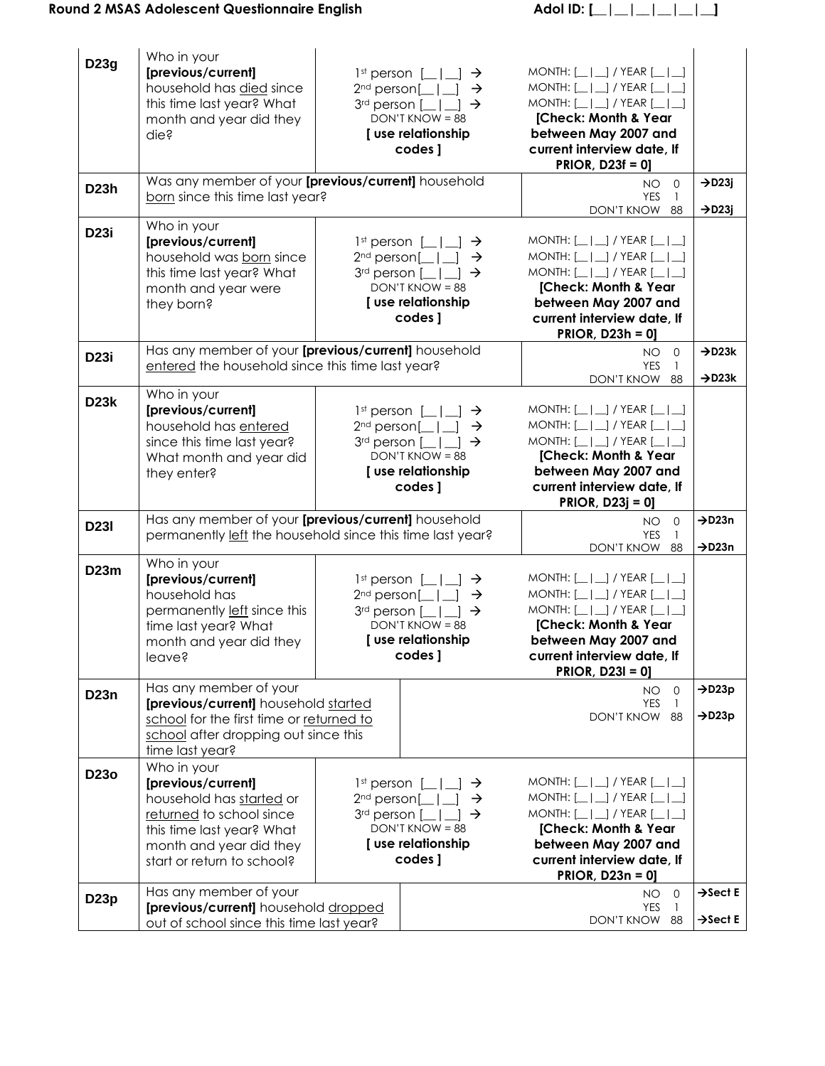| | | | | |
|---|---|---|---|---|
| **D23g** | Who in your **[previous/current]** household has <u>died</u> since this time last year? What month and year did they die? | 1st person [__\|__] → <br> 2nd person[__\|__] → <br> 3rd person [__\|__] → <br> DON'T KNOW = 88 <br> **[ use relationship codes ]** | MONTH: [__\|__] / YEAR [__\|__] <br> MONTH: [__\|__] / YEAR [__\|__] <br> MONTH: [__\|__] / YEAR [__\|__] <br> **[Check: Month & Year between May 2007 and current interview date, If PRIOR, D23f = 0]** | |
| **D23h** | Was any member of your **[previous/current]** household <u>born</u> since this time last year? | | NO 0 <br> YES 1 <br> DON'T KNOW 88 | →D23j <br><br> →D23j |
| **D23i** | Who in your **[previous/current]** household was <u>born</u> since this time last year? What month and year were they born? | 1st person [__\|__] → <br> 2nd person[__\|__] → <br> 3rd person [__\|__] → <br> DON'T KNOW = 88 <br> **[ use relationship codes ]** | MONTH: [__\|__] / YEAR [__\|__] <br> MONTH: [__\|__] / YEAR [__\|__] <br> MONTH: [__\|__] / YEAR [__\|__] <br> **[Check: Month & Year between May 2007 and current interview date, If PRIOR, D23h = 0]** | |
| **D23i** | Has any member of your **[previous/current]** household <u>entered</u> the household since this time last year? | | NO 0 <br> YES 1 <br> DON'T KNOW 88 | →D23k <br><br> →D23k |
| **D23k** | Who in your **[previous/current]** household has <u>entered</u> since this time last year? What month and year did they enter? | 1st person [__\|__] → <br> 2nd person[__\|__] → <br> 3rd person [__\|__] → <br> DON'T KNOW = 88 <br> **[ use relationship codes ]** | MONTH: [__\|__] / YEAR [__\|__] <br> MONTH: [__\|__] / YEAR [__\|__] <br> MONTH: [__\|__] / YEAR [__\|__] <br> **[Check: Month & Year between May 2007 and current interview date, If PRIOR, D23j = 0]** | |
| **D23l** | Has any member of your **[previous/current]** household permanently <u>left</u> the household since this time last year? | | NO 0 <br> YES 1 <br> DON'T KNOW 88 | →D23n <br><br> →D23n |
| **D23m** | Who in your **[previous/current]** household has permanently <u>left</u> since this time last year? What month and year did they leave? | 1st person [__\|__] → <br> 2nd person[__\|__] → <br> 3rd person [__\|__] → <br> DON'T KNOW = 88 <br> **[ use relationship codes ]** | MONTH: [__\|__] / YEAR [__\|__] <br> MONTH: [__\|__] / YEAR [__\|__] <br> MONTH: [__\|__] / YEAR [__\|__] <br> **[Check: Month & Year between May 2007 and current interview date, If PRIOR, D23l = 0]** | |
| **D23n** | Has any member of your **[previous/current]** household <u>started school</u> for the first time or <u>returned to school</u> after dropping out since this time last year? | | NO 0 <br> YES 1 <br> DON'T KNOW 88 | →D23p <br><br> →D23p |
| **D23o** | Who in your **[previous/current]** household has <u>started</u> or <u>returned</u> to school since this time last year? What month and year did they start or return to school? | 1st person [__\|__] → <br> 2nd person[__\|__] → <br> 3rd person [__\|__] → <br> DON'T KNOW = 88 <br> **[ use relationship codes ]** | MONTH: [__\|__] / YEAR [__\|__] <br> MONTH: [__\|__] / YEAR [__\|__] <br> MONTH: [__\|__] / YEAR [__\|__] <br> **[Check: Month & Year between May 2007 and current interview date, If PRIOR, D23n = 0]** | |
| **D23p** | Has any member of your **[previous/current]** household <u>dropped</u> out of school since this time last year? | | NO 0 <br> YES 1 <br> DON'T KNOW 88 | →Sect E <br><br> →Sect E |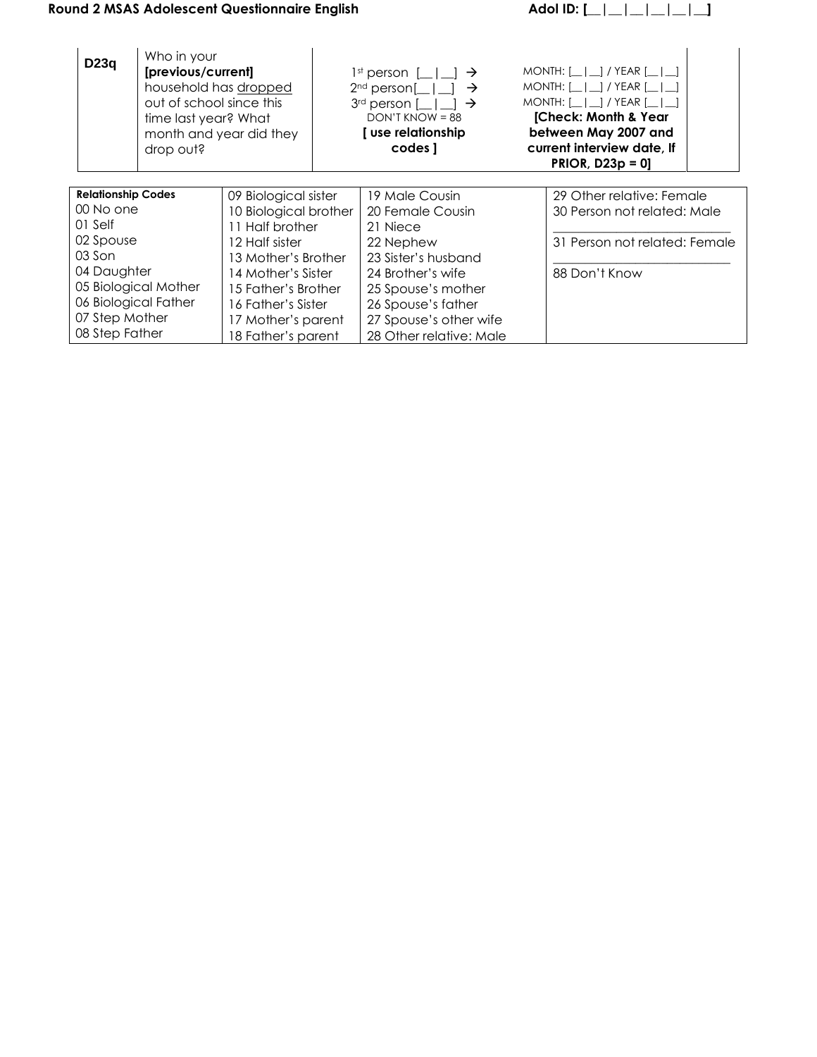| | | | | |
|---|---|---|---|---|
| **D23q** | Who in your **[previous/current]** household has dropped out of school since this time last year? What month and year did they drop out? | 1st person [__\|__] →<br>2nd person[__\|__] →<br>3rd person [__\|__] →<br>DON'T KNOW = 88<br>**[ use relationship codes ]** | MONTH: [__\|__] / YEAR [__\|__]<br>MONTH: [__\|__] / YEAR [__\|__]<br>MONTH: [__\|__] / YEAR [__\|__]<br>**[Check: Month & Year between May 2007 and current interview date, If PRIOR, D23p = 0]** | |

| **Relationship Codes** | | | |
|---|---|---|---|
| 00 No one | 09 Biological sister | 19 Male Cousin | 29 Other relative: Female |
| 01 Self | 10 Biological brother | 20 Female Cousin | 30 Person not related: Male ________________ |
| 02 Spouse | 11 Half brother | 21 Niece | 31 Person not related: Female ________________ |
| 03 Son | 12 Half sister | 22 Nephew | 88 Don't Know |
| 04 Daughter | 13 Mother's Brother | 23 Sister's husband | |
| 05 Biological Mother | 14 Mother's Sister | 24 Brother's wife | |
| 06 Biological Father | 15 Father's Brother | 25 Spouse's mother | |
| 07 Step Mother | 16 Father's Sister | 26 Spouse's father | |
| 08 Step Father | 17 Mother's parent | 27 Spouse's other wife | |
| | 18 Father's parent | 28 Other relative: Male | |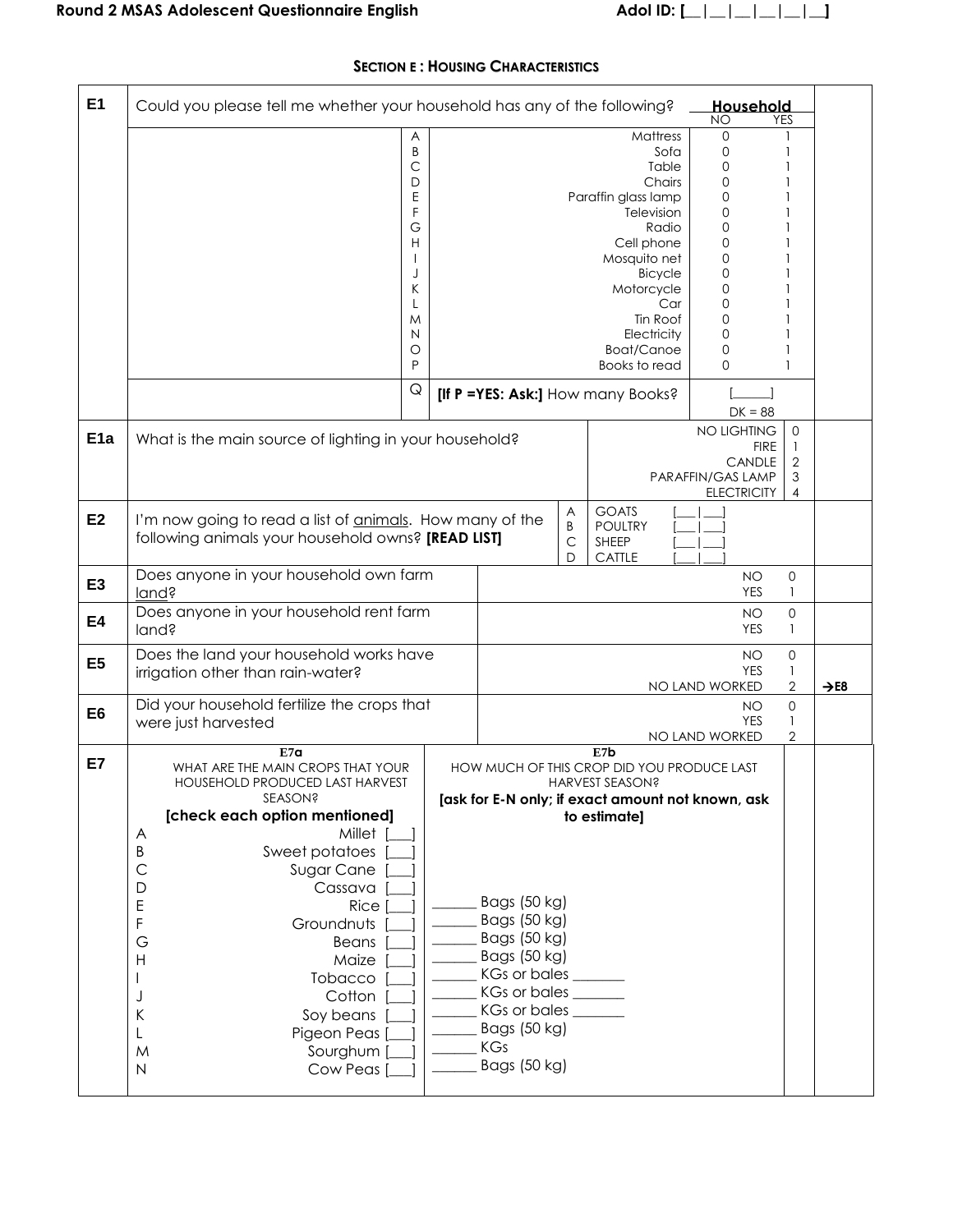## SECTION E : HOUSING CHARACTERISTICS

**E1** Could you please tell me whether your household has any of the following?

| | Item | Household NO | Household YES |
|---|---|---|---|
| A | Mattress | 0 | 1 |
| B | Sofa | 0 | 1 |
| C | Table | 0 | 1 |
| D | Chairs | 0 | 1 |
| E | Paraffin glass lamp | 0 | 1 |
| F | Television | 0 | 1 |
| G | Radio | 0 | 1 |
| H | Cell phone | 0 | 1 |
| I | Mosquito net | 0 | 1 |
| J | Bicycle | 0 | 1 |
| K | Motorcycle | 0 | 1 |
| L | Car | 0 | 1 |
| M | Tin Roof | 0 | 1 |
| N | Electricity | 0 | 1 |
| O | Boat/Canoe | 0 | 1 |
| P | Books to read | 0 | 1 |
| Q | **[If P =YES: Ask:]** How many Books? | [_____] DK = 88 | |

**E1a** What is the main source of lighting in your household?

| Response | Code |
|---|---|
| NO LIGHTING | 0 |
| FIRE | 1 |
| CANDLE | 2 |
| PARAFFIN/GAS LAMP | 3 |
| ELECTRICITY | 4 |

**E2** I'm now going to read a list of animals. How many of the following animals your household owns? **[READ LIST]**

| | Animal | Number |
|---|---|---|
| A | GOATS | [___\|___] |
| B | POULTRY | [___\|___] |
| C | SHEEP | [___\|___] |
| D | CATTLE | [___\|___] |

| No. | Question | Response | Code | Skip |
|---|---|---|---|---|
| E3 | Does anyone in your household own farm land? | NO | 0 | |
| | | YES | 1 | |
| E4 | Does anyone in your household rent farm land? | NO | 0 | |
| | | YES | 1 | |
| E5 | Does the land your household works have irrigation other than rain-water? | NO | 0 | |
| | | YES | 1 | |
| | | NO LAND WORKED | 2 | →E8 |
| E6 | Did your household fertilize the crops that were just harvested | NO | 0 | |
| | | YES | 1 | |
| | | NO LAND WORKED | 2 | |

**E7**

**E7a** WHAT ARE THE MAIN CROPS THAT YOUR HOUSEHOLD PRODUCED LAST HARVEST SEASON? **[check each option mentioned]**

**E7b** HOW MUCH OF THIS CROP DID YOU PRODUCE LAST HARVEST SEASON? **[ask for E-N only; if exact amount not known, ask to estimate]**

| | E7a Crop | | E7b Amount |
|---|---|---|---|
| A | Millet | [___] | |
| B | Sweet potatoes | [___] | |
| C | Sugar Cane | [___] | |
| D | Cassava | [___] | |
| E | Rice | [___] | ______ Bags (50 kg) |
| F | Groundnuts | [___] | ______ Bags (50 kg) |
| G | Beans | [___] | ______ Bags (50 kg) |
| H | Maize | [___] | ______ Bags (50 kg) |
| I | Tobacco | [___] | ______ KGs or bales _______ |
| J | Cotton | [___] | ______ KGs or bales _______ |
| K | Soy beans | [___] | ______ KGs or bales _______ |
| L | Pigeon Peas | [___] | ______ Bags (50 kg) |
| M | Sourghum | [___] | ______ KGs |
| N | Cow Peas | [___] | ______ Bags (50 kg) |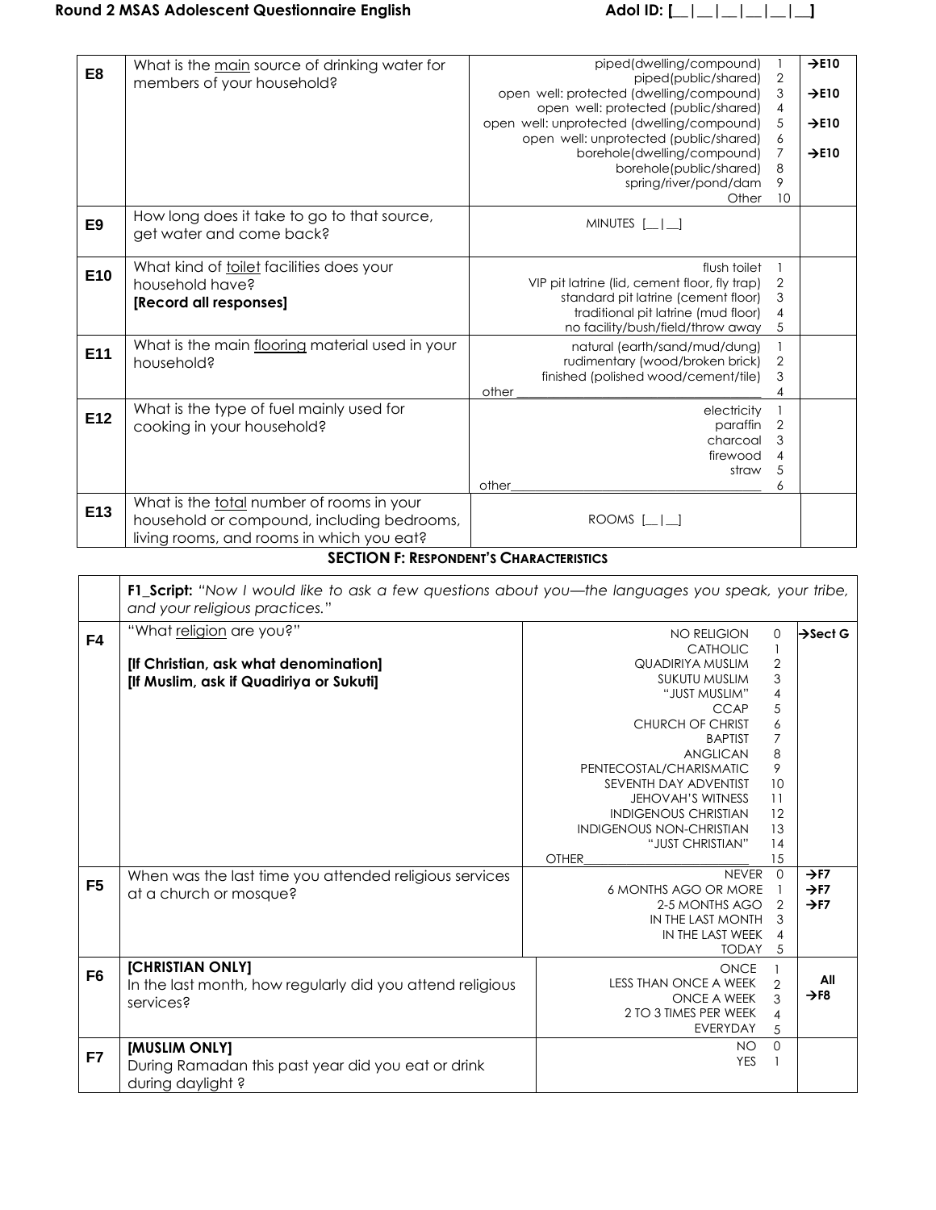| | | | |
|---|---|---|---|
| **E8** | What is the main source of drinking water for members of your household? | piped(dwelling/compound) 1<br>piped(public/shared) 2<br>open well: protected (dwelling/compound) 3<br>open well: protected (public/shared) 4<br>open well: unprotected (dwelling/compound) 5<br>open well: unprotected (public/shared) 6<br>borehole(dwelling/compound) 7<br>borehole(public/shared) 8<br>spring/river/pond/dam 9<br>Other 10 | →E10<br><br>→E10<br><br>→E10<br><br>→E10 |
| **E9** | How long does it take to go to that source, get water and come back? | MINUTES [__\|__] | |
| **E10** | What kind of toilet facilities does your household have?<br>**[Record all responses]** | flush toilet 1<br>VIP pit latrine (lid, cement floor, fly trap) 2<br>standard pit latrine (cement floor) 3<br>traditional pit latrine (mud floor) 4<br>no facility/bush/field/throw away 5 | |
| **E11** | What is the main flooring material used in your household? | natural (earth/sand/mud/dung) 1<br>rudimentary (wood/broken brick) 2<br>finished (polished wood/cement/tile) 3<br>other__________ 4 | |
| **E12** | What is the type of fuel mainly used for cooking in your household? | electricity 1<br>paraffin 2<br>charcoal 3<br>firewood 4<br>straw 5<br>other__________ 6 | |
| **E13** | What is the total number of rooms in your household or compound, including bedrooms, living rooms, and rooms in which you eat? | ROOMS [__\|__] | |

## SECTION F: RESPONDENT'S CHARACTERISTICS

| | | | |
|---|---|---|---|
| | **F1_Script:** *"Now I would like to ask a few questions about you—the languages you speak, your tribe, and your religious practices."* | | |
| **F4** | "What religion are you?"<br><br>**[If Christian, ask what denomination]**<br>**[If Muslim, ask if Quadiriya or Sukuti]** | NO RELIGION 0<br>CATHOLIC 1<br>QUADIRIYA MUSLIM 2<br>SUKUTU MUSLIM 3<br>"JUST MUSLIM" 4<br>CCAP 5<br>CHURCH OF CHRIST 6<br>BAPTIST 7<br>ANGLICAN 8<br>PENTECOSTAL/CHARISMATIC 9<br>SEVENTH DAY ADVENTIST 10<br>JEHOVAH'S WITNESS 11<br>INDIGENOUS CHRISTIAN 12<br>INDIGENOUS NON-CHRISTIAN 13<br>"JUST CHRISTIAN" 14<br>OTHER__________ 15 | →Sect G |
| **F5** | When was the last time you attended religious services at a church or mosque? | NEVER 0<br>6 MONTHS AGO OR MORE 1<br>2-5 MONTHS AGO 2<br>IN THE LAST MONTH 3<br>IN THE LAST WEEK 4<br>TODAY 5 | →F7<br>→F7<br>→F7 |
| **F6** | **[CHRISTIAN ONLY]**<br>In the last month, how regularly did you attend religious services? | ONCE 1<br>LESS THAN ONCE A WEEK 2<br>ONCE A WEEK 3<br>2 TO 3 TIMES PER WEEK 4<br>EVERYDAY 5 | **All**<br>→**F8** |
| **F7** | **[MUSLIM ONLY]**<br>During Ramadan this past year did you eat or drink during daylight ? | NO 0<br>YES 1 | |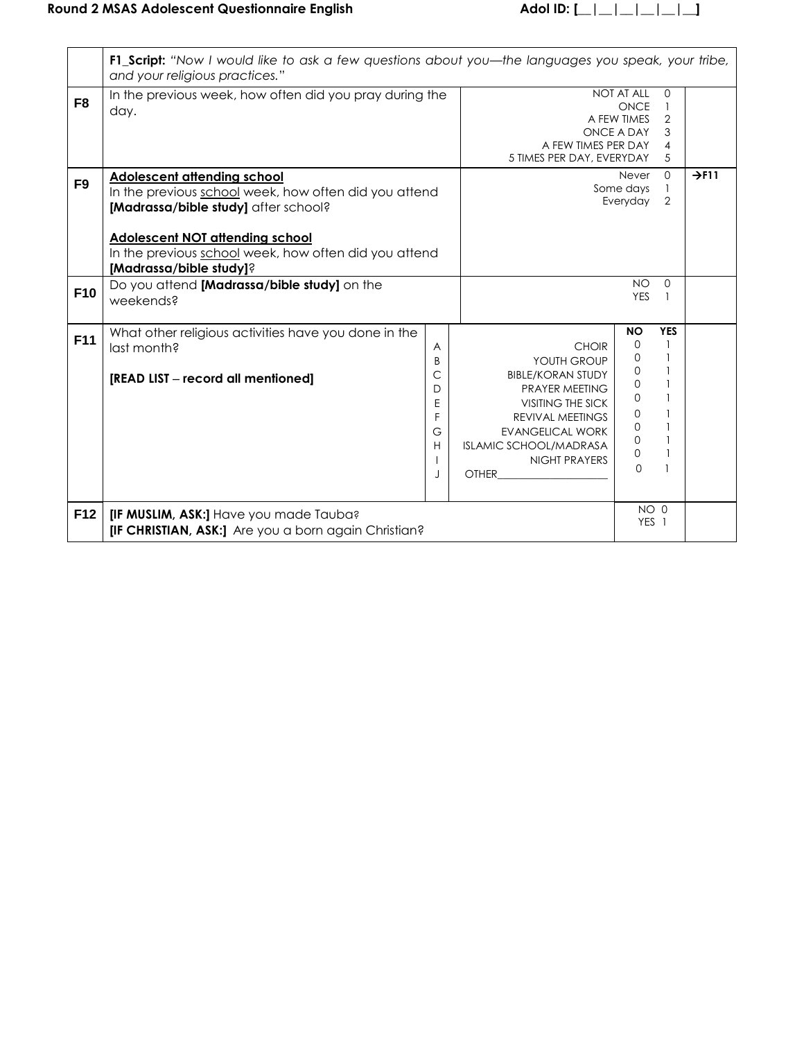| | | | | |
|---|---|---|---|---|
| | **F1_Script:** *"Now I would like to ask a few questions about you—the languages you speak, your tribe, and your religious practices."* | | | |
| **F8** | In the previous week, how often did you pray during the day. | NOT AT ALL 0<br>ONCE 1<br>A FEW TIMES 2<br>ONCE A DAY 3<br>A FEW TIMES PER DAY 4<br>5 TIMES PER DAY, EVERYDAY 5 | | |
| **F9** | **Adolescent attending school**<br>In the previous school week, how often did you attend **[Madrassa/bible study]** after school?<br><br>**Adolescent NOT attending school**<br>In the previous school week, how often did you attend **[Madrassa/bible study]**? | Never 0<br>Some days 1<br>Everyday 2 | | →F11 |
| **F10** | Do you attend **[Madrassa/bible study]** on the weekends? | NO 0<br>YES 1 | | |

| | | | | NO | YES |
|---|---|---|---|---|---|
| **F11** | What other religious activities have you done in the last month?<br><br>**[READ LIST – record all mentioned]** | A | CHOIR | 0 | 1 |
| | | B | YOUTH GROUP | 0 | 1 |
| | | C | BIBLE/KORAN STUDY | 0 | 1 |
| | | D | PRAYER MEETING | 0 | 1 |
| | | E | VISITING THE SICK | 0 | 1 |
| | | F | REVIVAL MEETINGS | 0 | 1 |
| | | G | EVANGELICAL WORK | 0 | 1 |
| | | H | ISLAMIC SCHOOL/MADRASA | 0 | 1 |
| | | I | NIGHT PRAYERS | 0 | 1 |
| | | J | OTHER____________________ | 0 | 1 |
| **F12** | **[IF MUSLIM, ASK:]** Have you made Tauba?<br>**[IF CHRISTIAN, ASK:]** Are you a born again Christian? | | | NO 0<br>YES 1 | |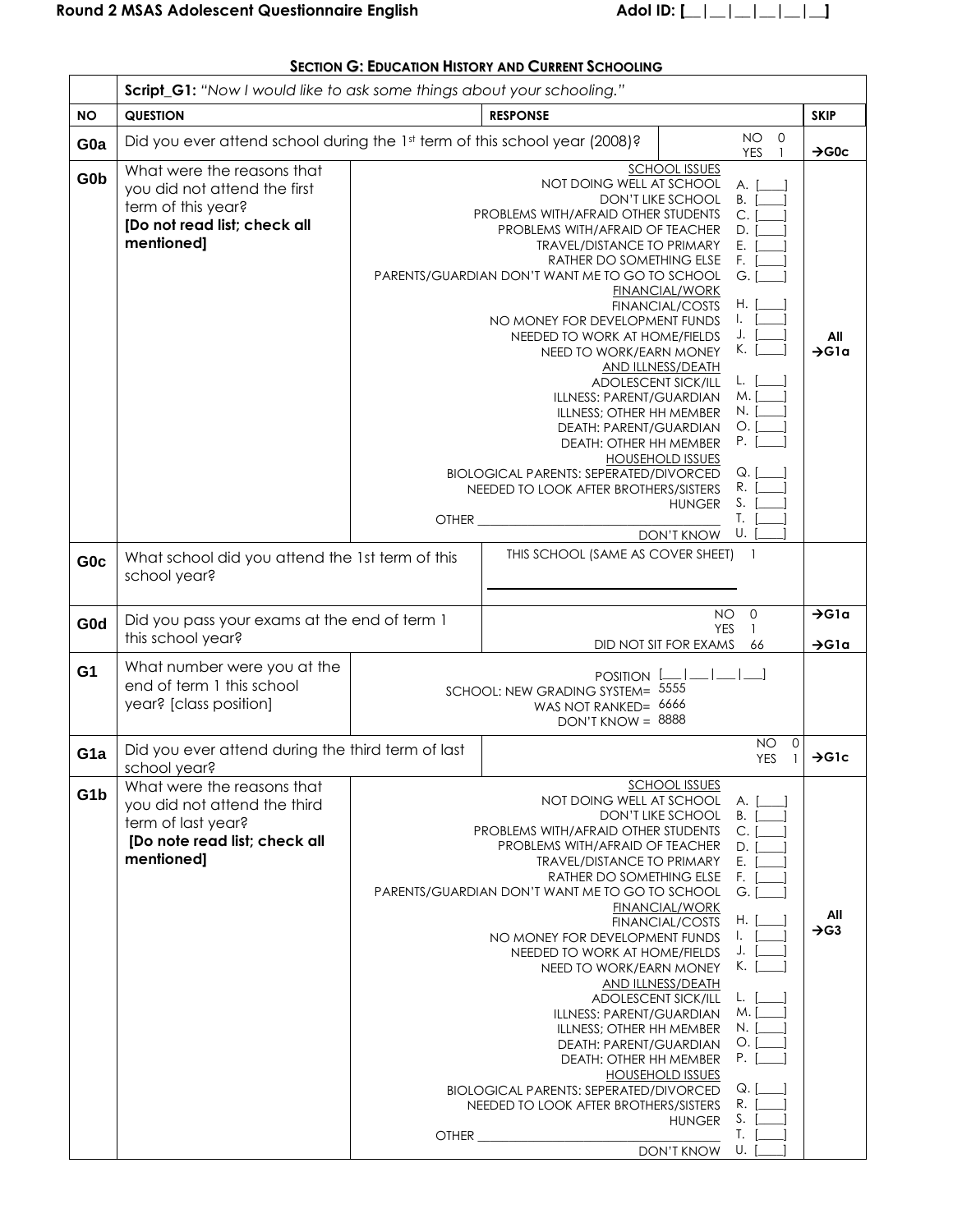**Round 2 MSAS Adolescent Questionnaire English** **Adol ID: [__|__|__|__|__|__]**

## SECTION G: EDUCATION HISTORY AND CURRENT SCHOOLING

| NO | QUESTION | RESPONSE | SKIP |
|---|---|---|---|
| | **Script_G1:** *"Now I would like to ask some things about your schooling."* | | |
| **G0a** | Did you ever attend school during the 1st term of this school year (2008)? | NO 0<br>YES 1 | YES →G0c |
| **G0b** | What were the reasons that you did not attend the first term of this year? **[Do not read list; check all mentioned]** | SCHOOL ISSUES<br>NOT DOING WELL AT SCHOOL A. [___]<br>DON'T LIKE SCHOOL B. [___]<br>PROBLEMS WITH/AFRAID OTHER STUDENTS C. [___]<br>PROBLEMS WITH/AFRAID OF TEACHER D. [___]<br>TRAVEL/DISTANCE TO PRIMARY E. [___]<br>RATHER DO SOMETHING ELSE F. [___]<br>PARENTS/GUARDIAN DON'T WANT ME TO GO TO SCHOOL G. [___]<br>FINANCIAL/WORK<br>FINANCIAL/COSTS H. [___]<br>NO MONEY FOR DEVELOPMENT FUNDS I. [___]<br>NEEDED TO WORK AT HOME/FIELDS J. [___]<br>NEED TO WORK/EARN MONEY K. [___]<br>AND ILLNESS/DEATH<br>ADOLESCENT SICK/ILL L. [___]<br>ILLNESS: PARENT/GUARDIAN M. [___]<br>ILLNESS; OTHER HH MEMBER N. [___]<br>DEATH: PARENT/GUARDIAN O. [___]<br>DEATH: OTHER HH MEMBER P. [___]<br>HOUSEHOLD ISSUES<br>BIOLOGICAL PARENTS: SEPERATED/DIVORCED Q. [___]<br>NEEDED TO LOOK AFTER BROTHERS/SISTERS R. [___]<br>HUNGER S. [___]<br>OTHER ______________ T. [___]<br>DON'T KNOW U. [___] | **All →G1a** |
| **G0c** | What school did you attend the 1st term of this school year? | THIS SCHOOL (SAME AS COVER SHEET) 1<br>______________ | |
| **G0d** | Did you pass your exams at the end of term 1 this school year? | NO 0<br>YES 1<br>DID NOT SIT FOR EXAMS 66 | NO →G1a<br>DID NOT SIT →G1a |
| **G1** | What number were you at the end of term 1 this school year? [class position] | POSITION [__|__|__|__]<br>SCHOOL: NEW GRADING SYSTEM= 5555<br>WAS NOT RANKED= 6666<br>DON'T KNOW = 8888 | |
| **G1a** | Did you ever attend during the third term of last school year? | NO 0<br>YES 1 | YES →G1c |
| **G1b** | What were the reasons that you did not attend the third term of last year? **[Do note read list; check all mentioned]** | SCHOOL ISSUES<br>NOT DOING WELL AT SCHOOL A. [___]<br>DON'T LIKE SCHOOL B. [___]<br>PROBLEMS WITH/AFRAID OTHER STUDENTS C. [___]<br>PROBLEMS WITH/AFRAID OF TEACHER D. [___]<br>TRAVEL/DISTANCE TO PRIMARY E. [___]<br>RATHER DO SOMETHING ELSE F. [___]<br>PARENTS/GUARDIAN DON'T WANT ME TO GO TO SCHOOL G. [___]<br>FINANCIAL/WORK<br>FINANCIAL/COSTS H. [___]<br>NO MONEY FOR DEVELOPMENT FUNDS I. [___]<br>NEEDED TO WORK AT HOME/FIELDS J. [___]<br>NEED TO WORK/EARN MONEY K. [___]<br>AND ILLNESS/DEATH<br>ADOLESCENT SICK/ILL L. [___]<br>ILLNESS: PARENT/GUARDIAN M. [___]<br>ILLNESS; OTHER HH MEMBER N. [___]<br>DEATH: PARENT/GUARDIAN O. [___]<br>DEATH: OTHER HH MEMBER P. [___]<br>HOUSEHOLD ISSUES<br>BIOLOGICAL PARENTS: SEPERATED/DIVORCED Q. [___]<br>NEEDED TO LOOK AFTER BROTHERS/SISTERS R. [___]<br>HUNGER S. [___]<br>OTHER ______________ T. [___]<br>DON'T KNOW U. [___] | **All →G3** |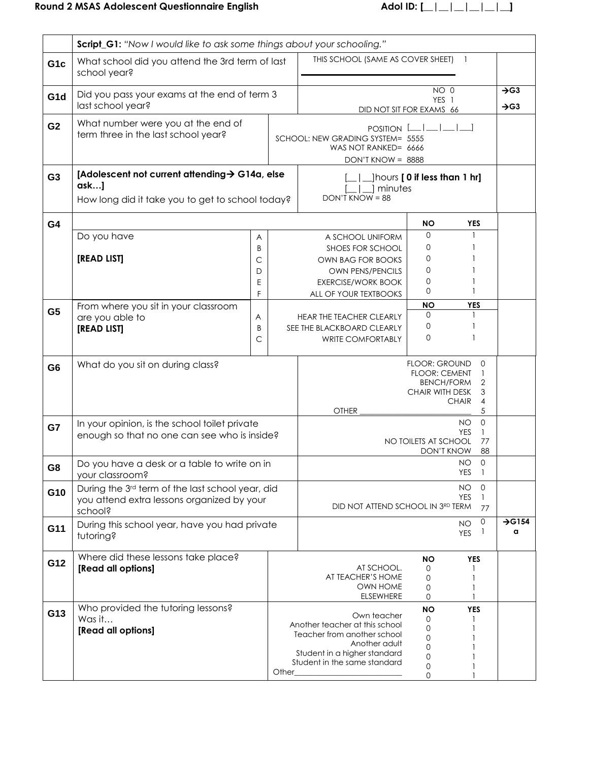| | | | |
|---|---|---|---|
| | **Script_G1:** *"Now I would like to ask some things about your schooling."* | | |
| **G1c** | What school did you attend the 3rd term of last school year? | THIS SCHOOL (SAME AS COVER SHEET) 1<br>________________ | |
| **G1d** | Did you pass your exams at the end of term 3 last school year? | NO 0<br>YES 1<br>DID NOT SIT FOR EXAMS 66 | →G3<br><br>→G3 |
| **G2** | What number were you at the end of term three in the last school year? | POSITION [__\|__\|__\|__]<br>SCHOOL: NEW GRADING SYSTEM= 5555<br>WAS NOT RANKED= 6666<br>DON'T KNOW = 8888 | |
| **G3** | **[Adolescent not current attending→ G14a, else ask…]**<br>How long did it take you to get to school today? | [__\|__]hours **[ 0 if less than 1 hr]**<br>[__\|__] minutes<br>DON'T KNOW = 88 | |

| | | | | NO | YES | |
|---|---|---|---|---|---|---|
| **G4** | Do you have<br><br>**[READ LIST]** | A | A SCHOOL UNIFORM | 0 | 1 | |
| | | B | SHOES FOR SCHOOL | 0 | 1 | |
| | | C | OWN BAG FOR BOOKS | 0 | 1 | |
| | | D | OWN PENS/PENCILS | 0 | 1 | |
| | | E | EXERCISE/WORK BOOK | 0 | 1 | |
| | | F | ALL OF YOUR TEXTBOOKS | 0 | 1 | |
| **G5** | From where you sit in your classroom are you able to<br>**[READ LIST]** | | | **NO** | **YES** | |
| | | A | HEAR THE TEACHER CLEARLY | 0 | 1 | |
| | | B | SEE THE BLACKBOARD CLEARLY | 0 | 1 | |
| | | C | WRITE COMFORTABLY | 0 | 1 | |

| | | | |
|---|---|---|---|
| **G6** | What do you sit on during class? | FLOOR: GROUND 0<br>FLOOR: CEMENT 1<br>BENCH/FORM 2<br>CHAIR WITH DESK 3<br>CHAIR 4<br>OTHER ________________ 5 | |
| **G7** | In your opinion, is the school toilet private enough so that no one can see who is inside? | NO 0<br>YES 1<br>NO TOILETS AT SCHOOL 77<br>DON'T KNOW 88 | |
| **G8** | Do you have a desk or a table to write on in your classroom? | NO 0<br>YES 1 | |
| **G10** | During the 3rd term of the last school year, did you attend extra lessons organized by your school? | NO 0<br>YES 1<br>DID NOT ATTEND SCHOOL IN 3RD TERM 77 | |
| **G11** | During this school year, have you had private tutoring? | NO 0<br>YES 1 | →G154a |

| | | | NO | YES | |
|---|---|---|---|---|---|
| **G12** | Where did these lessons take place?<br>**[Read all options]** | AT SCHOOL. | 0 | 1 | |
| | | AT TEACHER'S HOME | 0 | 1 | |
| | | OWN HOME | 0 | 1 | |
| | | ELSEWHERE | 0 | 1 | |
| **G13** | Who provided the tutoring lessons?<br>Was it…<br>**[Read all options]** | | **NO** | **YES** | |
| | | Own teacher | 0 | 1 | |
| | | Another teacher at this school | 0 | 1 | |
| | | Teacher from another school | 0 | 1 | |
| | | Another adult | 0 | 1 | |
| | | Student in a higher standard | 0 | 1 | |
| | | Student in the same standard | 0 | 1 | |
| | | Other________________ | 0 | 1 | |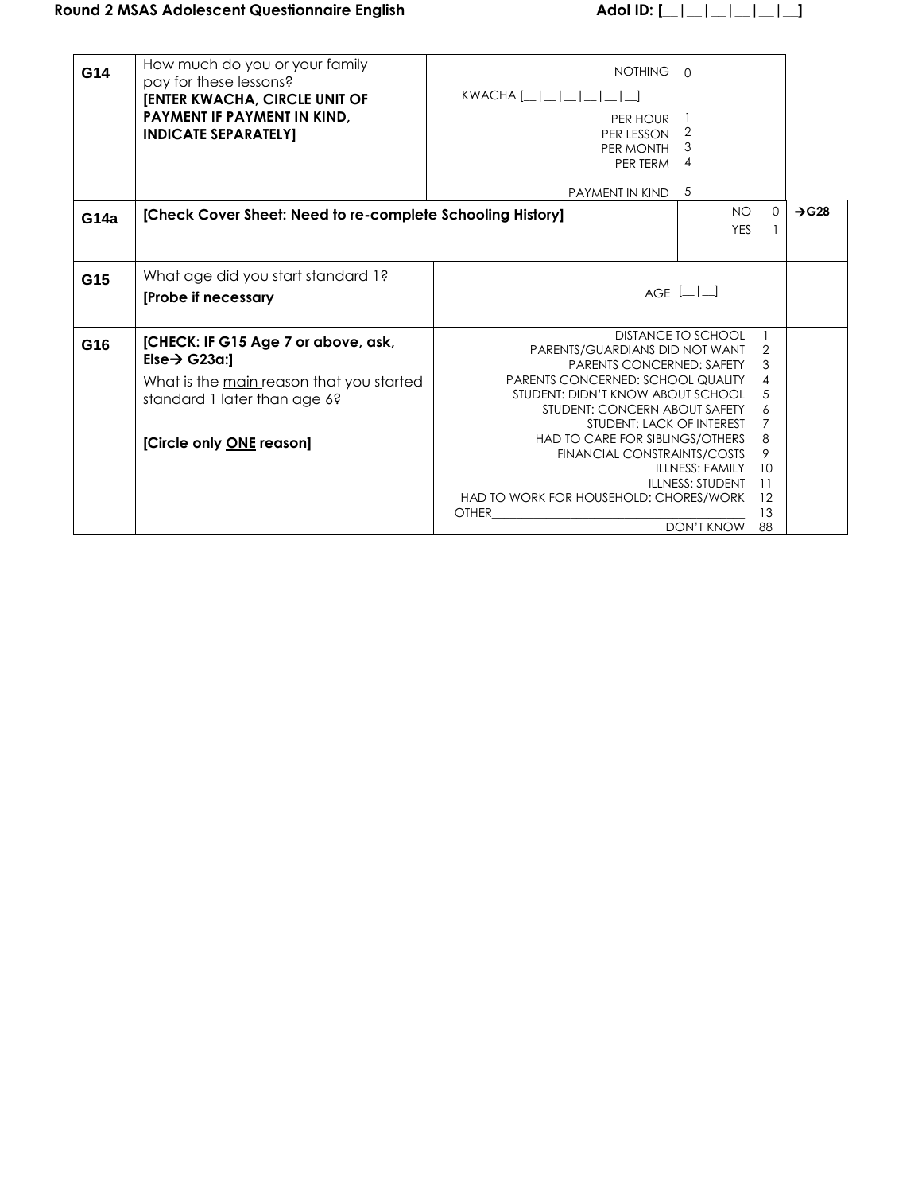| | | | |
|---|---|---|---|
| G14 | How much do you or your family pay for these lessons?<br>**[ENTER KWACHA, CIRCLE UNIT OF PAYMENT IF PAYMENT IN KIND, INDICATE SEPARATELY]** | NOTHING 0<br>KWACHA [__\|__\|__\|__\|__\|__]<br>PER HOUR 1<br>PER LESSON 2<br>PER MONTH 3<br>PER TERM 4<br>PAYMENT IN KIND 5 | |
| G14a | **[Check Cover Sheet: Need to re-complete Schooling History]** | NO 0<br>YES 1 | →G28 |
| G15 | What age did you start standard 1?<br>**[Probe if necessary** | AGE [__\|__] | |
| G16 | **[CHECK: IF G15 Age 7 or above, ask, Else→ G23a:]**<br>What is the main reason that you started standard 1 later than age 6?<br>**[Circle only ONE reason]** | DISTANCE TO SCHOOL 1<br>PARENTS/GUARDIANS DID NOT WANT 2<br>PARENTS CONCERNED: SAFETY 3<br>PARENTS CONCERNED: SCHOOL QUALITY 4<br>STUDENT: DIDN'T KNOW ABOUT SCHOOL 5<br>STUDENT: CONCERN ABOUT SAFETY 6<br>STUDENT: LACK OF INTEREST 7<br>HAD TO CARE FOR SIBLINGS/OTHERS 8<br>FINANCIAL CONSTRAINTS/COSTS 9<br>ILLNESS: FAMILY 10<br>ILLNESS: STUDENT 11<br>HAD TO WORK FOR HOUSEHOLD: CHORES/WORK 12<br>OTHER________________________ 13<br>DON'T KNOW 88 | |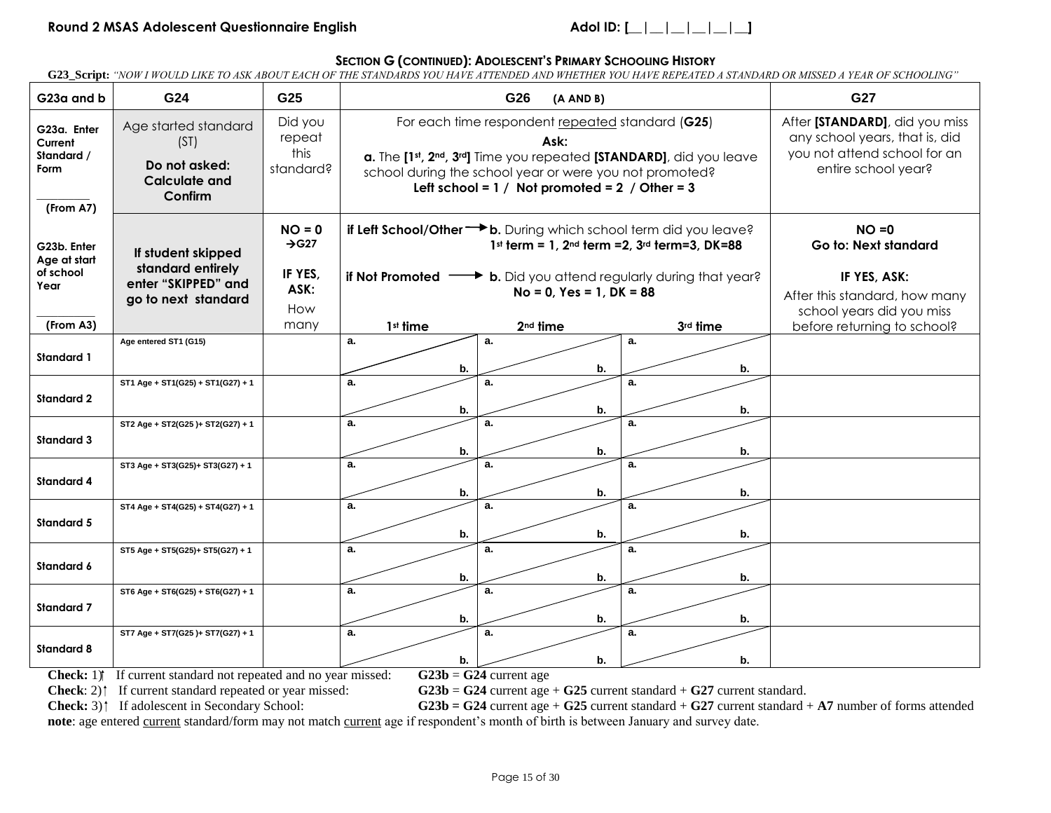Round 2 MSAS Adolescent Questionnaire English — Adol ID: [__|__|__|__|__|__]

## SECTION G (CONTINUED): ADOLESCENT'S PRIMARY SCHOOLING HISTORY

**G23_Script:** *"NOW I WOULD LIKE TO ASK ABOUT EACH OF THE STANDARDS YOU HAVE ATTENDED AND WHETHER YOU HAVE REPEATED A STANDARD OR MISSED A YEAR OF SCHOOLING"*

| G23a and b | G24 | G25 | G26 (A AND B) | | | G27 |
|---|---|---|---|---|---|---|
| **G23a. Enter Current Standard / Form** ________ **(From A7)** | Age started standard (ST) **Do not asked: Calculate and Confirm** | Did you repeat this standard? | For each time respondent repeated standard (**G25**) **Ask:** **a.** The **[1st, 2nd, 3rd]** Time you repeated **[STANDARD]**, did you leave school during the school year or were you not promoted? **Left school = 1 / Not promoted = 2 / Other = 3** | | | After **[STANDARD]**, did you miss any school years, that is, did you not attend school for an entire school year? |
| **G23b. Enter Age at start of school Year** ________ **(From A3)** | **If student skipped standard entirely enter "SKIPPED" and go to next standard** | **NO = 0 →G27** **IF YES, ASK:** How many | **if Left School/Other → b.** During which school term did you leave? **1st term = 1, 2nd term =2, 3rd term=3, DK=88** **if Not Promoted → b.** Did you attend regularly during that year? **No = 0, Yes = 1, DK = 88** | | | **NO =0 Go to: Next standard** **IF YES, ASK:** After this standard, how many school years did you miss before returning to school? |
| | | | **1st time** | **2nd time** | **3rd time** | |
| **Standard 1** | Age entered ST1 (G15) | | a. / b. | a. / b. | a. / b. | |
| **Standard 2** | ST1 Age + ST1(G25) + ST1(G27) + 1 | | a. / b. | a. / b. | a. / b. | |
| **Standard 3** | ST2 Age + ST2(G25 )+ ST2(G27) + 1 | | a. / b. | a. / b. | a. / b. | |
| **Standard 4** | ST3 Age + ST3(G25)+ ST3(G27) + 1 | | a. / b. | a. / b. | a. / b. | |
| **Standard 5** | ST4 Age + ST4(G25) + ST4(G27) + 1 | | a. / b. | a. / b. | a. / b. | |
| **Standard 6** | ST5 Age + ST5(G25)+ ST5(G27) + 1 | | a. / b. | a. / b. | a. / b. | |
| **Standard 7** | ST6 Age + ST6(G25) + ST6(G27) + 1 | | a. / b. | a. / b. | a. / b. | |
| **Standard 8** | ST7 Age + ST7(G25 )+ ST7(G27) + 1 | | a. / b. | a. / b. | a. / b. | |

**Check:** 1) If current standard not repeated and no year missed: **G23b** = **G24** current age

**Check**: 2) If current standard repeated or year missed: **G23b** = **G24** current age + **G25** current standard + **G27** current standard.

**Check:** 3) If adolescent in Secondary School: **G23b = G24** current age + **G25** current standard + **G27** current standard + **A7** number of forms attended

**note**: age entered current standard/form may not match current age if respondent's month of birth is between January and survey date.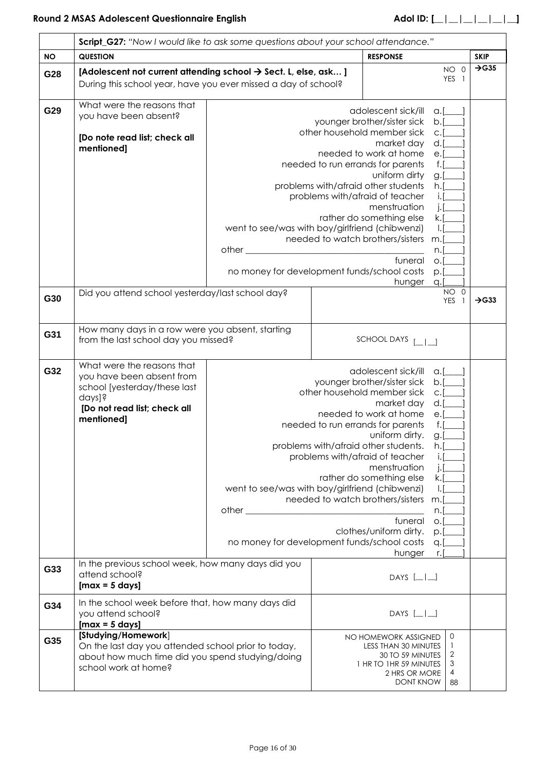| | Script_G27: *"Now I would like to ask some questions about your school attendance."* | | |
|---|---|---|---|
| **NO** | **QUESTION** | **RESPONSE** | **SKIP** |
| **G28** | **[Adolescent not current attending school → Sect. L, else, ask… ]** During this school year, have you ever missed a day of school? | NO 0<br>YES 1 | →G35 |
| **G29** | What were the reasons that you have been absent?<br><br>**[Do note read list; check all mentioned]** | adolescent sick/ill a.[____]<br>younger brother/sister sick b.[____]<br>other household member sick c.[____]<br>market day d.[____]<br>needed to work at home e.[____]<br>needed to run errands for parents f.[____]<br>uniform dirty g.[____]<br>problems with/afraid other students h.[____]<br>problems with/afraid of teacher i.[____]<br>menstruation j.[____]<br>rather do something else k.[____]<br>went to see/was with boy/girlfriend (chibwenzi) l.[____]<br>needed to watch brothers/sisters m.[____]<br>other ______________________ n.[____]<br>funeral o.[____]<br>no money for development funds/school costs p.[____]<br>hunger q.[____] | |
| **G30** | Did you attend school yesterday/last school day? | NO 0<br>YES 1 | →G33 |
| **G31** | How many days in a row were you absent, starting from the last school day you missed? | SCHOOL DAYS [__\|__] | |
| **G32** | What were the reasons that you have been absent from school [yesterday/these last days]?<br>**[Do not read list; check all mentioned]** | adolescent sick/ill a.[____]<br>younger brother/sister sick b.[____]<br>other household member sick c.[____]<br>market day d.[____]<br>needed to work at home e.[____]<br>needed to run errands for parents f.[____]<br>uniform dirty. g.[____]<br>problems with/afraid other students. h.[____]<br>problems with/afraid of teacher i.[____]<br>menstruation j.[____]<br>rather do something else k.[____]<br>went to see/was with boy/girlfriend (chibwenzi) l.[____]<br>needed to watch brothers/sisters m.[____]<br>other ______________________ n.[____]<br>funeral o.[____]<br>clothes/uniform dirty. p.[____]<br>no money for development funds/school costs q.[____]<br>hunger r.[____] | |
| **G33** | In the previous school week, how many days did you attend school?<br>**[max = 5 days]** | DAYS [__\|__] | |
| **G34** | In the school week before that, how many days did you attend school?<br>**[max = 5 days]** | DAYS [__\|__] | |
| **G35** | **[Studying/Homework]**<br>On the last day you attended school prior to today, about how much time did you spend studying/doing school work at home? | NO HOMEWORK ASSIGNED 0<br>LESS THAN 30 MINUTES 1<br>30 TO 59 MINUTES 2<br>1 HR TO 1HR 59 MINUTES 3<br>2 HRS OR MORE 4<br>DONT KNOW 88 | |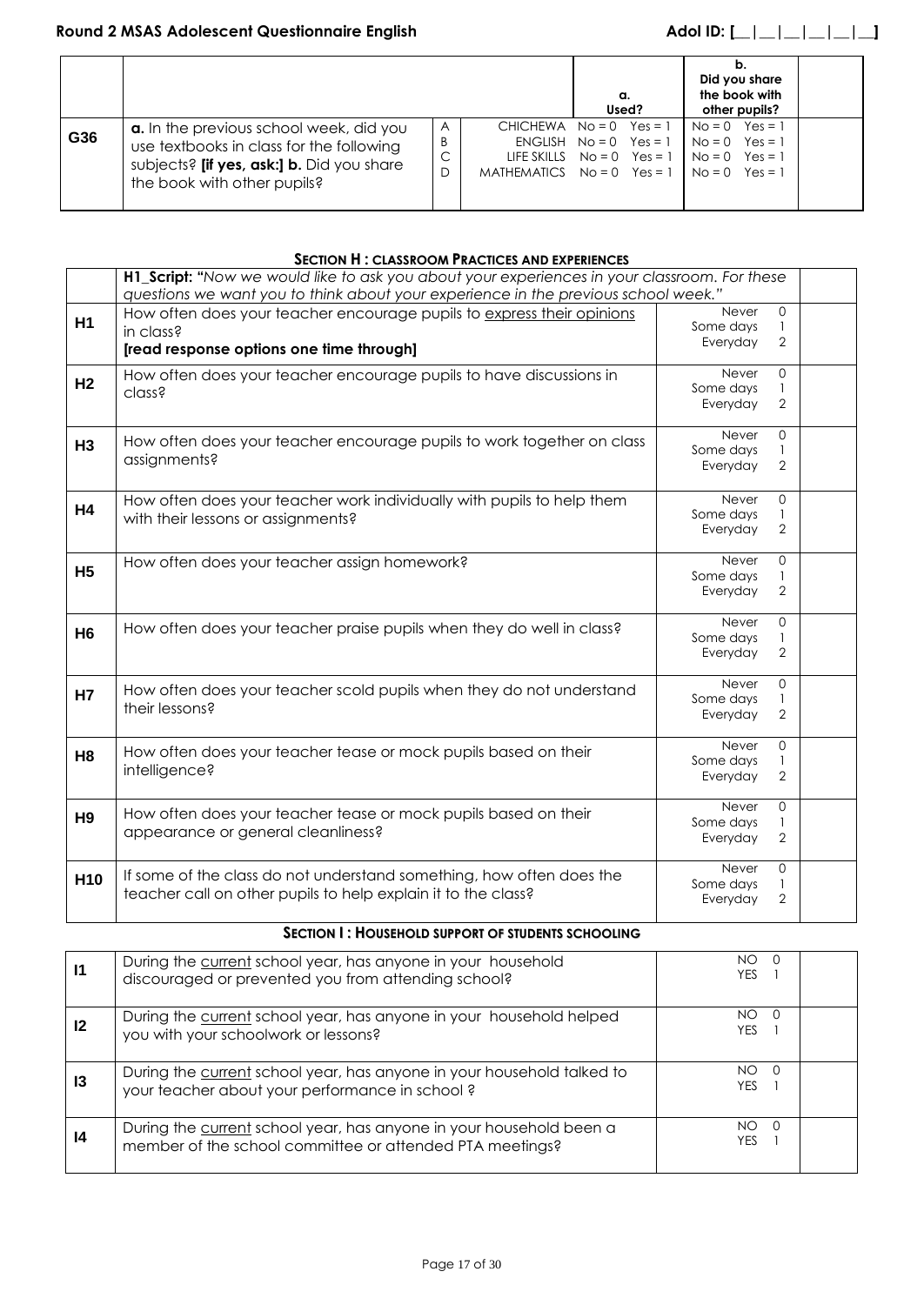| | | | | a. Used? | b. Did you share the book with other pupils? | |
|---|---|---|---|---|---|---|
| G36 | **a.** In the previous school week, did you use textbooks in class for the following subjects? **[if yes, ask:] b.** Did you share the book with other pupils? | A | CHICHEWA | No = 0 Yes = 1 | No = 0 Yes = 1 | |
| | | B | ENGLISH | No = 0 Yes = 1 | No = 0 Yes = 1 | |
| | | C | LIFE SKILLS | No = 0 Yes = 1 | No = 0 Yes = 1 | |
| | | D | MATHEMATICS | No = 0 Yes = 1 | No = 0 Yes = 1 | |

## SECTION H : CLASSROOM PRACTICES AND EXPERIENCES

| | | | |
|---|---|---|---|
| | **H1_Script: "***Now we would like to ask you about your experiences in your classroom. For these questions we want you to think about your experience in the previous school week."* | | |
| **H1** | How often does your teacher encourage pupils to <u>express their opinions</u> in class? **[read response options one time through]** | Never 0<br>Some days 1<br>Everyday 2 | |
| **H2** | How often does your teacher encourage pupils to have discussions in class? | Never 0<br>Some days 1<br>Everyday 2 | |
| **H3** | How often does your teacher encourage pupils to work together on class assignments? | Never 0<br>Some days 1<br>Everyday 2 | |
| **H4** | How often does your teacher work individually with pupils to help them with their lessons or assignments? | Never 0<br>Some days 1<br>Everyday 2 | |
| **H5** | How often does your teacher assign homework? | Never 0<br>Some days 1<br>Everyday 2 | |
| **H6** | How often does your teacher praise pupils when they do well in class? | Never 0<br>Some days 1<br>Everyday 2 | |
| **H7** | How often does your teacher scold pupils when they do not understand their lessons? | Never 0<br>Some days 1<br>Everyday 2 | |
| **H8** | How often does your teacher tease or mock pupils based on their intelligence? | Never 0<br>Some days 1<br>Everyday 2 | |
| **H9** | How often does your teacher tease or mock pupils based on their appearance or general cleanliness? | Never 0<br>Some days 1<br>Everyday 2 | |
| **H10** | If some of the class do not understand something, how often does the teacher call on other pupils to help explain it to the class? | Never 0<br>Some days 1<br>Everyday 2 | |

## SECTION I : HOUSEHOLD SUPPORT OF STUDENTS SCHOOLING

| | | | |
|---|---|---|---|
| **I1** | During the <u>current</u> school year, has anyone in your household discouraged or prevented you from attending school? | NO 0<br>YES 1 | |
| **I2** | During the <u>current</u> school year, has anyone in your household helped you with your schoolwork or lessons? | NO 0<br>YES 1 | |
| **I3** | During the <u>current</u> school year, has anyone in your household talked to your teacher about your performance in school ? | NO 0<br>YES 1 | |
| **I4** | During the <u>current</u> school year, has anyone in your household been a member of the school committee or attended PTA meetings? | NO 0<br>YES 1 | |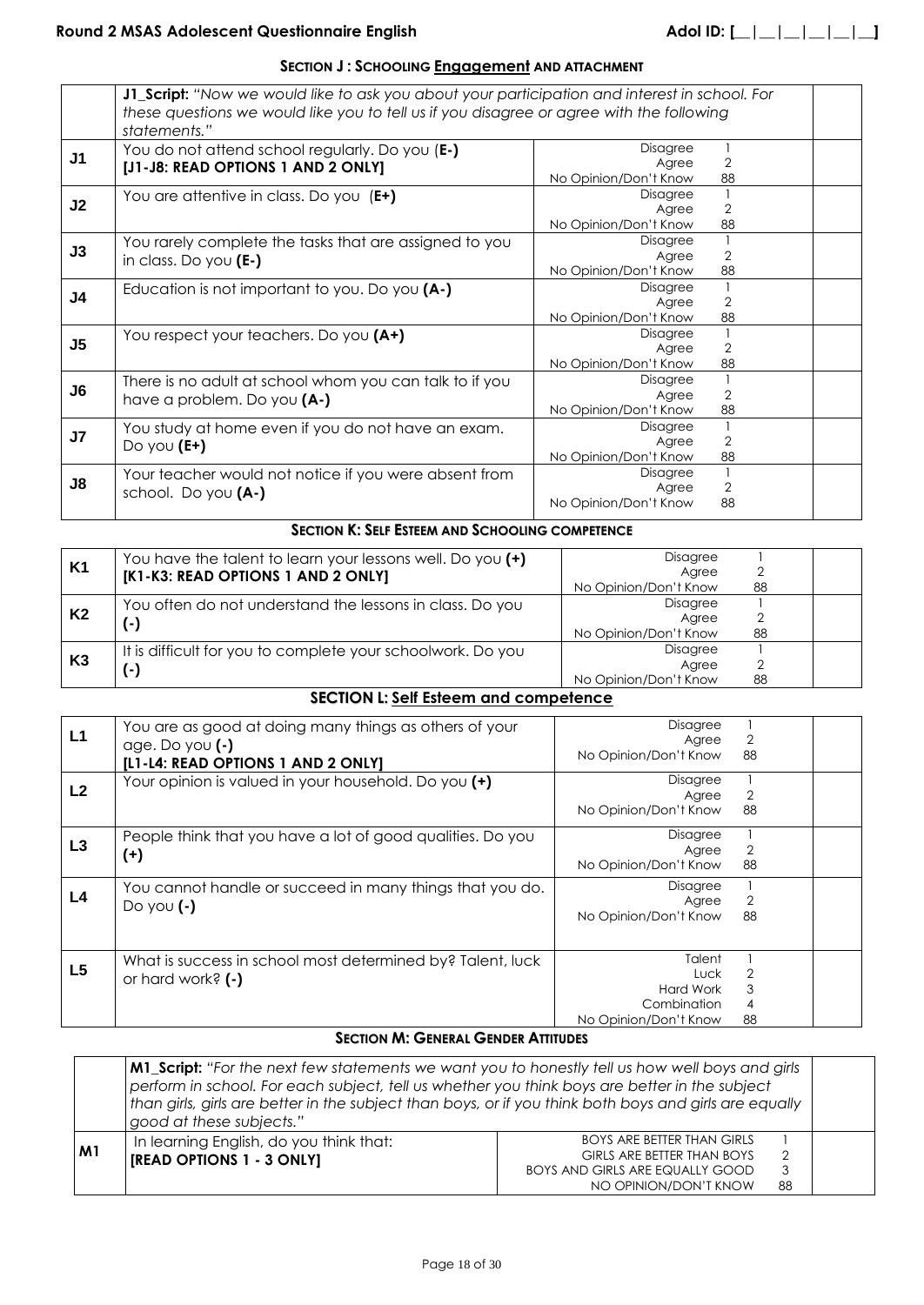## SECTION J : SCHOOLING Engagement AND ATTACHMENT

| | | | |
|---|---|---|---|
| | **J1_Script:** *"Now we would like to ask you about your participation and interest in school. For these questions we would like you to tell us if you disagree or agree with the following statements."* | | |
| **J1** | You do not attend school regularly. Do you (**E-**) **[J1-J8: READ OPTIONS 1 AND 2 ONLY]** | Disagree 1<br>Agree 2<br>No Opinion/Don't Know 88 | |
| **J2** | You are attentive in class. Do you (**E+**) | Disagree 1<br>Agree 2<br>No Opinion/Don't Know 88 | |
| **J3** | You rarely complete the tasks that are assigned to you in class. Do you **(E-)** | Disagree 1<br>Agree 2<br>No Opinion/Don't Know 88 | |
| **J4** | Education is not important to you. Do you **(A-)** | Disagree 1<br>Agree 2<br>No Opinion/Don't Know 88 | |
| **J5** | You respect your teachers. Do you **(A+)** | Disagree 1<br>Agree 2<br>No Opinion/Don't Know 88 | |
| **J6** | There is no adult at school whom you can talk to if you have a problem. Do you **(A-)** | Disagree 1<br>Agree 2<br>No Opinion/Don't Know 88 | |
| **J7** | You study at home even if you do not have an exam. Do you **(E+)** | Disagree 1<br>Agree 2<br>No Opinion/Don't Know 88 | |
| **J8** | Your teacher would not notice if you were absent from school. Do you **(A-)** | Disagree 1<br>Agree 2<br>No Opinion/Don't Know 88 | |

## SECTION K: SELF ESTEEM AND SCHOOLING COMPETENCE

| | | | |
|---|---|---|---|
| **K1** | You have the talent to learn your lessons well. Do you **(+)** **[K1-K3: READ OPTIONS 1 AND 2 ONLY]** | Disagree 1<br>Agree 2<br>No Opinion/Don't Know 88 | |
| **K2** | You often do not understand the lessons in class. Do you **(-)** | Disagree 1<br>Agree 2<br>No Opinion/Don't Know 88 | |
| **K3** | It is difficult for you to complete your schoolwork. Do you **(-)** | Disagree 1<br>Agree 2<br>No Opinion/Don't Know 88 | |

## SECTION L: Self Esteem and competence

| | | | |
|---|---|---|---|
| **L1** | You are as good at doing many things as others of your age. Do you **(-)** **[L1-L4: READ OPTIONS 1 AND 2 ONLY]** | Disagree 1<br>Agree 2<br>No Opinion/Don't Know 88 | |
| **L2** | Your opinion is valued in your household. Do you **(+)** | Disagree 1<br>Agree 2<br>No Opinion/Don't Know 88 | |
| **L3** | People think that you have a lot of good qualities. Do you **(+)** | Disagree 1<br>Agree 2<br>No Opinion/Don't Know 88 | |
| **L4** | You cannot handle or succeed in many things that you do. Do you **(-)** | Disagree 1<br>Agree 2<br>No Opinion/Don't Know 88 | |
| **L5** | What is success in school most determined by? Talent, luck or hard work? **(-)** | Talent 1<br>Luck 2<br>Hard Work 3<br>Combination 4<br>No Opinion/Don't Know 88 | |

## SECTION M: GENERAL GENDER ATTITUDES

| | | | |
|---|---|---|---|
| | **M1_Script:** *"For the next few statements we want you to honestly tell us how well boys and girls perform in school. For each subject, tell us whether you think boys are better in the subject than girls, girls are better in the subject than boys, or if you think both boys and girls are equally good at these subjects."* | | |
| **M1** | In learning English, do you think that: **[READ OPTIONS 1 - 3 ONLY]** | BOYS ARE BETTER THAN GIRLS 1<br>GIRLS ARE BETTER THAN BOYS 2<br>BOYS AND GIRLS ARE EQUALLY GOOD 3<br>NO OPINION/DON'T KNOW 88 | |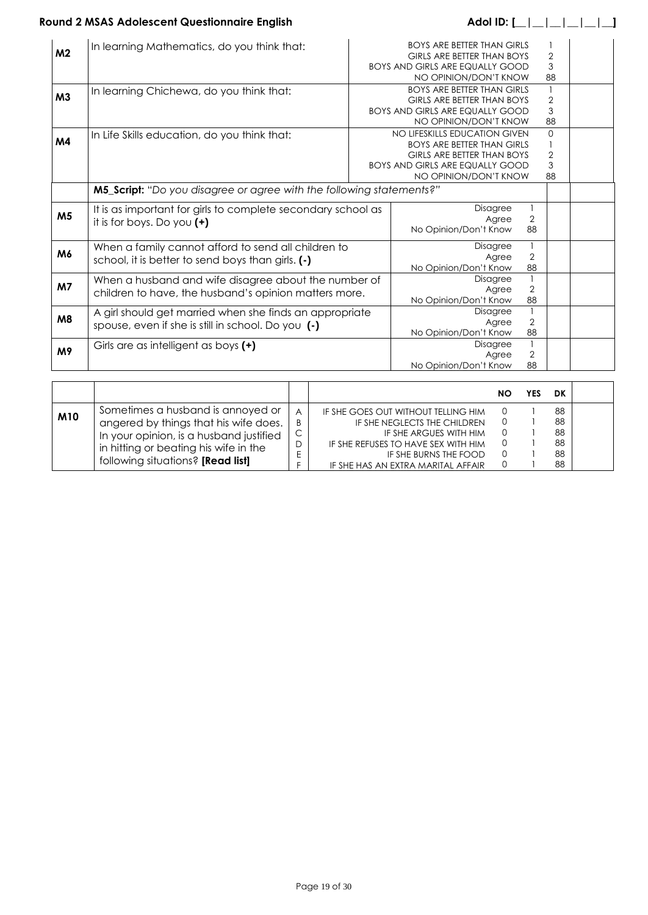| | | | |
|---|---|---|---|
| **M2** | In learning Mathematics, do you think that: | BOYS ARE BETTER THAN GIRLS 1<br>GIRLS ARE BETTER THAN BOYS 2<br>BOYS AND GIRLS ARE EQUALLY GOOD 3<br>NO OPINION/DON'T KNOW 88 | |
| **M3** | In learning Chichewa, do you think that: | BOYS ARE BETTER THAN GIRLS 1<br>GIRLS ARE BETTER THAN BOYS 2<br>BOYS AND GIRLS ARE EQUALLY GOOD 3<br>NO OPINION/DON'T KNOW 88 | |
| **M4** | In Life Skills education, do you think that: | NO LIFESKILLS EDUCATION GIVEN 0<br>BOYS ARE BETTER THAN GIRLS 1<br>GIRLS ARE BETTER THAN BOYS 2<br>BOYS AND GIRLS ARE EQUALLY GOOD 3<br>NO OPINION/DON'T KNOW 88 | |
| | **M5_Script:** "*Do you disagree or agree with the following statements?*" | | |
| **M5** | It is as important for girls to complete secondary school as it is for boys. Do you **(+)** | Disagree 1<br>Agree 2<br>No Opinion/Don't Know 88 | |
| **M6** | When a family cannot afford to send all children to school, it is better to send boys than girls. **(-)** | Disagree 1<br>Agree 2<br>No Opinion/Don't Know 88 | |
| **M7** | When a husband and wife disagree about the number of children to have, the husband's opinion matters more. | Disagree 1<br>Agree 2<br>No Opinion/Don't Know 88 | |
| **M8** | A girl should get married when she finds an appropriate spouse, even if she is still in school. Do you **(-)** | Disagree 1<br>Agree 2<br>No Opinion/Don't Know 88 | |
| **M9** | Girls are as intelligent as boys **(+)** | Disagree 1<br>Agree 2<br>No Opinion/Don't Know 88 | |

| | | | | NO | YES | DK | |
|---|---|---|---|---|---|---|---|
| **M10** | Sometimes a husband is annoyed or angered by things that his wife does. In your opinion, is a husband justified in hitting or beating his wife in the following situations? **[Read list]** | A | IF SHE GOES OUT WITHOUT TELLING HIM | 0 | 1 | 88 | |
| | | B | IF SHE NEGLECTS THE CHILDREN | 0 | 1 | 88 | |
| | | C | IF SHE ARGUES WITH HIM | 0 | 1 | 88 | |
| | | D | IF SHE REFUSES TO HAVE SEX WITH HIM | 0 | 1 | 88 | |
| | | E | IF SHE BURNS THE FOOD | 0 | 1 | 88 | |
| | | F | IF SHE HAS AN EXTRA MARITAL AFFAIR | 0 | 1 | 88 | |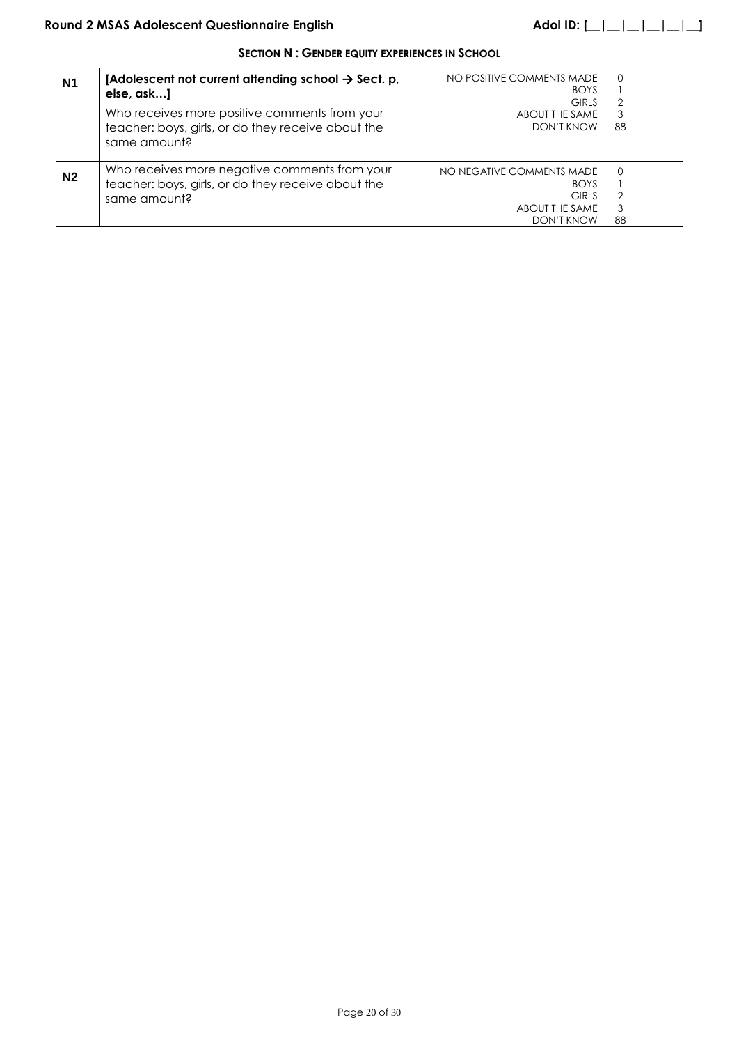### SECTION N : GENDER EQUITY EXPERIENCES IN SCHOOL

| | | | |
|---|---|---|---|
| **N1** | **[Adolescent not current attending school → Sect. p, else, ask…]**<br>Who receives more positive comments from your teacher: boys, girls, or do they receive about the same amount? | NO POSITIVE COMMENTS MADE 0<br>BOYS 1<br>GIRLS 2<br>ABOUT THE SAME 3<br>DON'T KNOW 88 | |
| **N2** | Who receives more negative comments from your teacher: boys, girls, or do they receive about the same amount? | NO NEGATIVE COMMENTS MADE 0<br>BOYS 1<br>GIRLS 2<br>ABOUT THE SAME 3<br>DON'T KNOW 88 | |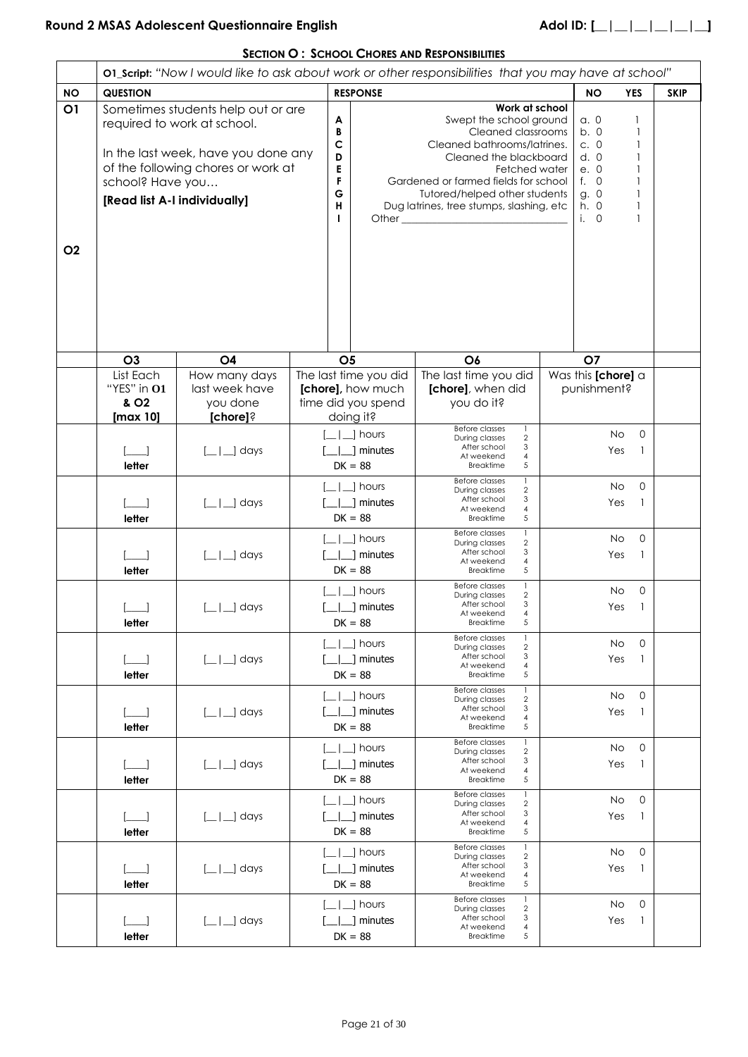## SECTION O : SCHOOL CHORES AND RESPONSIBILITIES

**O1_Script:** *"Now I would like to ask about work or other responsibilities that you may have at school"*

| NO | QUESTION | RESPONSE | | NO | YES | SKIP |
|---|---|---|---|---|---|---|
| O1 | Sometimes students help out or are required to work at school.<br><br>In the last week, have you done any of the following chores or work at school? Have you…<br>**[Read list A-I individually]** | | **Work at school** | | | |
| | | A | Swept the school ground | a. 0 | 1 | |
| | | B | Cleaned classrooms | b. 0 | 1 | |
| | | C | Cleaned bathrooms/latrines. | c. 0 | 1 | |
| | | D | Cleaned the blackboard | d. 0 | 1 | |
| | | E | Fetched water | e. 0 | 1 | |
| | | F | Gardened or farmed fields for school | f. 0 | 1 | |
| | | G | Tutored/helped other students | g. 0 | 1 | |
| | | H | Dug latrines, tree stumps, slashing, etc | h. 0 | 1 | |
| | | I | Other ______________________________ | i. 0 | 1 | |
| O2 | | | | | | |

| | O3 | O4 | O5 | O6 | O7 | |
|---|---|---|---|---|---|---|
| | List Each "YES" in **O1** & **O2** **[max 10]** | How many days last week have you done **[chore]**? | The last time you did **[chore],** how much time did you spend doing it? | The last time you did **[chore]**, when did you do it? | Was this **[chore]** a punishment? | |
| | [___] letter | [__\|__] days | [__\|__] hours<br>[__\|__] minutes<br>DK = 88 | Before classes 1<br>During classes 2<br>After school 3<br>At weekend 4<br>Breaktime 5 | No 0<br>Yes 1 | |
| | [___] letter | [__\|__] days | [__\|__] hours<br>[__\|__] minutes<br>DK = 88 | Before classes 1<br>During classes 2<br>After school 3<br>At weekend 4<br>Breaktime 5 | No 0<br>Yes 1 | |
| | [___] letter | [__\|__] days | [__\|__] hours<br>[__\|__] minutes<br>DK = 88 | Before classes 1<br>During classes 2<br>After school 3<br>At weekend 4<br>Breaktime 5 | No 0<br>Yes 1 | |
| | [___] letter | [__\|__] days | [__\|__] hours<br>[__\|__] minutes<br>DK = 88 | Before classes 1<br>During classes 2<br>After school 3<br>At weekend 4<br>Breaktime 5 | No 0<br>Yes 1 | |
| | [___] letter | [__\|__] days | [__\|__] hours<br>[__\|__] minutes<br>DK = 88 | Before classes 1<br>During classes 2<br>After school 3<br>At weekend 4<br>Breaktime 5 | No 0<br>Yes 1 | |
| | [___] letter | [__\|__] days | [__\|__] hours<br>[__\|__] minutes<br>DK = 88 | Before classes 1<br>During classes 2<br>After school 3<br>At weekend 4<br>Breaktime 5 | No 0<br>Yes 1 | |
| | [___] letter | [__\|__] days | [__\|__] hours<br>[__\|__] minutes<br>DK = 88 | Before classes 1<br>During classes 2<br>After school 3<br>At weekend 4<br>Breaktime 5 | No 0<br>Yes 1 | |
| | [___] letter | [__\|__] days | [__\|__] hours<br>[__\|__] minutes<br>DK = 88 | Before classes 1<br>During classes 2<br>After school 3<br>At weekend 4<br>Breaktime 5 | No 0<br>Yes 1 | |
| | [___] letter | [__\|__] days | [__\|__] hours<br>[__\|__] minutes<br>DK = 88 | Before classes 1<br>During classes 2<br>After school 3<br>At weekend 4<br>Breaktime 5 | No 0<br>Yes 1 | |
| | [___] letter | [__\|__] days | [__\|__] hours<br>[__\|__] minutes<br>DK = 88 | Before classes 1<br>During classes 2<br>After school 3<br>At weekend 4<br>Breaktime 5 | No 0<br>Yes 1 | |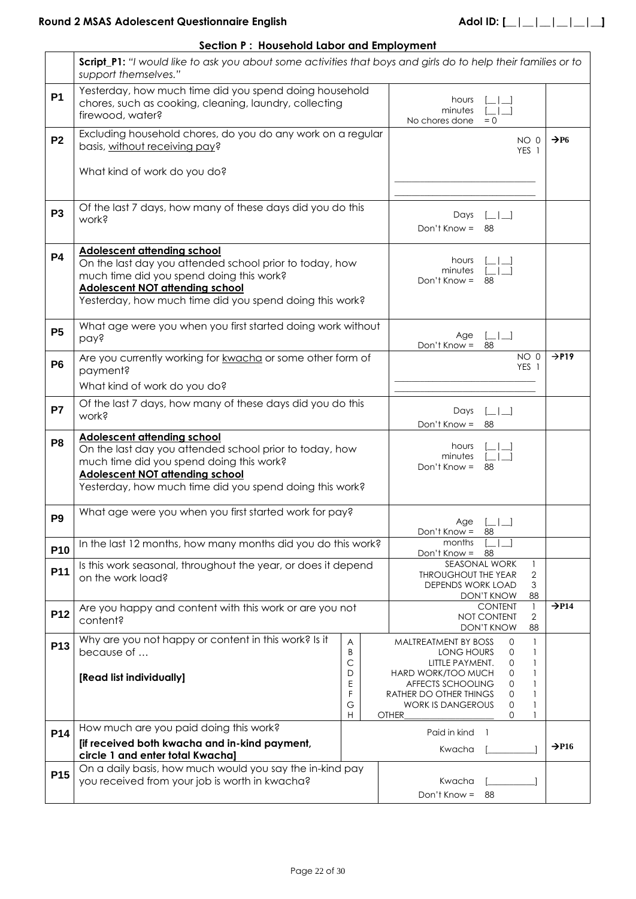## Section P : Household Labor and Employment

| | | | |
|---|---|---|---|
| | **Script_P1:** *"I would like to ask you about some activities that boys and girls do to help their families or to support themselves."* | | |
| **P1** | Yesterday, how much time did you spend doing household chores, such as cooking, cleaning, laundry, collecting firewood, water? | hours [__\|__]<br>minutes [__\|__]<br>No chores done = 0 | |
| **P2** | Excluding household chores, do you do any work on a regular basis, <u>without receiving pay</u>?<br><br>What kind of work do you do? | NO 0<br>YES 1<br><br>______________________<br>______________________ | →P6 |
| **P3** | Of the last 7 days, how many of these days did you do this work? | Days [__\|__]<br>Don't Know = 88 | |
| **P4** | **<u>Adolescent attending school</u>**<br>On the last day you attended school prior to today, how much time did you spend doing this work?<br>**<u>Adolescent NOT attending school</u>**<br>Yesterday, how much time did you spend doing this work? | hours [__\|__]<br>minutes [__\|__]<br>Don't Know = 88 | |
| **P5** | What age were you when you first started doing work without pay? | Age [__\|__]<br>Don't Know = 88 | |
| **P6** | Are you currently working for <u>kwacha</u> or some other form of payment?<br>What kind of work do you do? | NO 0<br>YES 1<br>______________________<br>______________________ | →P19 |
| **P7** | Of the last 7 days, how many of these days did you do this work? | Days [__\|__]<br>Don't Know = 88 | |
| **P8** | **<u>Adolescent attending school</u>**<br>On the last day you attended school prior to today, how much time did you spend doing this work?<br>**<u>Adolescent NOT attending school</u>**<br>Yesterday, how much time did you spend doing this work? | hours [__\|__]<br>minutes [__\|__]<br>Don't Know = 88 | |
| **P9** | What age were you when you first started work for pay? | Age [__\|__]<br>Don't Know = 88 | |
| **P10** | In the last 12 months, how many months did you do this work? | months [__\|__]<br>Don't Know = 88 | |
| **P11** | Is this work seasonal, throughout the year, or does it depend on the work load? | SEASONAL WORK 1<br>THROUGHOUT THE YEAR 2<br>DEPENDS WORK LOAD 3<br>DON'T KNOW 88 | |
| **P12** | Are you happy and content with this work or are you not content? | CONTENT 1<br>NOT CONTENT 2<br>DON'T KNOW 88 | →P14 |
| **P13** | Why are you not happy or content in this work? Is it because of …<br><br>**[Read list individually]** | A MALTREATMENT BY BOSS 0 1<br>B LONG HOURS 0 1<br>C LITTLE PAYMENT. 0 1<br>D HARD WORK/TOO MUCH 0 1<br>E AFFECTS SCHOOLING 0 1<br>F RATHER DO OTHER THINGS 0 1<br>G WORK IS DANGEROUS 0 1<br>H OTHER__________________ 0 1 | |
| **P14** | How much are you paid doing this work?<br>**[if received both kwacha and in-kind payment, circle 1 and enter total Kwacha]** | Paid in kind 1<br>Kwacha [__________] | →P16 |
| **P15** | On a daily basis, how much would you say the in-kind pay you received from your job is worth in kwacha? | Kwacha [__________]<br>Don't Know = 88 | |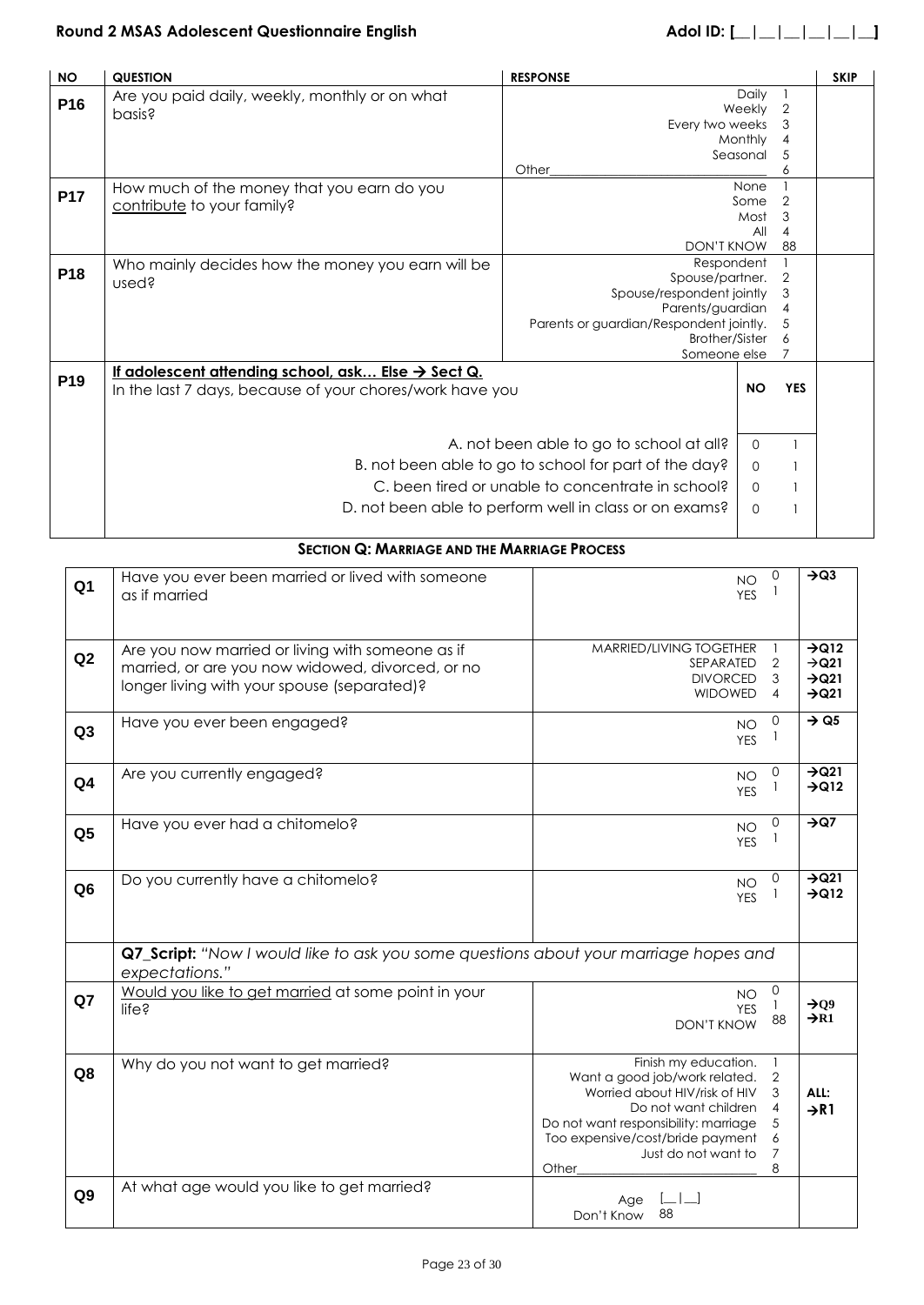| NO | QUESTION | RESPONSE | SKIP |
|---|---|---|---|
| P16 | Are you paid daily, weekly, monthly or on what basis? | Daily 1<br>Weekly 2<br>Every two weeks 3<br>Monthly 4<br>Seasonal 5<br>Other________ 6 | |
| P17 | How much of the money that you earn do you contribute to your family? | None 1<br>Some 2<br>Most 3<br>All 4<br>DON'T KNOW 88 | |
| P18 | Who mainly decides how the money you earn will be used? | Respondent 1<br>Spouse/partner. 2<br>Spouse/respondent jointly 3<br>Parents/guardian 4<br>Parents or guardian/Respondent jointly. 5<br>Brother/Sister 6<br>Someone else 7 | |

| NO | QUESTION | NO | YES | SKIP |
|---|---|---|---|---|
| P19 | **If adolescent attending school, ask… Else → Sect Q.**<br>In the last 7 days, because of your chores/work have you | | | |
| | A. not been able to go to school at all? | 0 | 1 | |
| | B. not been able to go to school for part of the day? | 0 | 1 | |
| | C. been tired or unable to concentrate in school? | 0 | 1 | |
| | D. not been able to perform well in class or on exams? | 0 | 1 | |

## SECTION Q: MARRIAGE AND THE MARRIAGE PROCESS

| NO | QUESTION | RESPONSE | SKIP |
|---|---|---|---|
| Q1 | Have you ever been married or lived with someone as if married | NO 0<br>YES 1 | →Q3 |
| Q2 | Are you now married or living with someone as if married, or are you now widowed, divorced, or no longer living with your spouse (separated)? | MARRIED/LIVING TOGETHER 1<br>SEPARATED 2<br>DIVORCED 3<br>WIDOWED 4 | →Q12<br>→Q21<br>→Q21<br>→Q21 |
| Q3 | Have you ever been engaged? | NO 0<br>YES 1 | → Q5 |
| Q4 | Are you currently engaged? | NO 0<br>YES 1 | →Q21<br>→Q12 |
| Q5 | Have you ever had a chitomelo? | NO 0<br>YES 1 | →Q7 |
| Q6 | Do you currently have a chitomelo? | NO 0<br>YES 1 | →Q21<br>→Q12 |
| | **Q7_Script:** *"Now I would like to ask you some questions about your marriage hopes and expectations."* | | |
| Q7 | Would you like to get married at some point in your life? | NO 0<br>YES 1<br>DON'T KNOW 88 | <br>→Q9<br>→R1 |
| Q8 | Why do you not want to get married? | Finish my education. 1<br>Want a good job/work related. 2<br>Worried about HIV/risk of HIV 3<br>Do not want children 4<br>Do not want responsibility: marriage 5<br>Too expensive/cost/bride payment 6<br>Just do not want to 7<br>Other________ 8 | ALL:<br>→R1 |
| Q9 | At what age would you like to get married? | Age [__\|__]<br>Don't Know 88 | |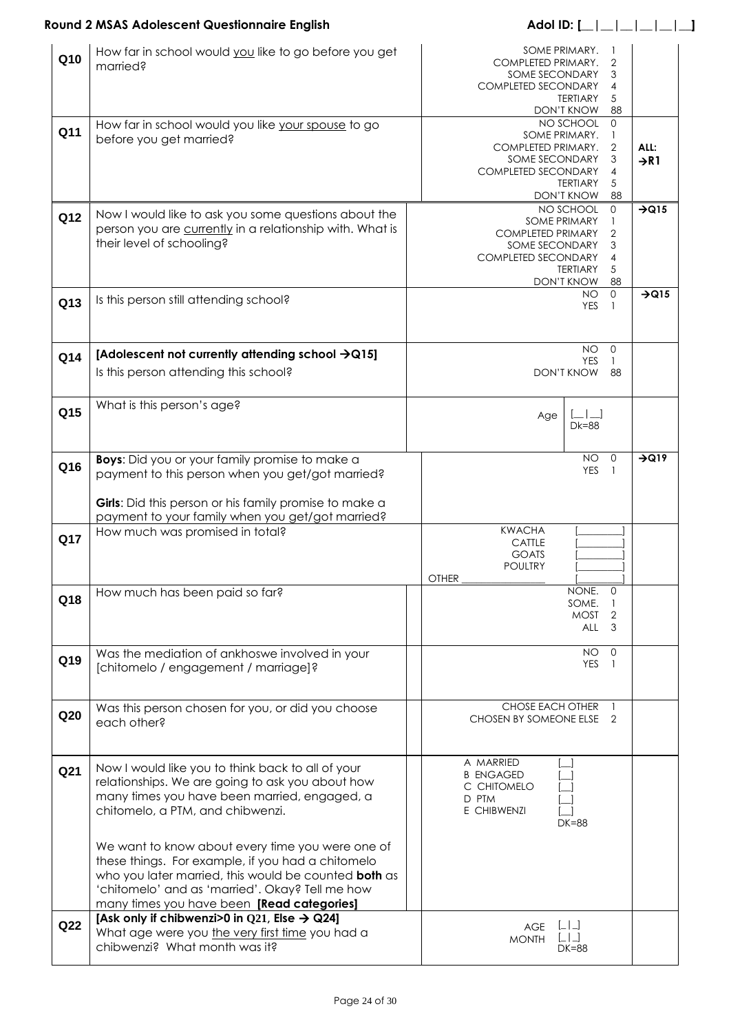| | | | |
|---|---|---|---|
| **Q10** | How far in school would you like to go before you get married? | SOME PRIMARY. 1<br>COMPLETED PRIMARY. 2<br>SOME SECONDARY 3<br>COMPLETED SECONDARY 4<br>TERTIARY 5<br>DON'T KNOW 88 | |
| **Q11** | How far in school would you like your spouse to go before you get married? | NO SCHOOL 0<br>SOME PRIMARY. 1<br>COMPLETED PRIMARY. 2<br>SOME SECONDARY 3<br>COMPLETED SECONDARY 4<br>TERTIARY 5<br>DON'T KNOW 88 | **ALL: →R1** |
| **Q12** | Now I would like to ask you some questions about the person you are currently in a relationship with. What is their level of schooling? | NO SCHOOL 0<br>SOME PRIMARY 1<br>COMPLETED PRIMARY 2<br>SOME SECONDARY 3<br>COMPLETED SECONDARY 4<br>TERTIARY 5<br>DON'T KNOW 88 | **→Q15** |
| **Q13** | Is this person still attending school? | NO 0<br>YES 1 | **→Q15** |
| **Q14** | **[Adolescent not currently attending school →Q15]**<br>Is this person attending this school? | NO 0<br>YES 1<br>DON'T KNOW 88 | |
| **Q15** | What is this person's age? | Age [__\|__]<br>Dk=88 | |
| **Q16** | **Boys**: Did you or your family promise to make a payment to this person when you get/got married?<br><br>**Girls**: Did this person or his family promise to make a payment to your family when you get/got married? | NO 0<br>YES 1 | **→Q19** |
| **Q17** | How much was promised in total? | KWACHA [________]<br>CATTLE [________]<br>GOATS [________]<br>POULTRY [________]<br>OTHER ____________ [________] | |
| **Q18** | How much has been paid so far? | NONE. 0<br>SOME. 1<br>MOST 2<br>ALL 3 | |
| **Q19** | Was the mediation of ankhoswe involved in your [chitomelo / engagement / marriage]? | NO 0<br>YES 1 | |
| **Q20** | Was this person chosen for you, or did you choose each other? | CHOSE EACH OTHER 1<br>CHOSEN BY SOMEONE ELSE 2 | |
| **Q21** | Now I would like you to think back to all of your relationships. We are going to ask you about how many times you have been married, engaged, a chitomelo, a PTM, and chibwenzi.<br><br>We want to know about every time you were one of these things. For example, if you had a chitomelo who you later married, this would be counted **both** as 'chitomelo' and as 'married'. Okay? Tell me how many times you have been **[Read categories]** | A MARRIED [__]<br>B ENGAGED [__]<br>C CHITOMELO [__]<br>D PTM [__]<br>E CHIBWENZI [__]<br>DK=88 | |
| **Q22** | **[Ask only if chibwenzi>0 in Q21, Else → Q24]**<br>What age were you the very first time you had a chibwenzi? What month was it? | AGE [_\|_]<br>MONTH [_\|_]<br>DK=88 | |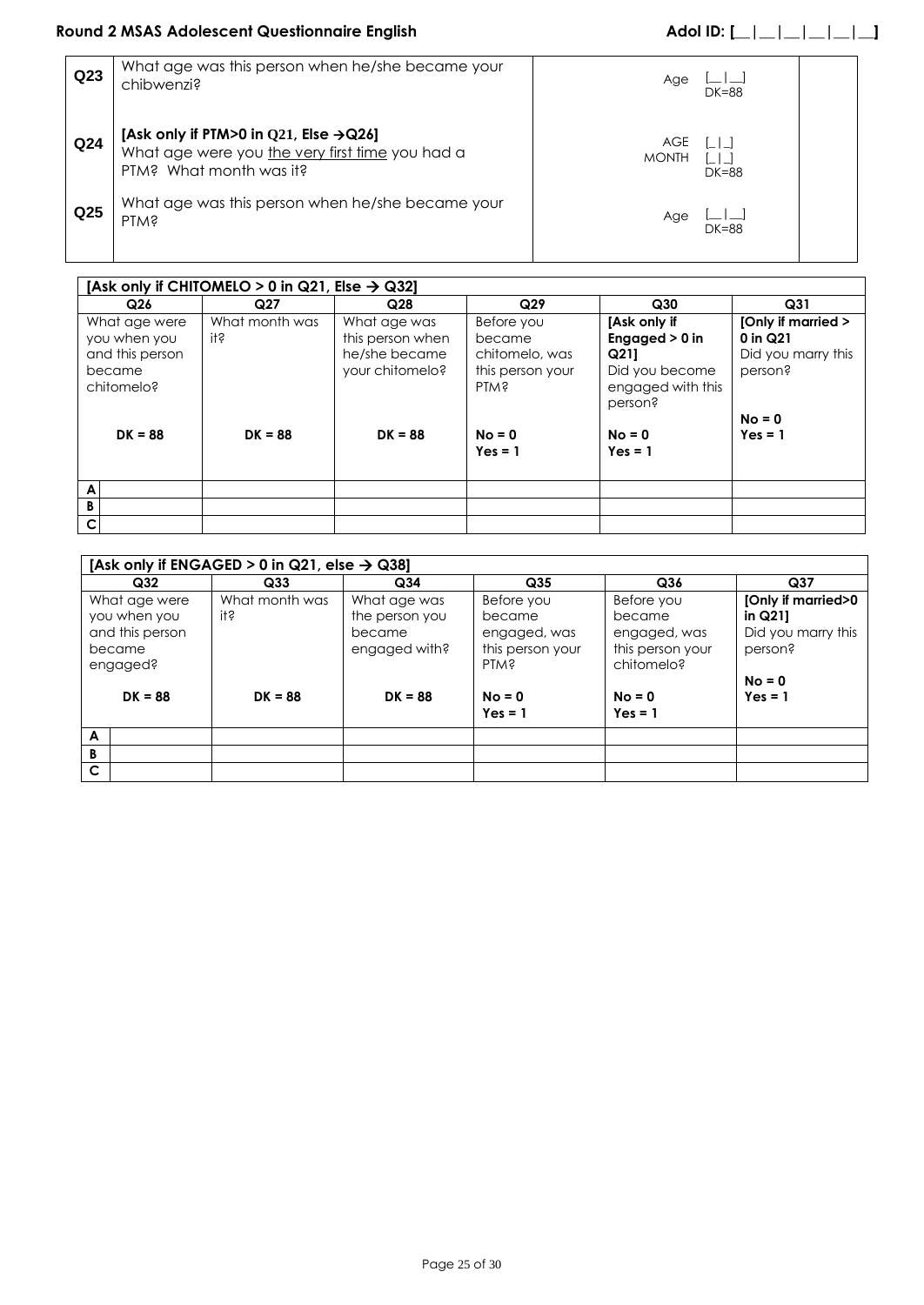| | | | |
|---|---|---|---|
| **Q23** | What age was this person when he/she became your chibwenzi? | Age [__\|__] DK=88 | |
| **Q24** | **[Ask only if PTM>0 in Q21, Else →Q26]** What age were you the very first time you had a PTM? What month was it? | AGE [_\|_] MONTH [_\|_] DK=88 | |
| **Q25** | What age was this person when he/she became your PTM? | Age [__\|__] DK=88 | |

**[Ask only if CHITOMELO > 0 in Q21, Else → Q32]**

| | Q26 | Q27 | Q28 | Q29 | Q30 | Q31 |
|---|---|---|---|---|---|---|
| | What age were you when you and this person became chitomelo? | What month was it? | What age was this person when he/she became your chitomelo? | Before you became chitomelo, was this person your PTM? | **[Ask only if Engaged > 0 in Q21]** Did you become engaged with this person? | **[Only if married > 0 in Q21** Did you marry this person? |
| | **DK = 88** | **DK = 88** | **DK = 88** | **No = 0** **Yes = 1** | **No = 0** **Yes = 1** | **No = 0** **Yes = 1** |
| **A** | | | | | | |
| **B** | | | | | | |
| **C** | | | | | | |

**[Ask only if ENGAGED > 0 in Q21, else → Q38]**

| | Q32 | Q33 | Q34 | Q35 | Q36 | Q37 |
|---|---|---|---|---|---|---|
| | What age were you when you and this person became engaged? | What month was it? | What age was the person you became engaged with? | Before you became engaged, was this person your PTM? | Before you became engaged, was this person your chitomelo? | **[Only if married>0 in Q21]** Did you marry this person? |
| | **DK = 88** | **DK = 88** | **DK = 88** | **No = 0** **Yes = 1** | **No = 0** **Yes = 1** | **No = 0** **Yes = 1** |
| **A** | | | | | | |
| **B** | | | | | | |
| **C** | | | | | | |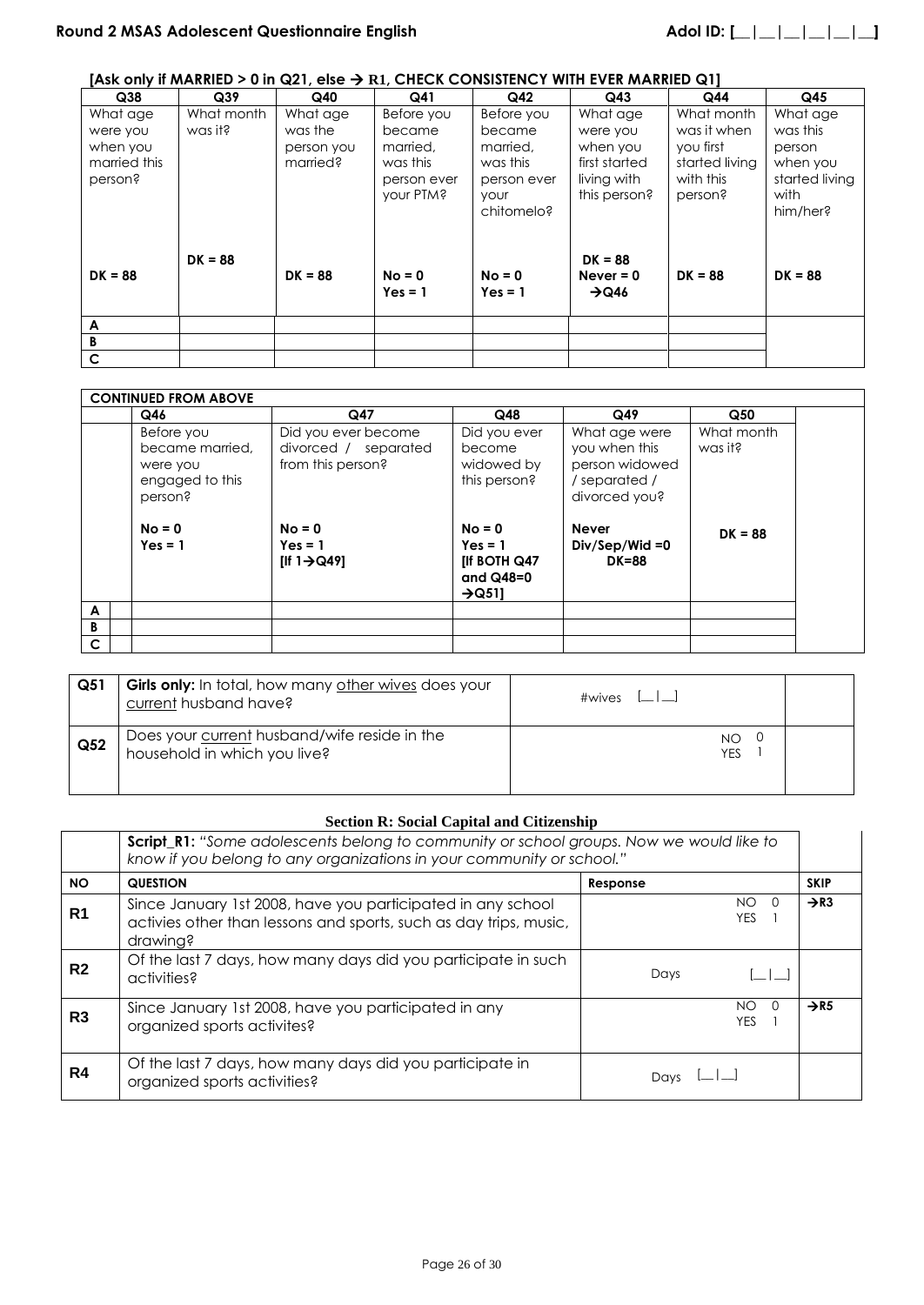**[Ask only if MARRIED > 0 in Q21, else → R1, CHECK CONSISTENCY WITH EVER MARRIED Q1]**

| Q38 | Q39 | Q40 | Q41 | Q42 | Q43 | Q44 | Q45 |
|---|---|---|---|---|---|---|---|
| What age were you when you married this person?<br><br>DK = 88 | What month was it?<br><br>DK = 88 | What age was the person you married?<br><br>DK = 88 | Before you became married, was this person ever your PTM?<br><br>No = 0<br>Yes = 1 | Before you became married, was this person ever your chitomelo?<br><br>No = 0<br>Yes = 1 | What age were you when you first started living with this person?<br><br>DK = 88<br>Never = 0<br>→Q46 | What month was it when you first started living with this person?<br><br>DK = 88 | What age was this person when you started living with him/her?<br><br>DK = 88 |
| A | | | | | | | |
| B | | | | | | | |
| C | | | | | | | |

| CONTINUED FROM ABOVE | | | | | |
|---|---|---|---|---|---|
| | Q46 | Q47 | Q48 | Q49 | Q50 |
| | Before you became married, were you engaged to this person?<br><br>No = 0<br>Yes = 1 | Did you ever become divorced / separated from this person?<br><br>No = 0<br>Yes = 1<br>[If 1→Q49] | Did you ever become widowed by this person?<br><br>No = 0<br>Yes = 1<br>[If BOTH Q47 and Q48=0 →Q51] | What age were you when this person widowed / separated / divorced you?<br><br>Never Div/Sep/Wid =0<br>DK=88 | What month was it?<br><br>DK = 88 |
| A | | | | | |
| B | | | | | |
| C | | | | | |

| | | | |
|---|---|---|---|
| Q51 | **Girls only:** In total, how many other wives does your current husband have? | #wives [__\|__] | |
| Q52 | Does your current husband/wife reside in the household in which you live? | NO 0<br>YES 1 | |

## Section R: Social Capital and Citizenship

**Script_R1:** *"Some adolescents belong to community or school groups. Now we would like to know if you belong to any organizations in your community or school."*

| NO | QUESTION | Response | SKIP |
|---|---|---|---|
| R1 | Since January 1st 2008, have you participated in any school activies other than lessons and sports, such as day trips, music, drawing? | NO 0<br>YES 1 | →R3 |
| R2 | Of the last 7 days, how many days did you participate in such activities? | Days [__\|__] | |
| R3 | Since January 1st 2008, have you participated in any organized sports activites? | NO 0<br>YES 1 | →R5 |
| R4 | Of the last 7 days, how many days did you participate in organized sports activities? | Days [__\|__] | |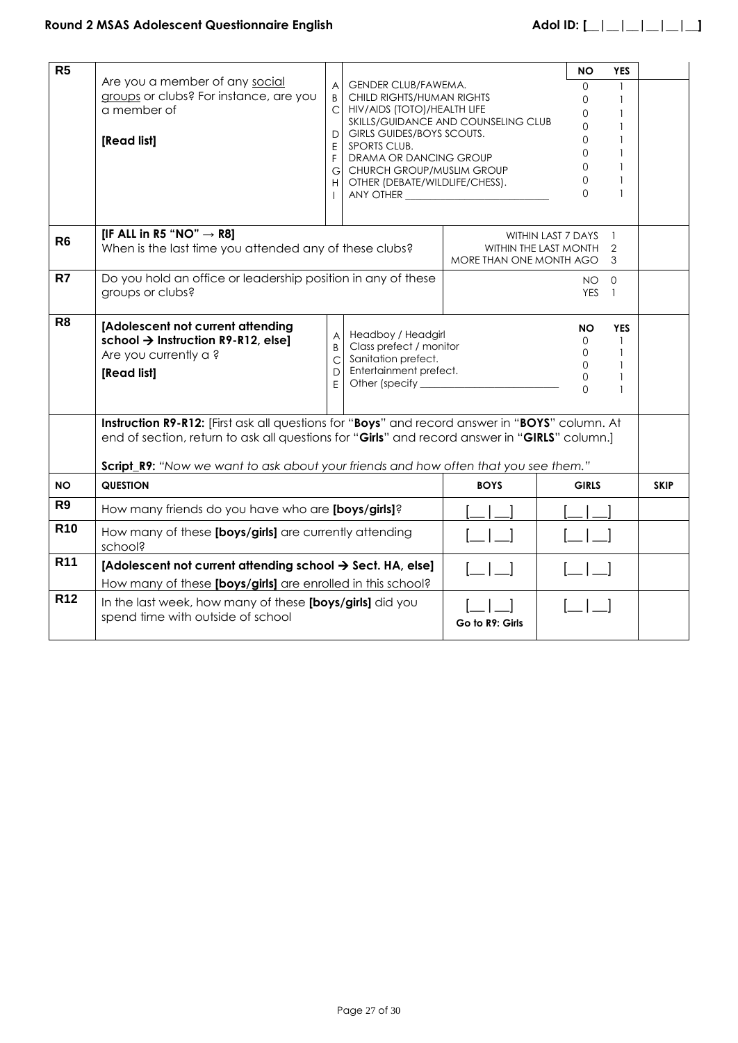| | | | |
|---|---|---|---|
| **R5** | Are you a member of any social groups or clubs? For instance, are you a member of<br><br>**[Read list]** | | **NO** / **YES**<br>A. GENDER CLUB/FAWEMA. 0 / 1<br>B. CHILD RIGHTS/HUMAN RIGHTS 0 / 1<br>C. HIV/AIDS (TOTO)/HEALTH LIFE SKILLS/GUIDANCE AND COUNSELING CLUB 0 / 1<br>D. GIRLS GUIDES/BOYS SCOUTS. 0 / 1<br>E. SPORTS CLUB. 0 / 1<br>F. DRAMA OR DANCING GROUP 0 / 1<br>G. CHURCH GROUP/MUSLIM GROUP 0 / 1<br>H. OTHER (DEBATE/WILDLIFE/CHESS). 0 / 1<br>I. ANY OTHER ___________ 0 / 1 |
| **R6** | **[IF ALL in R5 "NO" → R8]**<br>When is the last time you attended any of these clubs? | | WITHIN LAST 7 DAYS 1<br>WITHIN THE LAST MONTH 2<br>MORE THAN ONE MONTH AGO 3 |
| **R7** | Do you hold an office or leadership position in any of these groups or clubs? | | NO 0<br>YES 1 |
| **R8** | **[Adolescent not current attending school → Instruction R9-R12, else]**<br>Are you currently a ?<br>**[Read list]** | | **NO** / **YES**<br>A. Headboy / Headgirl 0 / 1<br>B. Class prefect / monitor 0 / 1<br>C. Sanitation prefect. 0 / 1<br>D. Entertainment prefect. 0 / 1<br>E. Other (specify ___________ 0 / 1 |

**Instruction R9-R12:** [First ask all questions for "**Boys**" and record answer in "**BOYS**" column. At end of section, return to ask all questions for "**Girls**" and record answer in "**GIRLS**" column.]

**Script_R9:** *"Now we want to ask about your friends and how often that you see them."*

| **NO** | **QUESTION** | **BOYS** | **GIRLS** | **SKIP** |
|---|---|---|---|---|
| **R9** | How many friends do you have who are **[boys/girls]**? | [__\|__] | [__\|__] | |
| **R10** | How many of these **[boys/girls]** are currently attending school? | [__\|__] | [__\|__] | |
| **R11** | **[Adolescent not current attending school → Sect. HA, else]**<br>How many of these **[boys/girls]** are enrolled in this school? | [__\|__] | [__\|__] | |
| **R12** | In the last week, how many of these **[boys/girls]** did you spend time with outside of school | [__\|__]<br>**Go to R9: Girls** | [__\|__] | |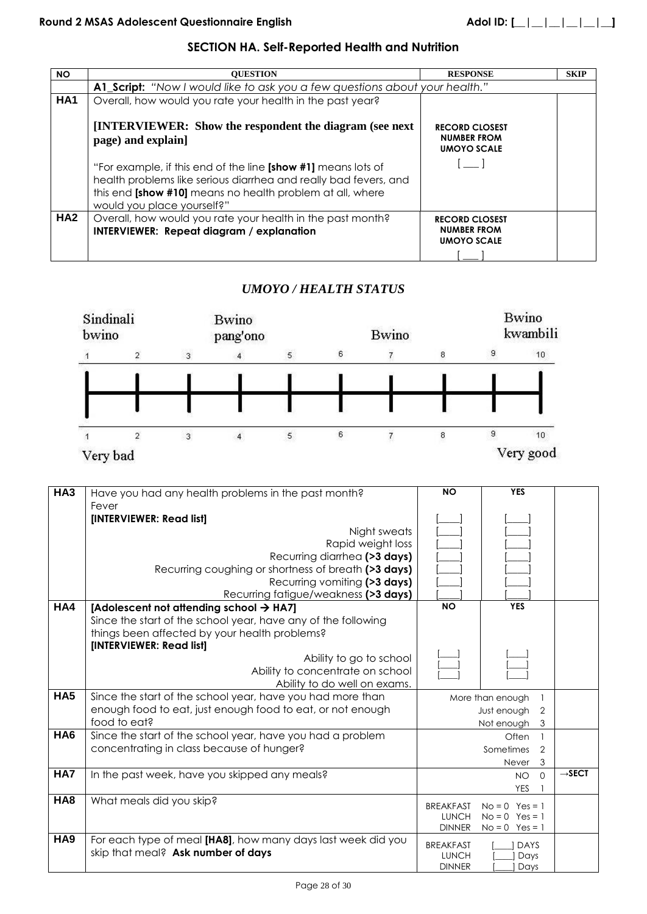## SECTION HA. Self-Reported Health and Nutrition

| NO | QUESTION | RESPONSE | SKIP |
|---|---|---|---|
| | **A1_Script:** *"Now I would like to ask you a few questions about your health."* | | |
| **HA1** | Overall, how would you rate your health in the past year?<br><br>**[INTERVIEWER: Show the respondent the diagram (see next page) and explain]**<br><br>"For example, if this end of the line **[show #1]** means lots of health problems like serious diarrhea and really bad fevers, and this end **[show #10]** means no health problem at all, where would you place yourself?" | **RECORD CLOSEST NUMBER FROM UMOYO SCALE**<br>[ ___ ] | |
| **HA2** | Overall, how would you rate your health in the past month?<br>**INTERVIEWER: Repeat diagram / explanation** | **RECORD CLOSEST NUMBER FROM UMOYO SCALE**<br>[ ___ ] | |

### *UMOYO / HEALTH STATUS*

Sindinali bwino

Bwino pang'ono

Bwino

Bwino kwambili

1 2 3 4 5 6 7 8 9 10

Very bad

Very good

| NO | QUESTION | NO | YES | SKIP |
|---|---|---|---|---|
| **HA3** | Have you had any health problems in the past month?<br>**[INTERVIEWER: Read list]** | | | |
| | Fever | [____] | [____] | |
| | Night sweats | [____] | [____] | |
| | Rapid weight loss | [____] | [____] | |
| | Recurring diarrhea **(>3 days)** | [____] | [____] | |
| | Recurring coughing or shortness of breath **(>3 days)** | [____] | [____] | |
| | Recurring vomiting **(>3 days)** | [____] | [____] | |
| | Recurring fatigue/weakness **(>3 days)** | [____] | [____] | |
| **HA4** | **[Adolescent not attending school → HA7]**<br>Since the start of the school year, have any of the following things been affected by your health problems?<br>**[INTERVIEWER: Read list]** | **NO** | **YES** | |
| | Ability to go to school | [___] | [___] | |
| | Ability to concentrate on school | [___] | [___] | |
| | Ability to do well on exams. | [___] | [___] | |
| **HA5** | Since the start of the school year, have you had more than enough food to eat, just enough food to eat, or not enough food to eat? | More than enough 1<br>Just enough 2<br>Not enough 3 | | |
| **HA6** | Since the start of the school year, have you had a problem concentrating in class because of hunger? | Often 1<br>Sometimes 2<br>Never 3 | | |
| **HA7** | In the past week, have you skipped any meals? | NO 0<br>YES 1 | | →SECT |
| **HA8** | What meals did you skip? | BREAKFAST No = 0 Yes = 1<br>LUNCH No = 0 Yes = 1<br>DINNER No = 0 Yes = 1 | | |
| **HA9** | For each type of meal **[HA8]**, how many days last week did you skip that meal? **Ask number of days** | BREAKFAST [____] DAYS<br>LUNCH [____] Days<br>DINNER [____] Days | | |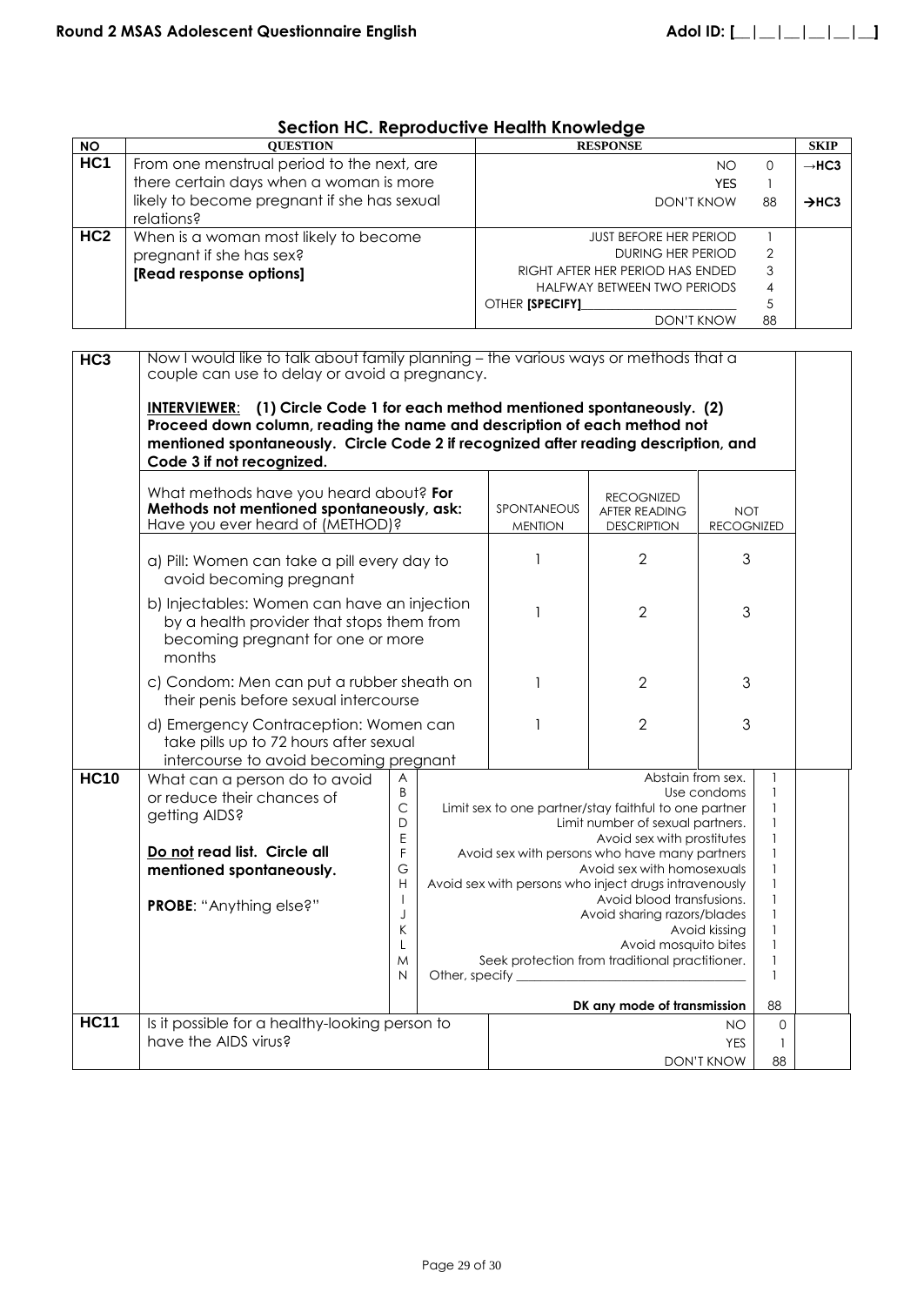## Section HC. Reproductive Health Knowledge

| NO | QUESTION | RESPONSE | | SKIP |
|---|---|---|---|---|
| HC1 | From one menstrual period to the next, are there certain days when a woman is more likely to become pregnant if she has sexual relations? | NO | 0 | →HC3 |
| | | YES | 1 | |
| | | DON'T KNOW | 88 | →HC3 |
| HC2 | When is a woman most likely to become pregnant if she has sex? **[Read response options]** | JUST BEFORE HER PERIOD | 1 | |
| | | DURING HER PERIOD | 2 | |
| | | RIGHT AFTER HER PERIOD HAS ENDED | 3 | |
| | | HALFWAY BETWEEN TWO PERIODS | 4 | |
| | | OTHER **[SPECIFY]**\_\_\_\_\_\_\_\_\_\_\_\_ | 5 | |
| | | DON'T KNOW | 88 | |

**HC3** Now I would like to talk about family planning – the various ways or methods that a couple can use to delay or avoid a pregnancy.

**INTERVIEWER**: **(1) Circle Code 1 for each method mentioned spontaneously. (2) Proceed down column, reading the name and description of each method not mentioned spontaneously. Circle Code 2 if recognized after reading description, and Code 3 if not recognized.**

| What methods have you heard about? **For Methods not mentioned spontaneously, ask:** Have you ever heard of (METHOD)? | SPONTANEOUS MENTION | RECOGNIZED AFTER READING DESCRIPTION | NOT RECOGNIZED |
|---|---|---|---|
| a) Pill: Women can take a pill every day to avoid becoming pregnant | 1 | 2 | 3 |
| b) Injectables: Women can have an injection by a health provider that stops them from becoming pregnant for one or more months | 1 | 2 | 3 |
| c) Condom: Men can put a rubber sheath on their penis before sexual intercourse | 1 | 2 | 3 |
| d) Emergency Contraception: Women can take pills up to 72 hours after sexual intercourse to avoid becoming pregnant | 1 | 2 | 3 |

| NO | QUESTION | | RESPONSE | | SKIP |
|---|---|---|---|---|---|
| HC10 | What can a person do to avoid or reduce their chances of getting AIDS? **Do not read list. Circle all mentioned spontaneously.** **PROBE**: "Anything else?" | A | Abstain from sex. | 1 | |
| | | B | Use condoms | 1 | |
| | | C | Limit sex to one partner/stay faithful to one partner | 1 | |
| | | D | Limit number of sexual partners. | 1 | |
| | | E | Avoid sex with prostitutes | 1 | |
| | | F | Avoid sex with persons who have many partners | 1 | |
| | | G | Avoid sex with homosexuals | 1 | |
| | | H | Avoid sex with persons who inject drugs intravenously | 1 | |
| | | I | Avoid blood transfusions. | 1 | |
| | | J | Avoid sharing razors/blades | 1 | |
| | | K | Avoid kissing | 1 | |
| | | L | Avoid mosquito bites | 1 | |
| | | M | Seek protection from traditional practitioner. | 1 | |
| | | N | Other, specify \_\_\_\_\_\_\_\_\_\_\_\_ | 1 | |
| | | | **DK any mode of transmission** | 88 | |
| HC11 | Is it possible for a healthy-looking person to have the AIDS virus? | | NO | 0 | |
| | | | YES | 1 | |
| | | | DON'T KNOW | 88 | |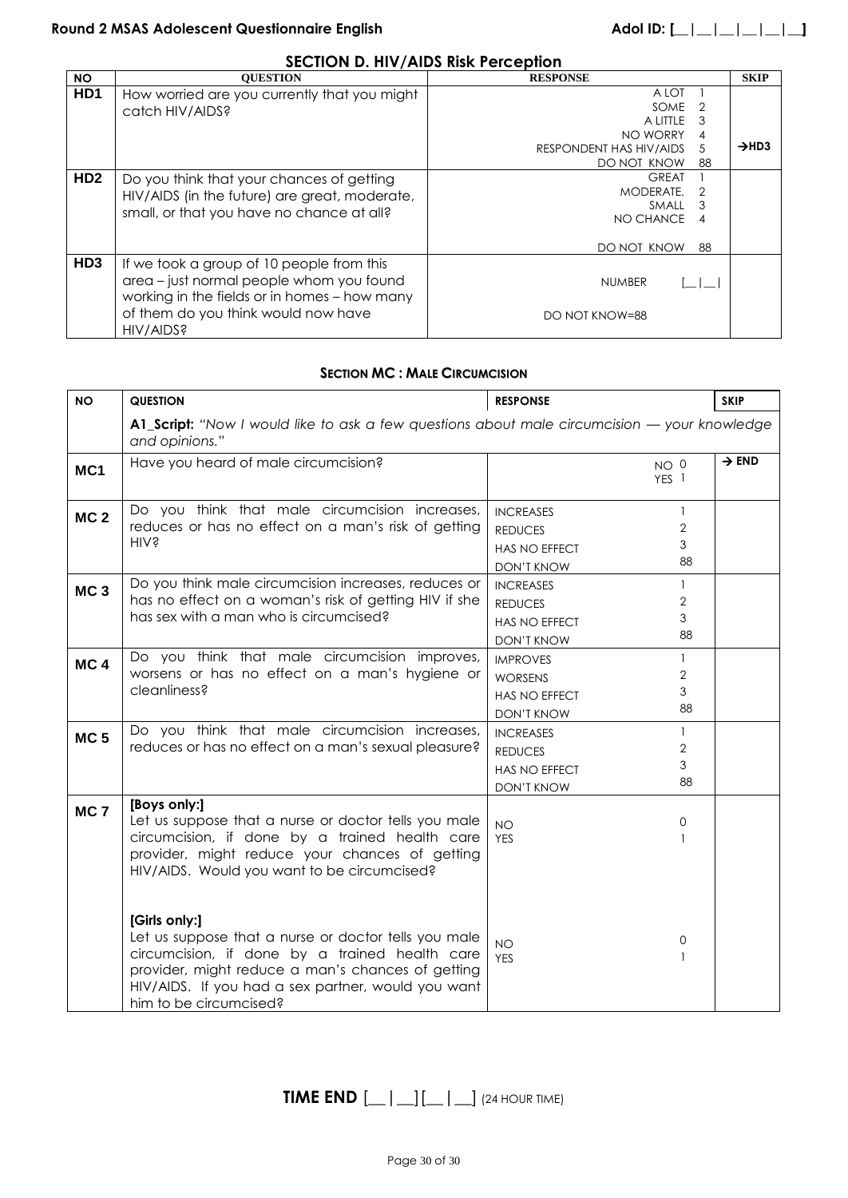## SECTION D. HIV/AIDS Risk Perception

| NO | QUESTION | RESPONSE | SKIP |
|---|---|---|---|
| HD1 | How worried are you currently that you might catch HIV/AIDS? | A LOT 1<br>SOME 2<br>A LITTLE 3<br>NO WORRY 4<br>RESPONDENT HAS HIV/AIDS 5<br>DO NOT KNOW 88 | →HD3 |
| HD2 | Do you think that your chances of getting HIV/AIDS (in the future) are great, moderate, small, or that you have no chance at all? | GREAT 1<br>MODERATE. 2<br>SMALL 3<br>NO CHANCE 4<br>DO NOT KNOW 88 | |
| HD3 | If we took a group of 10 people from this area – just normal people whom you found working in the fields or in homes – how many of them do you think would now have HIV/AIDS? | NUMBER [__|__]<br>DO NOT KNOW=88 | |

## SECTION MC : MALE CIRCUMCISION

| NO | QUESTION | RESPONSE | SKIP |
|---|---|---|---|
| | **A1_Script:** *"Now I would like to ask a few questions about male circumcision — your knowledge and opinions."* | | |
| MC1 | Have you heard of male circumcision? | NO 0<br>YES 1 | → END |
| MC 2 | Do you think that male circumcision increases, reduces or has no effect on a man's risk of getting HIV? | INCREASES 1<br>REDUCES 2<br>HAS NO EFFECT 3<br>DON'T KNOW 88 | |
| MC 3 | Do you think male circumcision increases, reduces or has no effect on a woman's risk of getting HIV if she has sex with a man who is circumcised? | INCREASES 1<br>REDUCES 2<br>HAS NO EFFECT 3<br>DON'T KNOW 88 | |
| MC 4 | Do you think that male circumcision improves, worsens or has no effect on a man's hygiene or cleanliness? | IMPROVES 1<br>WORSENS 2<br>HAS NO EFFECT 3<br>DON'T KNOW 88 | |
| MC 5 | Do you think that male circumcision increases, reduces or has no effect on a man's sexual pleasure? | INCREASES 1<br>REDUCES 2<br>HAS NO EFFECT 3<br>DON'T KNOW 88 | |
| MC 7 | **[Boys only:]**<br>Let us suppose that a nurse or doctor tells you male circumcision, if done by a trained health care provider, might reduce your chances of getting HIV/AIDS. Would you want to be circumcised? | NO 0<br>YES 1 | |
| | **[Girls only:]**<br>Let us suppose that a nurse or doctor tells you male circumcision, if done by a trained health care provider, might reduce a man's chances of getting HIV/AIDS. If you had a sex partner, would you want him to be circumcised? | NO 0<br>YES 1 | |

**TIME END** [__|__][__|__] (24 HOUR TIME)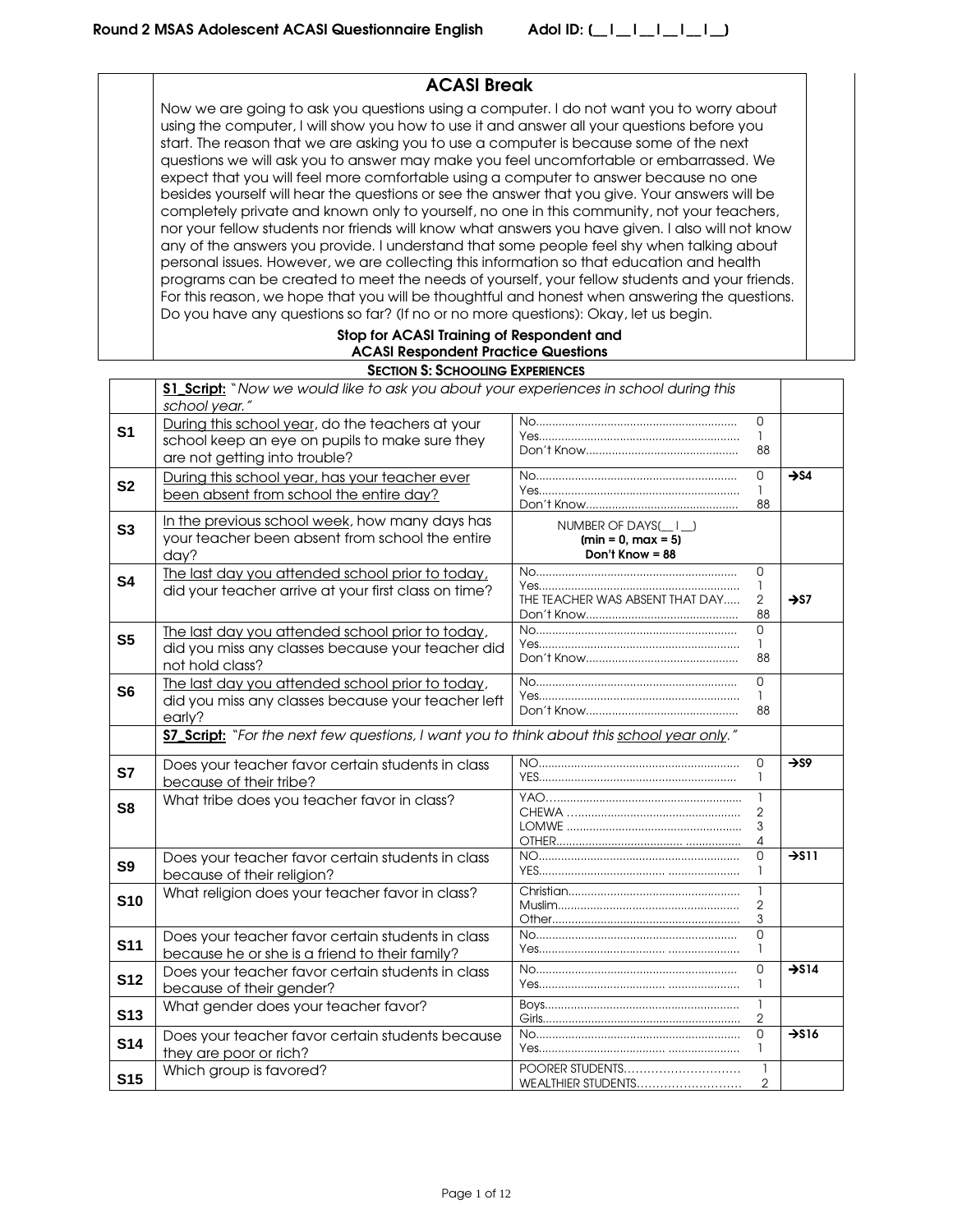## ACASI Break

Now we are going to ask you questions using a computer. I do not want you to worry about using the computer, I will show you how to use it and answer all your questions before you start. The reason that we are asking you to use a computer is because some of the next questions we will ask you to answer may make you feel uncomfortable or embarrassed. We expect that you will feel more comfortable using a computer to answer because no one besides yourself will hear the questions or see the answer that you give. Your answers will be completely private and known only to yourself, no one in this community, not your teachers, nor your fellow students nor friends will know what answers you have given. I also will not know any of the answers you provide. I understand that some people feel shy when talking about personal issues. However, we are collecting this information so that education and health programs can be created to meet the needs of yourself, your fellow students and your friends. For this reason, we hope that you will be thoughtful and honest when answering the questions. Do you have any questions so far? (If no or no more questions): Okay, let us begin.

**Stop for ACASI Training of Respondent and ACASI Respondent Practice Questions**

### SECTION S: SCHOOLING EXPERIENCES

| | | | |
|---|---|---|---|
| | **S1_Script:** "*Now we would like to ask you about your experiences in school during this school year.*" | | |
| **S1** | During this school year, do the teachers at your school keep an eye on pupils to make sure they are not getting into trouble? | No.......... 0<br>Yes.......... 1<br>Don't Know.......... 88 | |
| **S2** | During this school year, has your teacher ever been absent from school the entire day? | No.......... 0<br>Yes.......... 1<br>Don't Know.......... 88 | →S4 |
| **S3** | In the previous school week, how many days has your teacher been absent from school the entire day? | NUMBER OF DAYS(__\|__)<br>**(min = 0, max = 5)**<br>**Don't Know = 88** | |
| **S4** | The last day you attended school prior to today, did your teacher arrive at your first class on time? | No.......... 0<br>Yes.......... 1<br>THE TEACHER WAS ABSENT THAT DAY.......... 2<br>Don't Know.......... 88 | →S7 |
| **S5** | The last day you attended school prior to today, did you miss any classes because your teacher did not hold class? | No.......... 0<br>Yes.......... 1<br>Don't Know.......... 88 | |
| **S6** | The last day you attended school prior to today, did you miss any classes because your teacher left early? | No.......... 0<br>Yes.......... 1<br>Don't Know.......... 88 | |
| | **S7_Script:** "*For the next few questions, I want you to think about this school year only.*" | | |
| **S7** | Does your teacher favor certain students in class because of their tribe? | NO.......... 0<br>YES.......... 1 | →S9 |
| **S8** | What tribe does you teacher favor in class? | YAO.......... 1<br>CHEWA.......... 2<br>LOMWE.......... 3<br>OTHER.......... 4 | |
| **S9** | Does your teacher favor certain students in class because of their religion? | NO.......... 0<br>YES.......... 1 | →S11 |
| **S10** | What religion does your teacher favor in class? | Christian.......... 1<br>Muslim.......... 2<br>Other.......... 3 | |
| **S11** | Does your teacher favor certain students in class because he or she is a friend to their family? | No.......... 0<br>Yes.......... 1 | |
| **S12** | Does your teacher favor certain students in class because of their gender? | No.......... 0<br>Yes.......... 1 | →S14 |
| **S13** | What gender does your teacher favor? | Boys.......... 1<br>Girls.......... 2 | |
| **S14** | Does your teacher favor certain students because they are poor or rich? | No.......... 0<br>Yes.......... 1 | →S16 |
| **S15** | Which group is favored? | POORER STUDENTS.......... 1<br>WEALTHIER STUDENTS.......... 2 | |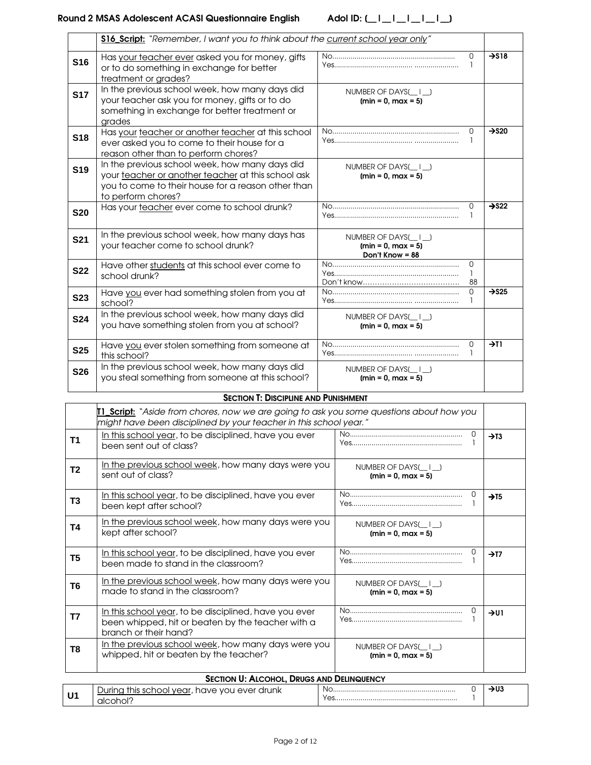| | | | |
|---|---|---|---|
| | **S16_Script:** *"Remember, I want you to think about the current school year only"* | | |
| **S16** | Has your teacher ever asked you for money, gifts or to do something in exchange for better treatment or grades? | No........ 0<br>Yes........ 1 | →S18 |
| **S17** | In the previous school week, how many days did your teacher ask you for money, gifts or to do something in exchange for better treatment or grades | NUMBER OF DAYS(__I__)<br>**(min = 0, max = 5)** | |
| **S18** | Has your teacher or another teacher at this school ever asked you to come to their house for a reason other than to perform chores? | No........ 0<br>Yes........ 1 | →S20 |
| **S19** | In the previous school week, how many days did your teacher or another teacher at this school ask you to come to their house for a reason other than to perform chores? | NUMBER OF DAYS(__I__)<br>**(min = 0, max = 5)** | |
| **S20** | Has your teacher ever come to school drunk? | No........ 0<br>Yes........ 1 | →S22 |
| **S21** | In the previous school week, how many days has your teacher come to school drunk? | NUMBER OF DAYS(__I__)<br>**(min = 0, max = 5)**<br>**Don't Know = 88** | |
| **S22** | Have other students at this school ever come to school drunk? | No........ 0<br>Yes........ 1<br>Don't know........ 88 | |
| **S23** | Have you ever had something stolen from you at school? | No........ 0<br>Yes........ 1 | →S25 |
| **S24** | In the previous school week, how many days did you have something stolen from you at school? | NUMBER OF DAYS(__I__)<br>**(min = 0, max = 5)** | |
| **S25** | Have you ever stolen something from someone at this school? | No........ 0<br>Yes........ 1 | →T1 |
| **S26** | In the previous school week, how many days did you steal something from someone at this school? | NUMBER OF DAYS(__I__)<br>**(min = 0, max = 5)** | |

## SECTION T: DISCIPLINE AND PUNISHMENT

| | | | |
|---|---|---|---|
| | **T1_Script:** *"Aside from chores, now we are going to ask you some questions about how you might have been disciplined by your teacher in this school year."* | | |
| **T1** | In this school year, to be disciplined, have you ever been sent out of class? | No........ 0<br>Yes........ 1 | →T3 |
| **T2** | In the previous school week, how many days were you sent out of class? | NUMBER OF DAYS(__I__)<br>**(min = 0, max = 5)** | |
| **T3** | In this school year, to be disciplined, have you ever been kept after school? | No........ 0<br>Yes........ 1 | →T5 |
| **T4** | In the previous school week, how many days were you kept after school? | NUMBER OF DAYS(__I__)<br>**(min = 0, max = 5)** | |
| **T5** | In this school year, to be disciplined, have you ever been made to stand in the classroom? | No........ 0<br>Yes........ 1 | →T7 |
| **T6** | In the previous school week, how many days were you made to stand in the classroom? | NUMBER OF DAYS(__I__)<br>**(min = 0, max = 5)** | |
| **T7** | In this school year, to be disciplined, have you ever been whipped, hit or beaten by the teacher with a branch or their hand? | No........ 0<br>Yes........ 1 | →U1 |
| **T8** | In the previous school week, how many days were you whipped, hit or beaten by the teacher? | NUMBER OF DAYS(__I__)<br>**(min = 0, max = 5)** | |

## SECTION U: ALCOHOL, DRUGS AND DELINQUENCY

| | | | |
|---|---|---|---|
| **U1** | During this school year, have you ever drunk alcohol? | No........ 0<br>Yes........ 1 | →U3 |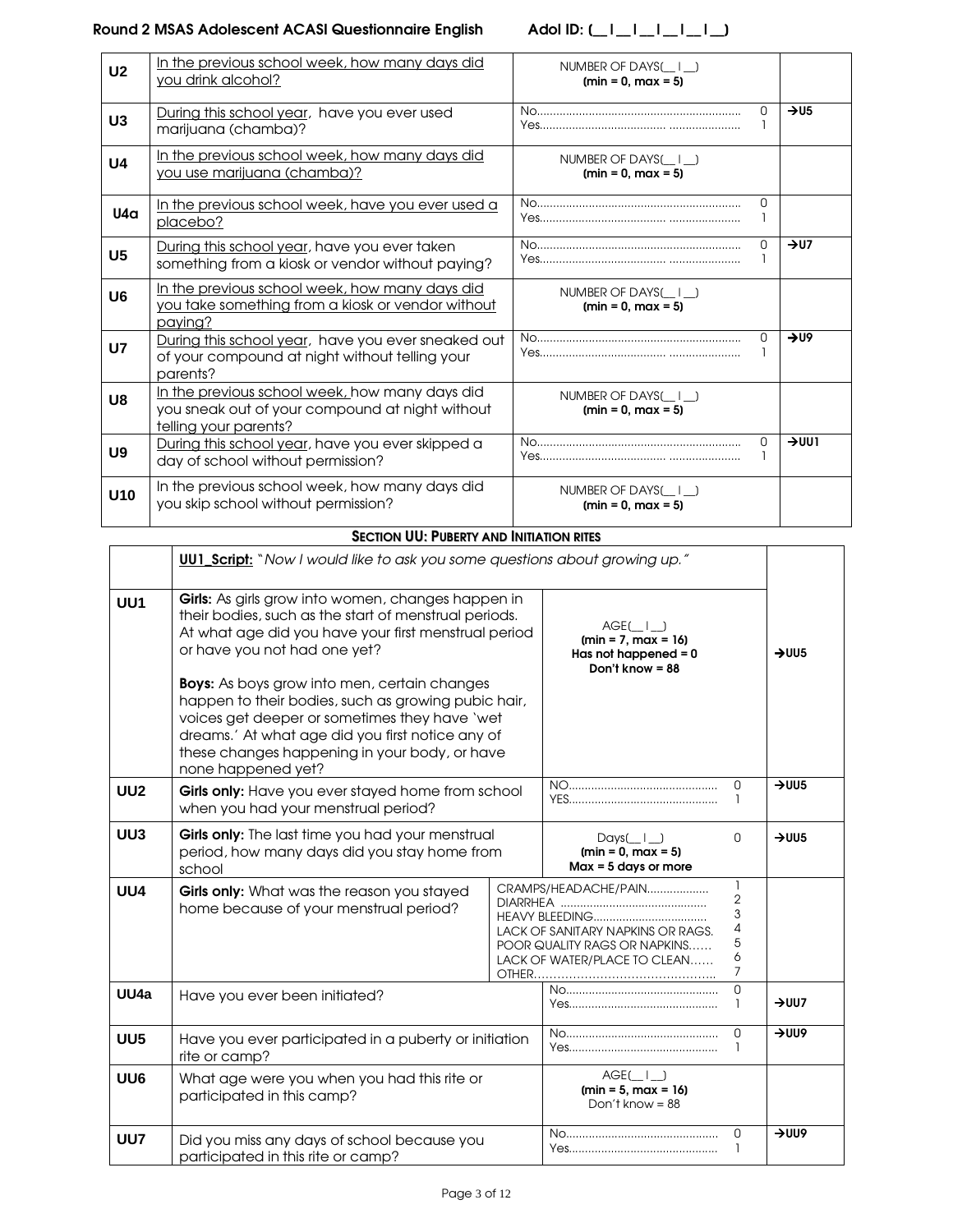| | | | |
|---|---|---|---|
| **U2** | In the previous school week, how many days did you drink alcohol? | NUMBER OF DAYS(__I__)<br>**(min = 0, max = 5)** | |
| **U3** | During this school year, have you ever used marijuana (chamba)? | No........ 0<br>Yes........ 1 | →U5 |
| **U4** | In the previous school week, how many days did you use marijuana (chamba)? | NUMBER OF DAYS(__I__)<br>**(min = 0, max = 5)** | |
| **U4a** | In the previous school week, have you ever used a placebo? | No........ 0<br>Yes........ 1 | |
| **U5** | During this school year, have you ever taken something from a kiosk or vendor without paying? | No........ 0<br>Yes........ 1 | →U7 |
| **U6** | In the previous school week, how many days did you take something from a kiosk or vendor without paying? | NUMBER OF DAYS(__I__)<br>**(min = 0, max = 5)** | |
| **U7** | During this school year, have you ever sneaked out of your compound at night without telling your parents? | No........ 0<br>Yes........ 1 | →U9 |
| **U8** | In the previous school week, how many days did you sneak out of your compound at night without telling your parents? | NUMBER OF DAYS(__I__)<br>**(min = 0, max = 5)** | |
| **U9** | During this school year, have you ever skipped a day of school without permission? | No........ 0<br>Yes........ 1 | →UU1 |
| **U10** | In the previous school week, how many days did you skip school without permission? | NUMBER OF DAYS(__I__)<br>**(min = 0, max = 5)** | |

**SECTION UU: PUBERTY AND INITIATION RITES**

| | | | |
|---|---|---|---|
| | **UU1_Script:** *"Now I would like to ask you some questions about growing up."* | | |
| **UU1** | **Girls:** As girls grow into women, changes happen in their bodies, such as the start of menstrual periods. At what age did you have your first menstrual period or have you not had one yet?<br><br>**Boys:** As boys grow into men, certain changes happen to their bodies, such as growing pubic hair, voices get deeper or sometimes they have 'wet dreams.' At what age did you first notice any of these changes happening in your body, or have none happened yet? | AGE(__I__)<br>**(min = 7, max = 16)**<br>**Has not happened = 0**<br>**Don't know = 88** | →UU5 |
| **UU2** | **Girls only:** Have you ever stayed home from school when you had your menstrual period? | NO........ 0<br>YES........ 1 | →UU5 |
| **UU3** | **Girls only:** The last time you had your menstrual period, how many days did you stay home from school | Days(__I__) 0<br>**(min = 0, max = 5)**<br>**Max = 5 days or more** | →UU5 |
| **UU4** | **Girls only:** What was the reason you stayed home because of your menstrual period? | CRAMPS/HEADACHE/PAIN........ 1<br>DIARRHEA........ 2<br>HEAVY BLEEDING........ 3<br>LACK OF SANITARY NAPKINS OR RAGS. 4<br>POOR QUALITY RAGS OR NAPKINS...... 5<br>LACK OF WATER/PLACE TO CLEAN...... 6<br>OTHER........ 7 | |
| **UU4a** | Have you ever been initiated? | No........ 0<br>Yes........ 1 | →UU7 |
| **UU5** | Have you ever participated in a puberty or initiation rite or camp? | No........ 0<br>Yes........ 1 | →UU9 |
| **UU6** | What age were you when you had this rite or participated in this camp? | AGE(__I__)<br>**(min = 5, max = 16)**<br>Don't know = 88 | |
| **UU7** | Did you miss any days of school because you participated in this rite or camp? | No........ 0<br>Yes........ 1 | →UU9 |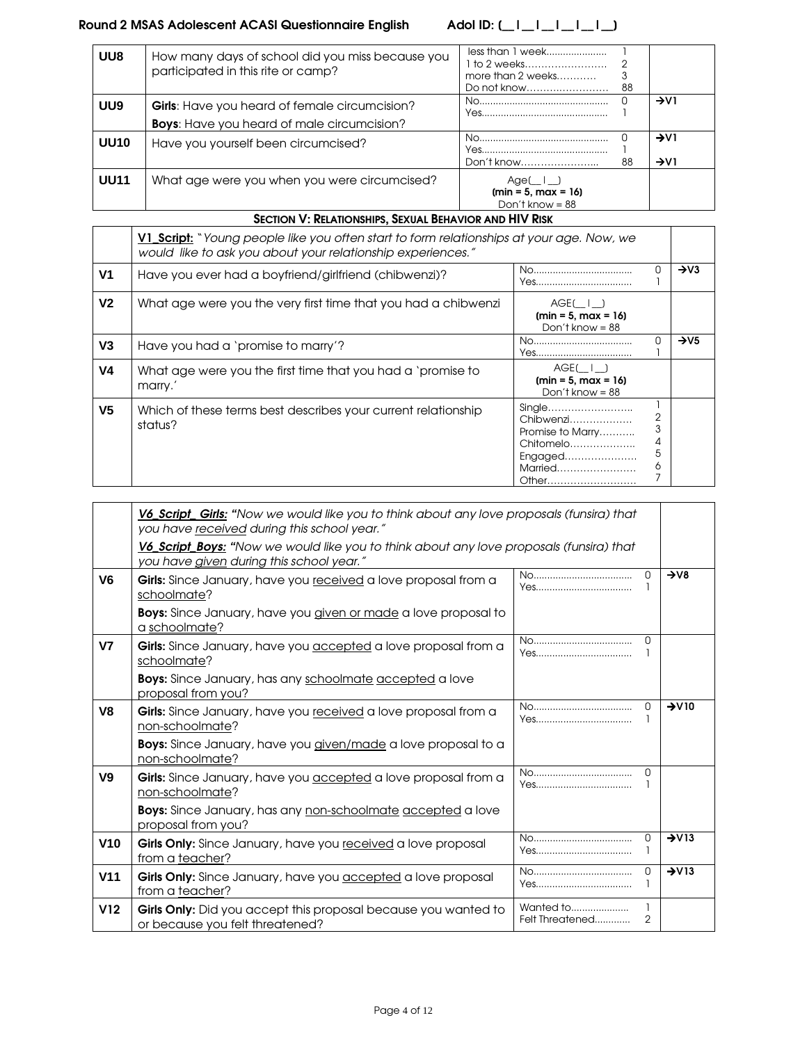| | | | |
|---|---|---|---|
| **UU8** | How many days of school did you miss because you participated in this rite or camp? | less than 1 week...................... 1<br>1 to 2 weeks........................ 2<br>more than 2 weeks............ 3<br>Do not know........................ 88 | |
| **UU9** | **Girls**: Have you heard of female circumcision?<br>**Boys**: Have you heard of male circumcision? | No............................................... 0<br>Yes.............................................. 1 | →V1 |
| **UU10** | Have you yourself been circumcised? | No............................................... 0<br>Yes.............................................. 1<br>Don't know........................ 88 | →V1<br><br>→V1 |
| **UU11** | What age were you when you were circumcised? | Age(__I__)<br>**(min = 5, max = 16)**<br>Don't know = 88 | |

## SECTION V: RELATIONSHIPS, SEXUAL BEHAVIOR AND HIV RISK

| | | | |
|---|---|---|---|
| | **V1_Script:** "*Young people like you often start to form relationships at your age. Now, we would like to ask you about your relationship experiences.*" | | |
| **V1** | Have you ever had a boyfriend/girlfriend (chibwenzi)? | No.................................... 0<br>Yes................................... 1 | →V3 |
| **V2** | What age were you the very first time that you had a chibwenzi | AGE(__I__)<br>**(min = 5, max = 16)**<br>Don't know = 88 | |
| **V3** | Have you had a 'promise to marry'? | No.................................... 0<br>Yes................................... 1 | →V5 |
| **V4** | What age were you the first time that you had a 'promise to marry.' | AGE(__I__)<br>**(min = 5, max = 16)**<br>Don't know = 88 | |
| **V5** | Which of these terms best describes your current relationship status? | Single.......................... 1<br>Chibwenzi.................. 2<br>Promise to Marry........... 3<br>Chitomelo.................... 4<br>Engaged...................... 5<br>Married........................ 6<br>Other........................... 7 | |

| | | | |
|---|---|---|---|
| | ***V6_Script_ Girls:*** *"Now we would like you to think about any love proposals (funsira) that you have received during this school year."*<br>***V6_Script_Boys:*** *"Now we would like you to think about any love proposals (funsira) that you have given during this school year."* | | |
| **V6** | **Girls:** Since January, have you received a love proposal from a schoolmate?<br>**Boys:** Since January, have you given or made a love proposal to a schoolmate? | No.................................... 0<br>Yes................................... 1 | →V8 |
| **V7** | **Girls:** Since January, have you accepted a love proposal from a schoolmate?<br>**Boys:** Since January, has any schoolmate accepted a love proposal from you? | No.................................... 0<br>Yes................................... 1 | |
| **V8** | **Girls:** Since January, have you received a love proposal from a non-schoolmate?<br>**Boys:** Since January, have you given/made a love proposal to a non-schoolmate? | No.................................... 0<br>Yes................................... 1 | →V10 |
| **V9** | **Girls:** Since January, have you accepted a love proposal from a non-schoolmate?<br>**Boys:** Since January, has any non-schoolmate accepted a love proposal from you? | No.................................... 0<br>Yes................................... 1 | |
| **V10** | **Girls Only:** Since January, have you received a love proposal from a teacher? | No.................................... 0<br>Yes................................... 1 | →V13 |
| **V11** | **Girls Only:** Since January, have you accepted a love proposal from a teacher? | No.................................... 0<br>Yes................................... 1 | →V13 |
| **V12** | **Girls Only:** Did you accept this proposal because you wanted to or because you felt threatened? | Wanted to..................... 1<br>Felt Threatened............. 2 | |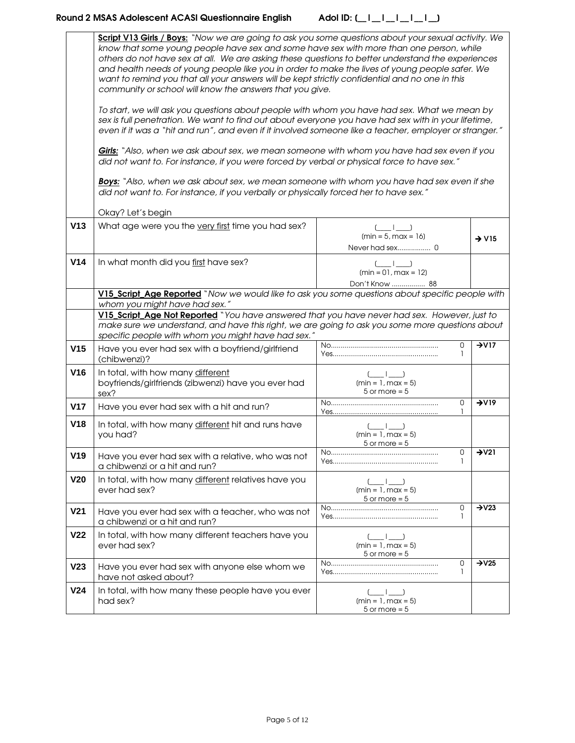| | | | |
|---|---|---|---|
| | **Script V13 Girls / Boys:** "*Now we are going to ask you some questions about your sexual activity. We know that some young people have sex and some have sex with more than one person, while others do not have sex at all. We are asking these questions to better understand the experiences and health needs of young people like you in order to make the lives of young people safer. We want to remind you that all your answers will be kept strictly confidential and no one in this community or school will know the answers that you give.*<br><br>*To start, we will ask you questions about people with whom you have had sex. What we mean by sex is full penetration. We want to find out about everyone you have had sex with in your lifetime, even if it was a "hit and run", and even if it involved someone like a teacher, employer or stranger."*<br><br>***Girls:*** *"Also, when we ask about sex, we mean someone with whom you have had sex even if you did not want to. For instance, if you were forced by verbal or physical force to have sex."*<br><br>***Boys:*** *"Also, when we ask about sex, we mean someone with whom you have had sex even if she did not want to. For instance, if you verbally or physically forced her to have sex."*<br><br>Okay? Let's begin | | |
| **V13** | What age were you the very first time you had sex? | (\_\_\_ I \_\_\_)<br>(min = 5, max = 16)<br>Never had sex................. 0 | → V15 |
| **V14** | In what month did you first have sex? | (\_\_\_ I \_\_\_)<br>(min = 01, max = 12)<br>Don't Know ................. 88 | |
| | **V15_Script_Age Reported** "*Now we would like to ask you some questions about specific people with whom you might have had sex.*" | | |
| | **V15_Script_Age Not Reported** "*You have answered that you have never had sex. However, just to make sure we understand, and have this right, we are going to ask you some more questions about specific people with whom you might have had sex.*" | | |
| **V15** | Have you ever had sex with a boyfriend/girlfriend (chibwenzi)? | No........................................... 0<br>Yes.......................................... 1 | →V17 |
| **V16** | In total, with how many different boyfriends/girlfriends (zibwenzi) have you ever had sex? | (\_\_\_ I \_\_\_)<br>(min = 1, max = 5)<br>5 or more = 5 | |
| **V17** | Have you ever had sex with a hit and run? | No........................................... 0<br>Yes.......................................... 1 | →V19 |
| **V18** | In total, with how many different hit and runs have you had? | (\_\_\_ I \_\_\_)<br>(min = 1, max = 5)<br>5 or more = 5 | |
| **V19** | Have you ever had sex with a relative, who was not a chibwenzi or a hit and run? | No........................................... 0<br>Yes.......................................... 1 | →V21 |
| **V20** | In total, with how many different relatives have you ever had sex? | (\_\_\_ I \_\_\_)<br>(min = 1, max = 5)<br>5 or more = 5 | |
| **V21** | Have you ever had sex with a teacher, who was not a chibwenzi or a hit and run? | No........................................... 0<br>Yes.......................................... 1 | →V23 |
| **V22** | In total, with how many different teachers have you ever had sex? | (\_\_\_ I \_\_\_)<br>(min = 1, max = 5)<br>5 or more = 5 | |
| **V23** | Have you ever had sex with anyone else whom we have not asked about? | No........................................... 0<br>Yes.......................................... 1 | →V25 |
| **V24** | In total, with how many these people have you ever had sex? | (\_\_\_ I \_\_\_)<br>(min = 1, max = 5)<br>5 or more = 5 | |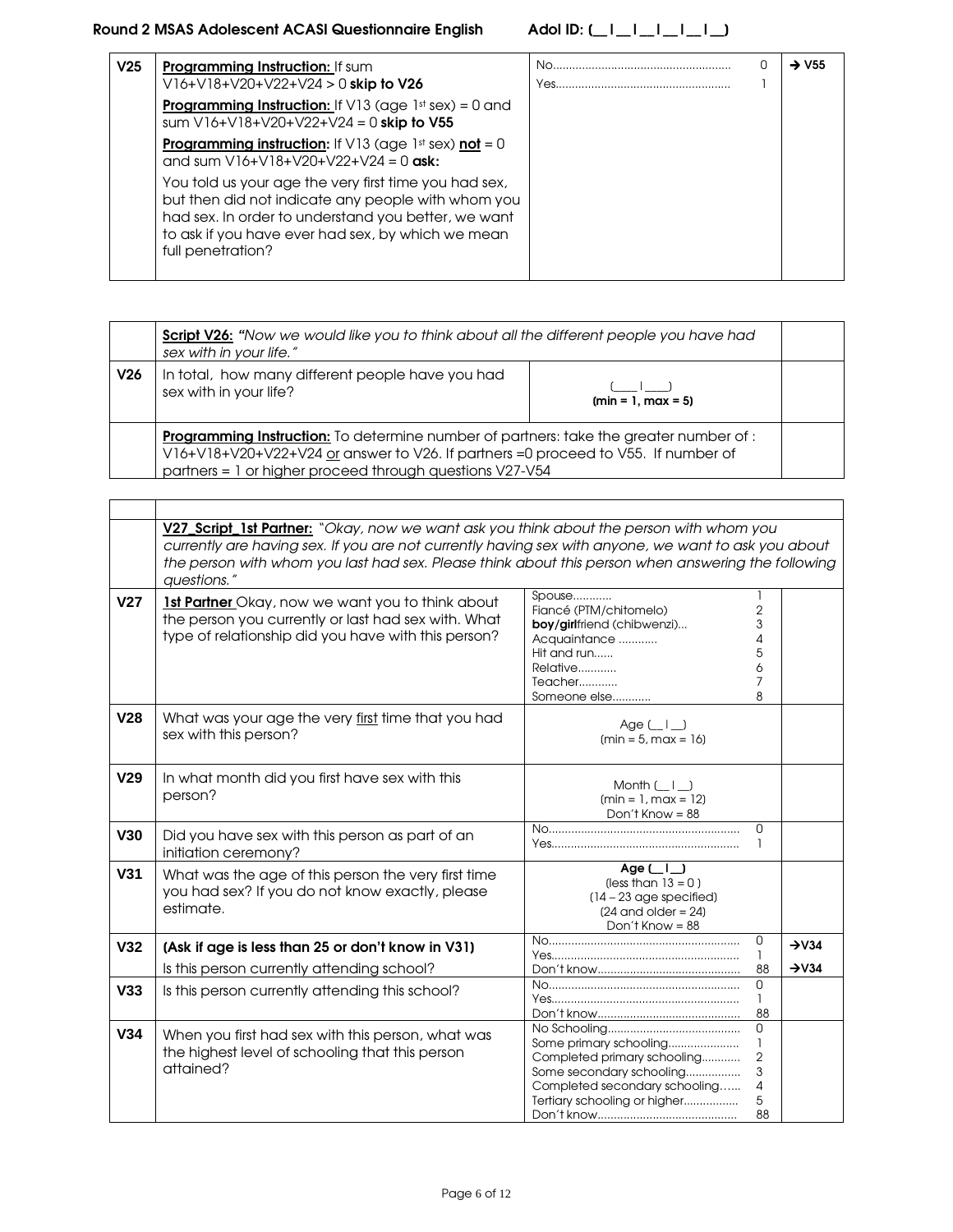| | | | |
|---|---|---|---|
| V25 | **Programming Instruction:** If sum V16+V18+V20+V22+V24 > 0 **skip to V26**<br><br>**Programming Instruction:** If V13 (age 1st sex) = 0 and sum V16+V18+V20+V22+V24 = 0 **skip to V55**<br><br>**Programming instruction:** If V13 (age 1st sex) **not** = 0 and sum V16+V18+V20+V22+V24 = 0 **ask:**<br><br>You told us your age the very first time you had sex, but then did not indicate any people with whom you had sex. In order to understand you better, we want to ask if you have ever had sex, by which we mean full penetration? | No.......................................................... 0<br>Yes........................................................ 1 | → V55 |

| | | | |
|---|---|---|---|
| | **Script V26:** *"Now we would like you to think about all the different people you have had sex with in your life."* | | |
| V26 | In total, how many different people have you had sex with in your life? | (___ I ___)<br>**(min = 1, max = 5)** | |
| | **Programming Instruction:** To determine number of partners: take the greater number of : V16+V18+V20+V22+V24 or answer to V26. If partners =0 proceed to V55. If number of partners = 1 or higher proceed through questions V27-V54 | | |

| | | | |
|---|---|---|---|
| | **V27_Script_1st Partner:** "*Okay, now we want ask you think about the person with whom you currently are having sex. If you are not currently having sex with anyone, we want to ask you about the person with whom you last had sex. Please think about this person when answering the following questions.*" | | |
| V27 | **1st Partner** Okay, now we want you to think about the person you currently or last had sex with. What type of relationship did you have with this person? | Spouse............ 1<br>Fiancé (PTM/chitomelo) 2<br>**boy/girl**friend (chibwenzi)... 3<br>Acquaintance ............ 4<br>Hit and run...... 5<br>Relative............ 6<br>Teacher............ 7<br>Someone else............ 8 | |
| V28 | What was your age the very first time that you had sex with this person? | Age (__ I __)<br>(min = 5, max = 16) | |
| V29 | In what month did you first have sex with this person? | Month (__ I __)<br>(min = 1, max = 12)<br>Don't Know = 88 | |
| V30 | Did you have sex with this person as part of an initiation ceremony? | No.......................................................... 0<br>Yes........................................................ 1 | |
| V31 | What was the age of this person the very first time you had sex? If you do not know exactly, please estimate. | **Age (__ I __)**<br>(less than 13 = 0 )<br>(14 – 23 age specified)<br>(24 and older = 24)<br>Don't Know = 88 | |
| V32 | **(Ask if age is less than 25 or don't know in V31)**<br><br>Is this person currently attending school? | No.......................................................... 0<br>Yes........................................................ 1<br>Don't know............................................ 88 | →V34<br><br>→V34 |
| V33 | Is this person currently attending this school? | No.......................................................... 0<br>Yes........................................................ 1<br>Don't know............................................ 88 | |
| V34 | When you first had sex with this person, what was the highest level of schooling that this person attained? | No Schooling......................................... 0<br>Some primary schooling...................... 1<br>Completed primary schooling............ 2<br>Some secondary schooling................. 3<br>Completed secondary schooling...... 4<br>Tertiary schooling or higher................. 5<br>Don't know........................................... 88 | |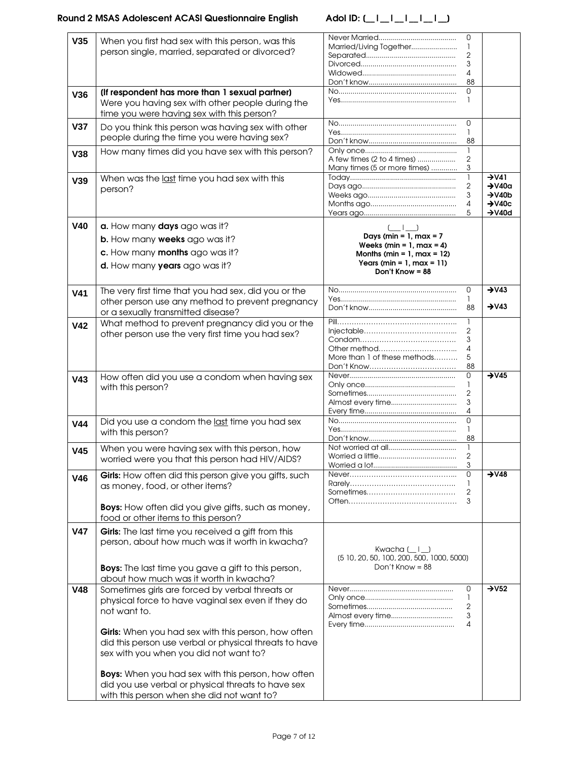| | | | |
|---|---|---|---|
| **V35** | When you first had sex with this person, was this person single, married, separated or divorced? | Never Married........ 0<br>Married/Living Together........ 1<br>Separated........ 2<br>Divorced........ 3<br>Widowed........ 4<br>Don't know........ 88 | |
| **V36** | **(If respondent has more than 1 sexual partner)** Were you having sex with other people during the time you were having sex with this person? | No........ 0<br>Yes........ 1 | |
| **V37** | Do you think this person was having sex with other people during the time you were having sex? | No........ 0<br>Yes........ 1<br>Don't know........ 88 | |
| **V38** | How many times did you have sex with this person? | Only once........ 1<br>A few times (2 to 4 times) ........ 2<br>Many times (5 or more times) ........ 3 | |
| **V39** | When was the <u>last</u> time you had sex with this person? | Today........ 1<br>Days ago........ 2<br>Weeks ago........ 3<br>Months ago........ 4<br>Years ago........ 5 | →V41<br>→V40a<br>→V40b<br>→V40c<br>→V40d |
| **V40** | **a.** How many **days** ago was it?<br>**b.** How many **weeks** ago was it?<br>**c.** How many **months** ago was it?<br>**d.** How many **years** ago was it? | (__ I __)<br>**Days (min = 1, max = 7**<br>**Weeks (min = 1, max = 4)**<br>**Months (min = 1, max = 12)**<br>**Years (min = 1, max = 11)**<br>**Don't Know = 88** | |
| **V41** | The very first time that you had sex, did you or the other person use any method to prevent pregnancy or a sexually transmitted disease? | No........ 0<br>Yes........ 1<br>Don't know........ 88 | →V43<br><br>→V43 |
| **V42** | What method to prevent pregnancy did you or the other person use the very first time you had sex? | Pill........ 1<br>Injectable........ 2<br>Condom........ 3<br>Other method........ 4<br>More than 1 of these methods........ 5<br>Don't Know........ 88 | |
| **V43** | How often did you use a condom when having sex with this person? | Never........ 0<br>Only once........ 1<br>Sometimes........ 2<br>Almost every time........ 3<br>Every time........ 4 | →V45 |
| **V44** | Did you use a condom the <u>last</u> time you had sex with this person? | No........ 0<br>Yes........ 1<br>Don't know........ 88 | |
| **V45** | When you were having sex with this person, how worried were you that this person had HIV/AIDS? | Not worried at all........ 1<br>Worried a little........ 2<br>Worried a lot........ 3 | |
| **V46** | **Girls:** How often did this person give you gifts, such as money, food, or other items?<br><br>**Boys:** How often did you give gifts, such as money, food or other items to this person? | Never........ 0<br>Rarely........ 1<br>Sometimes........ 2<br>Often........ 3 | →V48 |
| **V47** | **Girls:** The last time you received a gift from this person, about how much was it worth in kwacha?<br><br>**Boys:** The last time you gave a gift to this person, about how much was it worth in kwacha? | Kwacha (__ I __)<br>(5 10, 20, 50, 100, 200, 500, 1000, 5000)<br>Don't Know = 88 | |
| **V48** | Sometimes girls are forced by verbal threats or physical force to have vaginal sex even if they do not want to.<br><br>**Girls:** When you had sex with this person, how often did this person use verbal or physical threats to have sex with you when you did not want to?<br><br>**Boys:** When you had sex with this person, how often did you use verbal or physical threats to have sex with this person when she did not want to? | Never........ 0<br>Only once........ 1<br>Sometimes........ 2<br>Almost every time........ 3<br>Every time........ 4 | →V52 |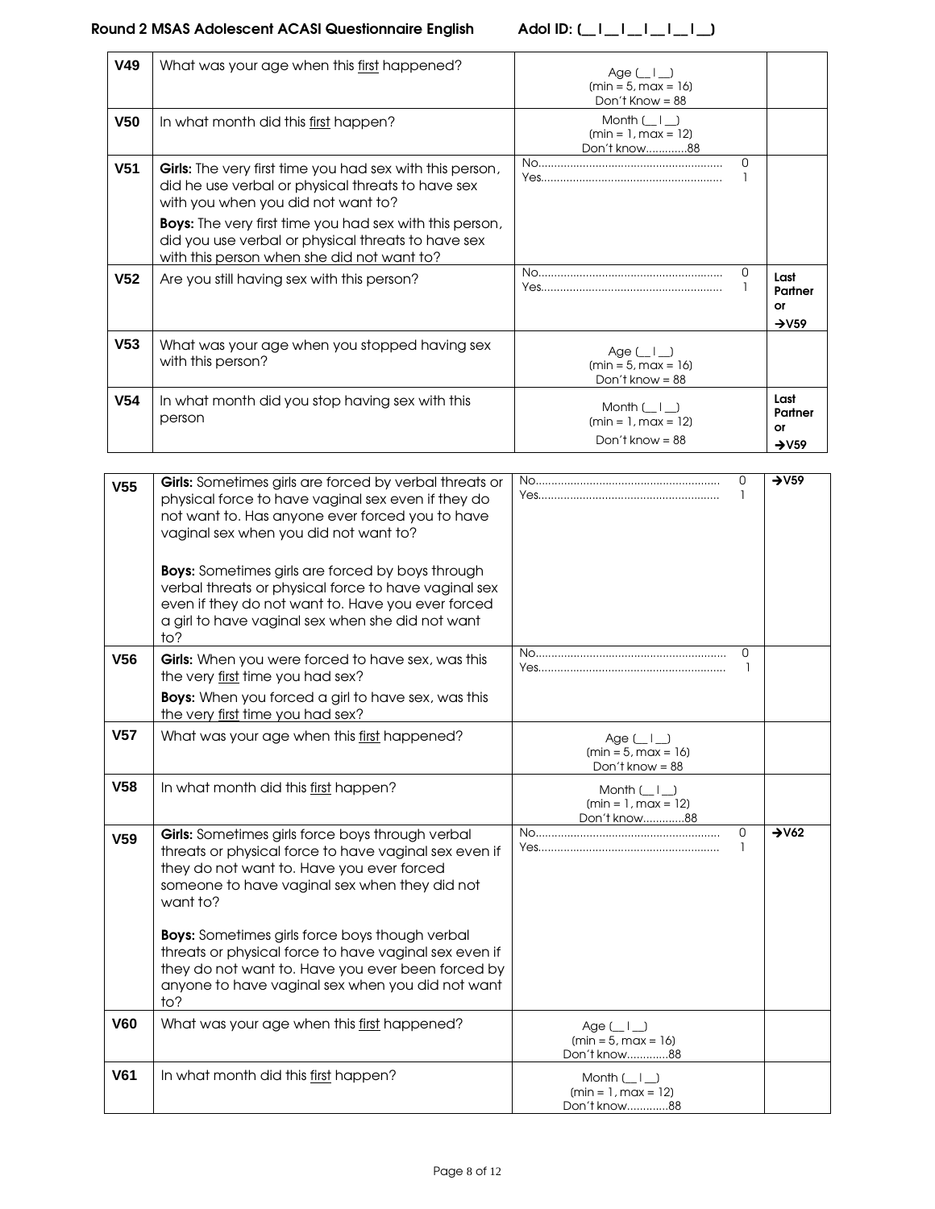| | | | |
|---|---|---|---|
| **V49** | What was your age when this first happened? | Age (__\|__) (min = 5, max = 16) Don't Know = 88 | |
| **V50** | In what month did this first happen? | Month (__\|__) (min = 1, max = 12) Don't know.............88 | |
| **V51** | **Girls:** The very first time you had sex with this person, did he use verbal or physical threats to have sex with you when you did not want to?<br>**Boys:** The very first time you had sex with this person, did you use verbal or physical threats to have sex with this person when she did not want to? | No.......................................................... 0<br>Yes......................................................... 1 | |
| **V52** | Are you still having sex with this person? | No.......................................................... 0<br>Yes......................................................... 1 | **Last Partner or →V59** |
| **V53** | What was your age when you stopped having sex with this person? | Age (__\|__) (min = 5, max = 16) Don't know = 88 | |
| **V54** | In what month did you stop having sex with this person | Month (__\|__) (min = 1, max = 12) Don't know = 88 | **Last Partner or →V59** |

| | | | |
|---|---|---|---|
| **V55** | **Girls:** Sometimes girls are forced by verbal threats or physical force to have vaginal sex even if they do not want to. Has anyone ever forced you to have vaginal sex when you did not want to?<br><br>**Boys:** Sometimes girls are forced by boys through verbal threats or physical force to have vaginal sex even if they do not want to. Have you ever forced a girl to have vaginal sex when she did not want to? | No.......................................................... 0<br>Yes......................................................... 1 | **→V59** |
| **V56** | **Girls:** When you were forced to have sex, was this the very first time you had sex?<br>**Boys:** When you forced a girl to have sex, was this the very first time you had sex? | No.......................................................... 0<br>Yes......................................................... 1 | |
| **V57** | What was your age when this first happened? | Age (__\|__) (min = 5, max = 16) Don't know = 88 | |
| **V58** | In what month did this first happen? | Month (__\|__) (min = 1, max = 12) Don't know.............88 | |
| **V59** | **Girls:** Sometimes girls force boys through verbal threats or physical force to have vaginal sex even if they do not want to. Have you ever forced someone to have vaginal sex when they did not want to?<br><br>**Boys:** Sometimes girls force boys though verbal threats or physical force to have vaginal sex even if they do not want to. Have you ever been forced by anyone to have vaginal sex when you did not want to? | No.......................................................... 0<br>Yes......................................................... 1 | **→V62** |
| **V60** | What was your age when this first happened? | Age (__\|__) (min = 5, max = 16) Don't know.............88 | |
| **V61** | In what month did this first happen? | Month (__\|__) (min = 1, max = 12) Don't know.............88 | |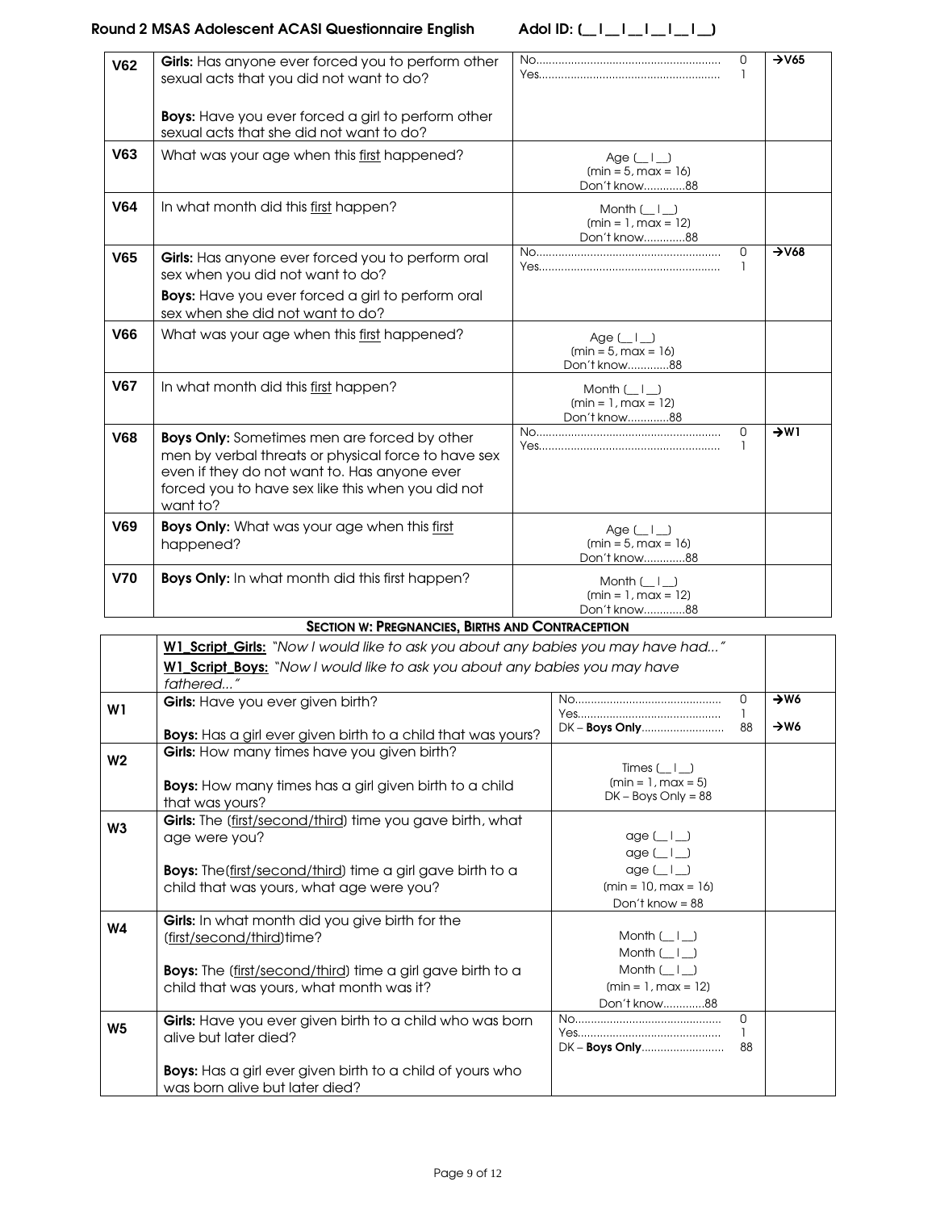| | | | |
|---|---|---|---|
| **V62** | **Girls:** Has anyone ever forced you to perform other sexual acts that you did not want to do?<br><br>**Boys:** Have you ever forced a girl to perform other sexual acts that she did not want to do? | No.......... 0<br>Yes.......... 1 | →V65 |
| **V63** | What was your age when this first happened? | Age (__I__)<br>(min = 5, max = 16)<br>Don't know.............88 | |
| **V64** | In what month did this first happen? | Month (__I__)<br>(min = 1, max = 12)<br>Don't know.............88 | |
| **V65** | **Girls:** Has anyone ever forced you to perform oral sex when you did not want to do?<br>**Boys:** Have you ever forced a girl to perform oral sex when she did not want to do? | No.......... 0<br>Yes.......... 1 | →V68 |
| **V66** | What was your age when this first happened? | Age (__I__)<br>(min = 5, max = 16)<br>Don't know.............88 | |
| **V67** | In what month did this first happen? | Month (__I__)<br>(min = 1, max = 12)<br>Don't know.............88 | |
| **V68** | **Boys Only:** Sometimes men are forced by other men by verbal threats or physical force to have sex even if they do not want to. Has anyone ever forced you to have sex like this when you did not want to? | No.......... 0<br>Yes.......... 1 | →W1 |
| **V69** | **Boys Only:** What was your age when this first happened? | Age (__I__)<br>(min = 5, max = 16)<br>Don't know.............88 | |
| **V70** | **Boys Only:** In what month did this first happen? | Month (__I__)<br>(min = 1, max = 12)<br>Don't know.............88 | |

## SECTION W: PREGNANCIES, BIRTHS AND CONTRACEPTION

| | | | |
|---|---|---|---|
| | **W1_Script_Girls:** *"Now I would like to ask you about any babies you may have had..."*<br>**W1_Script_Boys:** *"Now I would like to ask you about any babies you may have fathered..."* | | |
| **W1** | **Girls:** Have you ever given birth?<br><br>**Boys:** Has a girl ever given birth to a child that was yours? | No.......... 0<br>Yes.......... 1<br>DK – **Boys Only**.......... 88 | →W6<br><br>→W6 |
| **W2** | **Girls:** How many times have you given birth?<br><br>**Boys:** How many times has a girl given birth to a child that was yours? | Times (__I__)<br>(min = 1, max = 5)<br>DK – Boys Only = 88 | |
| **W3** | **Girls:** The (first/second/third) time you gave birth, what age were you?<br><br>**Boys:** The(first/second/third) time a girl gave birth to a child that was yours, what age were you? | age (__I__)<br>age (__I__)<br>age (__I__)<br>(min = 10, max = 16)<br>Don't know = 88 | |
| **W4** | **Girls:** In what month did you give birth for the (first/second/third)time?<br><br>**Boys:** The (first/second/third) time a girl gave birth to a child that was yours, what month was it? | Month (__I__)<br>Month (__I__)<br>Month (__I__)<br>(min = 1, max = 12)<br>Don't know.............88 | |
| **W5** | **Girls:** Have you ever given birth to a child who was born alive but later died?<br><br>**Boys:** Has a girl ever given birth to a child of yours who was born alive but later died? | No.......... 0<br>Yes.......... 1<br>DK – **Boys Only**.......... 88 | |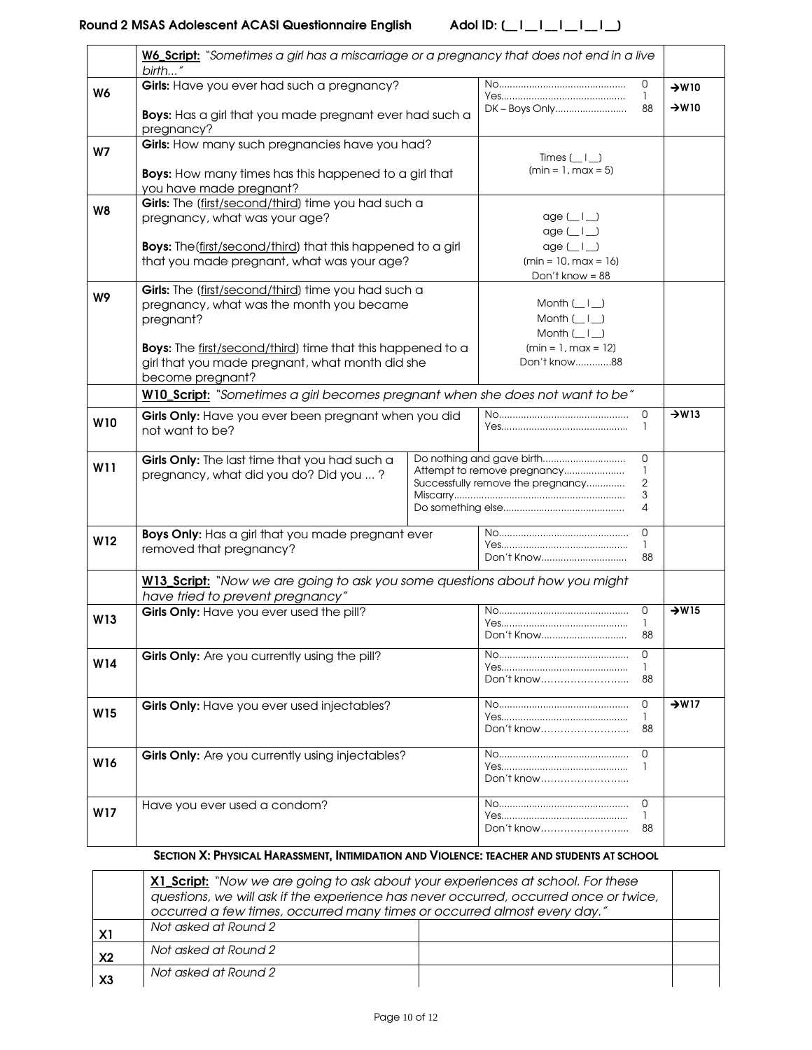| | | | |
|---|---|---|---|
| | **W6_Script:** *"Sometimes a girl has a miscarriage or a pregnancy that does not end in a live birth..."* | | |
| W6 | **Girls:** Have you ever had such a pregnancy?<br><br>**Boys:** Has a girl that you made pregnant ever had such a pregnancy? | No.......... 0<br>Yes.......... 1<br>DK – Boys Only.......... 88 | →W10<br><br>→W10 |
| W7 | **Girls:** How many such pregnancies have you had?<br><br>**Boys:** How many times has this happened to a girl that you have made pregnant? | Times (__I__)<br>(min = 1, max = 5) | |
| W8 | **Girls:** The (first/second/third) time you had such a pregnancy, what was your age?<br><br>**Boys:** The(first/second/third) that this happened to a girl that you made pregnant, what was your age? | age (__I__)<br>age (__I__)<br>age (__I__)<br>(min = 10, max = 16)<br>Don't know = 88 | |
| W9 | **Girls:** The (first/second/third) time you had such a pregnancy, what was the month you became pregnant?<br><br>**Boys:** The first/second/third) time that this happened to a girl that you made pregnant, what month did she become pregnant? | Month (__I__)<br>Month (__I__)<br>Month (__I__)<br>(min = 1, max = 12)<br>Don't know..........88 | |
| | **W10_Script:** *"Sometimes a girl becomes pregnant when she does not want to be"* | | |
| W10 | **Girls Only:** Have you ever been pregnant when you did not want to be? | No.......... 0<br>Yes.......... 1 | →W13 |
| W11 | **Girls Only:** The last time that you had such a pregnancy, what did you do? Did you ... ? | Do nothing and gave birth.......... 0<br>Attempt to remove pregnancy.......... 1<br>Successfully remove the pregnancy.......... 2<br>Miscarry.......... 3<br>Do something else.......... 4 | |
| W12 | **Boys Only:** Has a girl that you made pregnant ever removed that pregnancy? | No.......... 0<br>Yes.......... 1<br>Don't Know.......... 88 | |
| | **W13_Script:** *"Now we are going to ask you some questions about how you might have tried to prevent pregnancy"* | | |
| W13 | **Girls Only:** Have you ever used the pill? | No.......... 0<br>Yes.......... 1<br>Don't Know.......... 88 | →W15 |
| W14 | **Girls Only:** Are you currently using the pill? | No.......... 0<br>Yes.......... 1<br>Don't know.......... 88 | |
| W15 | **Girls Only:** Have you ever used injectables? | No.......... 0<br>Yes.......... 1<br>Don't know.......... 88 | →W17 |
| W16 | **Girls Only:** Are you currently using injectables? | No.......... 0<br>Yes.......... 1<br>Don't know.......... | |
| W17 | Have you ever used a condom? | No.......... 0<br>Yes.......... 1<br>Don't know.......... 88 | |

**SECTION X: PHYSICAL HARASSMENT, INTIMIDATION AND VIOLENCE: TEACHER AND STUDENTS AT SCHOOL**

| | | | |
|---|---|---|---|
| | **X1_Script:** *"Now we are going to ask about your experiences at school. For these questions, we will ask if the experience has never occurred, occurred once or twice, occurred a few times, occurred many times or occurred almost every day."* | | |
| X1 | *Not asked at Round 2* | | |
| X2 | *Not asked at Round 2* | | |
| X3 | *Not asked at Round 2* | | |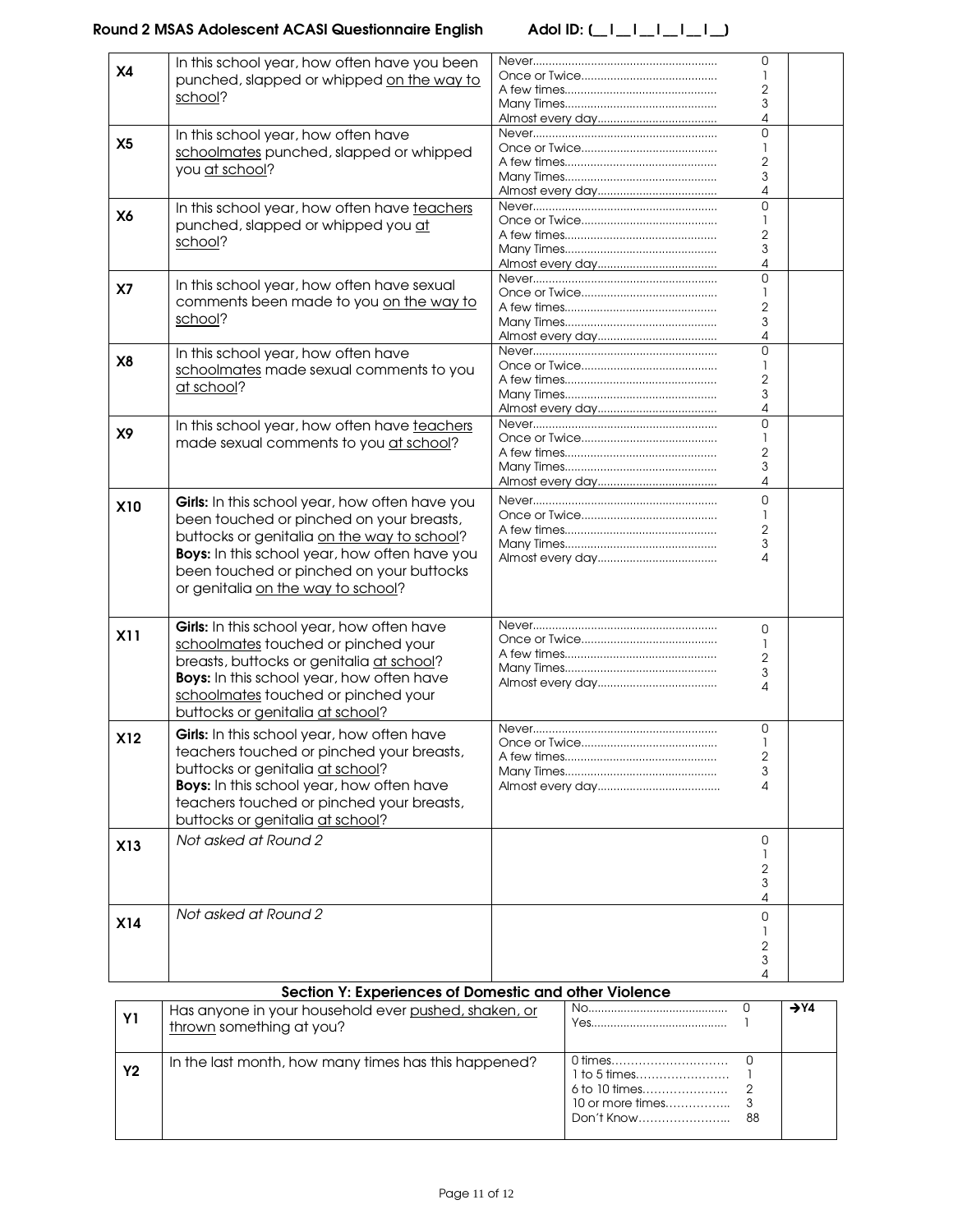| | | | |
|---|---|---|---|
| X4 | In this school year, how often have you been punched, slapped or whipped <u>on the way to school</u>? | Never 0<br>Once or Twice 1<br>A few times 2<br>Many Times 3<br>Almost every day 4 | |
| X5 | In this school year, how often have <u>schoolmates</u> punched, slapped or whipped you <u>at school</u>? | Never 0<br>Once or Twice 1<br>A few times 2<br>Many Times 3<br>Almost every day 4 | |
| X6 | In this school year, how often have <u>teachers</u> punched, slapped or whipped you <u>at school</u>? | Never 0<br>Once or Twice 1<br>A few times 2<br>Many Times 3<br>Almost every day 4 | |
| X7 | In this school year, how often have sexual comments been made to you <u>on the way to school</u>? | Never 0<br>Once or Twice 1<br>A few times 2<br>Many Times 3<br>Almost every day 4 | |
| X8 | In this school year, how often have <u>schoolmates</u> made sexual comments to you <u>at school</u>? | Never 0<br>Once or Twice 1<br>A few times 2<br>Many Times 3<br>Almost every day 4 | |
| X9 | In this school year, how often have <u>teachers</u> made sexual comments to you <u>at school</u>? | Never 0<br>Once or Twice 1<br>A few times 2<br>Many Times 3<br>Almost every day 4 | |
| X10 | **Girls:** In this school year, how often have you been touched or pinched on your breasts, buttocks or genitalia <u>on the way to school</u>?<br>**Boys:** In this school year, how often have you been touched or pinched on your buttocks or genitalia <u>on the way to school</u>? | Never 0<br>Once or Twice 1<br>A few times 2<br>Many Times 3<br>Almost every day 4 | |
| X11 | **Girls:** In this school year, how often have <u>schoolmates</u> touched or pinched your breasts, buttocks or genitalia <u>at school</u>?<br>**Boys:** In this school year, how often have <u>schoolmates</u> touched or pinched your buttocks or genitalia <u>at school</u>? | Never 0<br>Once or Twice 1<br>A few times 2<br>Many Times 3<br>Almost every day 4 | |
| X12 | **Girls:** In this school year, how often have teachers touched or pinched your breasts, buttocks or genitalia <u>at school</u>?<br>**Boys:** In this school year, how often have teachers touched or pinched your breasts, buttocks or genitalia <u>at school</u>? | Never 0<br>Once or Twice 1<br>A few times 2<br>Many Times 3<br>Almost every day 4 | |
| X13 | *Not asked at Round 2* | 0<br>1<br>2<br>3<br>4 | |
| X14 | *Not asked at Round 2* | 0<br>1<br>2<br>3<br>4 | |

## Section Y: Experiences of Domestic and other Violence

| | | | |
|---|---|---|---|
| Y1 | Has anyone in your household ever <u>pushed, shaken, or thrown</u> something at you? | No 0<br>Yes 1 | →Y4 |
| Y2 | In the last month, how many times has this happened? | 0 times 0<br>1 to 5 times 1<br>6 to 10 times 2<br>10 or more times 3<br>Don't Know 88 | |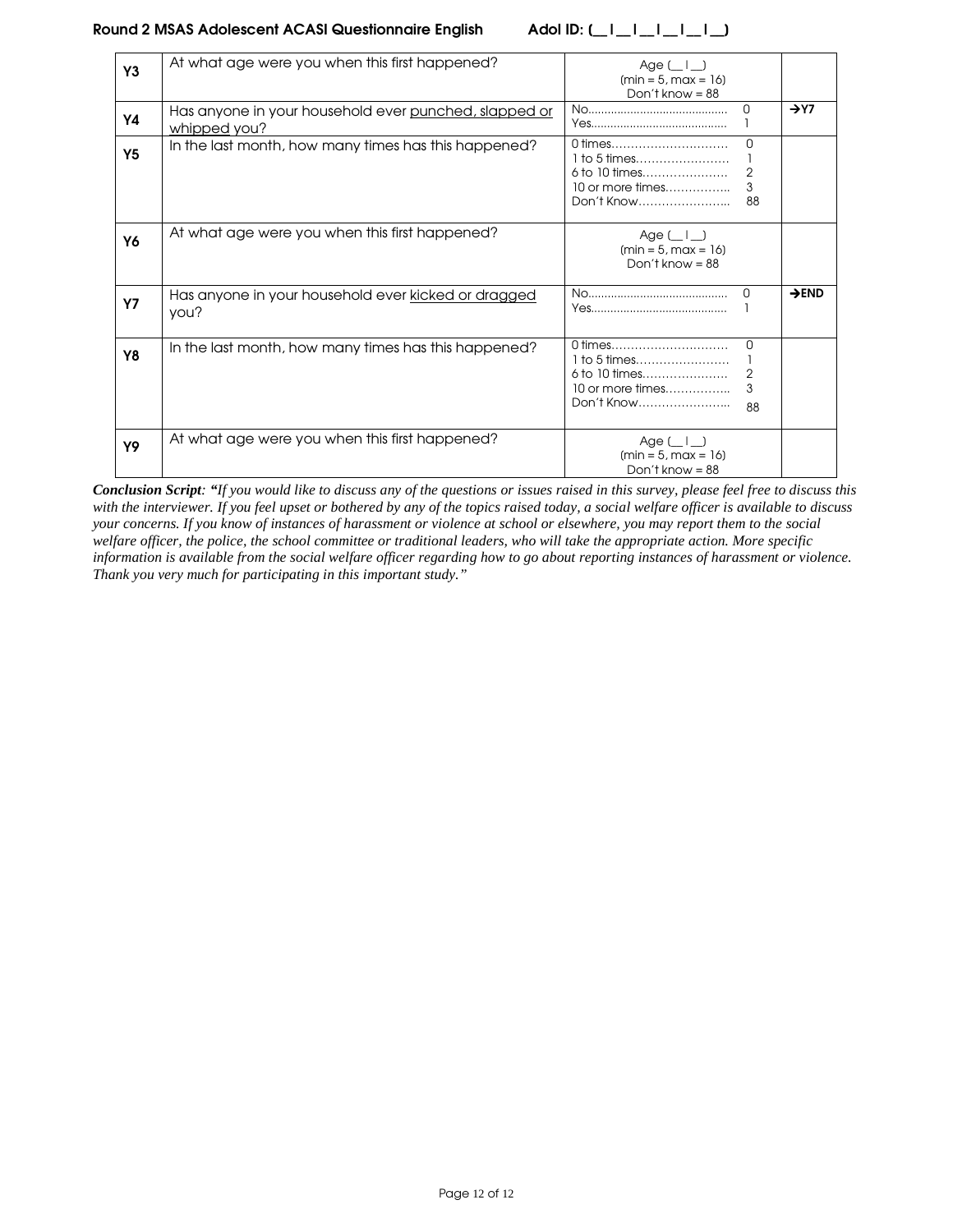| | | | |
|---|---|---|---|
| **Y3** | At what age were you when this first happened? | Age (__\|__)<br>(min = 5, max = 16)<br>Don't know = 88 | |
| **Y4** | Has anyone in your household ever <u>punched, slapped or whipped</u> you? | No.......................................... 0<br>Yes......................................... 1 | **→Y7** |
| **Y5** | In the last month, how many times has this happened? | 0 times………………………… 0<br>1 to 5 times…………………… 1<br>6 to 10 times…………………. 2<br>10 or more times…………….. 3<br>Don't Know………………….. 88 | |
| **Y6** | At what age were you when this first happened? | Age (__\|__)<br>(min = 5, max = 16)<br>Don't know = 88 | |
| **Y7** | Has anyone in your household ever <u>kicked or dragged</u> you? | No.......................................... 0<br>Yes......................................... 1 | **→END** |
| **Y8** | In the last month, how many times has this happened? | 0 times………………………… 0<br>1 to 5 times…………………… 1<br>6 to 10 times…………………. 2<br>10 or more times…………….. 3<br>Don't Know………………….. 88 | |
| **Y9** | At what age were you when this first happened? | Age (__\|__)<br>(min = 5, max = 16)<br>Don't know = 88 | |

***Conclusion Script**: "If you would like to discuss any of the questions or issues raised in this survey, please feel free to discuss this with the interviewer. If you feel upset or bothered by any of the topics raised today, a social welfare officer is available to discuss your concerns. If you know of instances of harassment or violence at school or elsewhere, you may report them to the social welfare officer, the police, the school committee or traditional leaders, who will take the appropriate action. More specific information is available from the social welfare officer regarding how to go about reporting instances of harassment or violence. Thank you very much for participating in this important study."*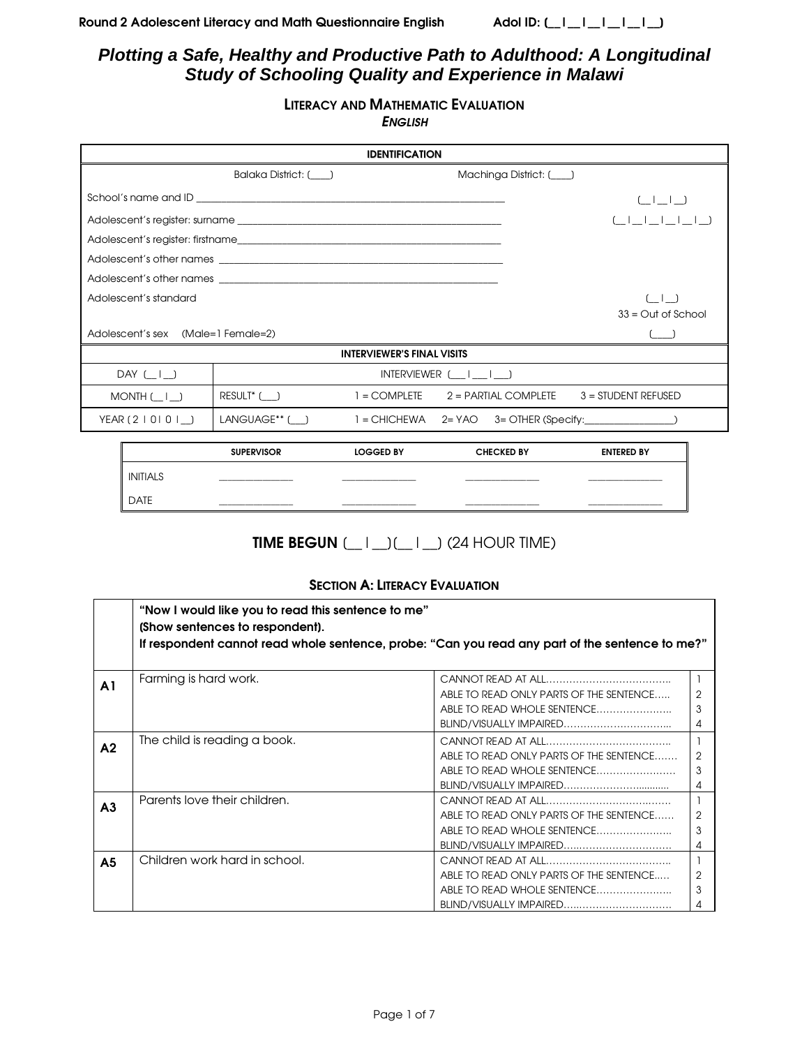Round 2 Adolescent Literacy and Math Questionnaire English Adol ID: (__|__|__|__|__|__)

# *Plotting a Safe, Healthy and Productive Path to Adulthood: A Longitudinal Study of Schooling Quality and Experience in Malawi*

## LITERACY AND MATHEMATIC EVALUATION

***ENGLISH***

| **IDENTIFICATION** | | |
|---|---|---|
| Balaka District: (___) | Machinga District: (___) | |
| School's name and ID ______________________________ | | (__|__|__) |
| Adolescent's register: surname ______________________________ | | (__|__|__|__|__|__) |
| Adolescent's register: firstname______________________________ | | |
| Adolescent's other names ______________________________ | | |
| Adolescent's other names ______________________________ | | |
| Adolescent's standard | | (__|__) 33 = Out of School |
| Adolescent's sex (Male=1 Female=2) | | (___) |

| **INTERVIEWER'S FINAL VISITS** | | | | |
|---|---|---|---|---|
| DAY (__|__) | INTERVIEWER (___|___|___) | | | |
| MONTH (__|__) | RESULT* (___) | 1 = COMPLETE | 2 = PARTIAL COMPLETE | 3 = STUDENT REFUSED |
| YEAR (2 | 0| 0 |__) | LANGUAGE** (___) | 1 = CHICHEWA | 2= YAO | 3= OTHER (Specify:________________) |

| | SUPERVISOR | LOGGED BY | CHECKED BY | ENTERED BY |
|---|---|---|---|---|
| INITIALS | ___________ | ___________ | ___________ | ___________ |
| DATE | ___________ | ___________ | ___________ | ___________ |

**TIME BEGUN** (__|__)(__|__) (24 HOUR TIME)

### SECTION A: LITERACY EVALUATION

| | **"Now I would like you to read this sentence to me" (Show sentences to respondent). If respondent cannot read whole sentence, probe: "Can you read any part of the sentence to me?"** | | |
|---|---|---|---|
| **A1** | Farming is hard work. | CANNOT READ AT ALL………………………………<br>ABLE TO READ ONLY PARTS OF THE SENTENCE…..<br>ABLE TO READ WHOLE SENTENCE…………………..<br>BLIND/VISUALLY IMPAIRED………………………….. | 1<br>2<br>3<br>4 |
| **A2** | The child is reading a book. | CANNOT READ AT ALL………………………………<br>ABLE TO READ ONLY PARTS OF THE SENTENCE…….<br>ABLE TO READ WHOLE SENTENCE……………………<br>BLIND/VISUALLY IMPAIRED………………………........ | 1<br>2<br>3<br>4 |
| **A3** | Parents love their children. | CANNOT READ AT ALL………………………………<br>ABLE TO READ ONLY PARTS OF THE SENTENCE……<br>ABLE TO READ WHOLE SENTENCE…………………..<br>BLIND/VISUALLY IMPAIRED……………………………. | 1<br>2<br>3<br>4 |
| **A5** | Children work hard in school. | CANNOT READ AT ALL………………………………<br>ABLE TO READ ONLY PARTS OF THE SENTENCE.….<br>ABLE TO READ WHOLE SENTENCE…………………..<br>BLIND/VISUALLY IMPAIRED……………………………. | 1<br>2<br>3<br>4 |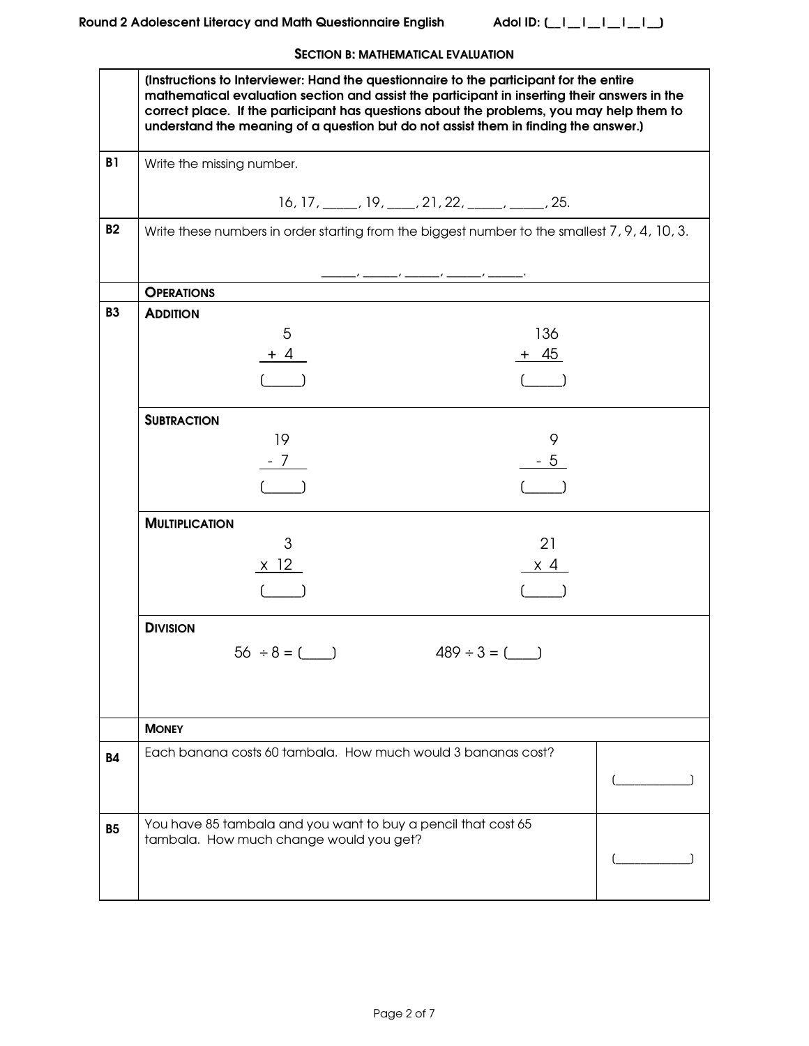## SECTION B: MATHEMATICAL EVALUATION

| | |
|---|---|
| | **(Instructions to Interviewer: Hand the questionnaire to the participant for the entire mathematical evaluation section and assist the participant in inserting their answers in the correct place. If the participant has questions about the problems, you may help them to understand the meaning of a question but do not assist them in finding the answer.)** |
| **B1** | Write the missing number.<br><br>16, 17, \_\_\_\_\_, 19, \_\_\_\_, 21, 22, \_\_\_\_\_, \_\_\_\_\_, 25. |
| **B2** | Write these numbers in order starting from the biggest number to the smallest 7, 9, 4, 10, 3.<br><br>\_\_\_\_\_, \_\_\_\_\_, \_\_\_\_\_, \_\_\_\_\_, \_\_\_\_\_. |
| | **OPERATIONS** |
| **B3** | **ADDITION**<br><br>$\begin{array}{r} 5 \\ +\ 4 \\ \hline \end{array}$ (\_\_\_\_\_)     $\begin{array}{r} 136 \\ +\ 45 \\ \hline \end{array}$ (\_\_\_\_\_) |
| | **SUBTRACTION**<br><br>$\begin{array}{r} 19 \\ -\ 7 \\ \hline \end{array}$ (\_\_\_\_\_)     $\begin{array}{r} 9 \\ -\ 5 \\ \hline \end{array}$ (\_\_\_\_\_) |
| | **MULTIPLICATION**<br><br>$\begin{array}{r} 3 \\ \times\ 12 \\ \hline \end{array}$ (\_\_\_\_\_)     $\begin{array}{r} 21 \\ \times\ 4 \\ \hline \end{array}$ (\_\_\_\_\_) |
| | **DIVISION**<br><br>$56 \div 8 =$ (\_\_\_\_)     $489 \div 3 =$ (\_\_\_\_) |
| | **MONEY** |

| | | |
|---|---|---|
| **B4** | Each banana costs 60 tambala. How much would 3 bananas cost? | (\_\_\_\_\_\_\_\_\_\_\_) |
| **B5** | You have 85 tambala and you want to buy a pencil that cost 65 tambala. How much change would you get? | (\_\_\_\_\_\_\_\_\_\_\_) |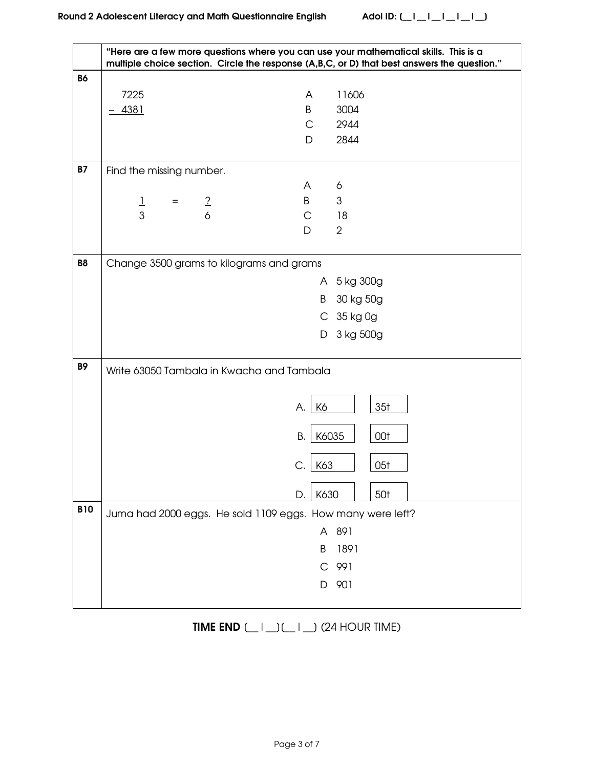| | "Here are a few more questions where you can use your mathematical skills. This is a multiple choice section. Circle the response (A,B,C, or D) that best answers the question." |
|---|---|
| **B6** | $\begin{array}{r} 7225 \\ -\ 4381 \\ \hline \end{array}$ <br> A 11606 <br> B 3004 <br> C 2944 <br> D 2844 |
| **B7** | Find the missing number. <br> $\frac{1}{3} = \frac{?}{6}$ <br> A 6 <br> B 3 <br> C 18 <br> D 2 |
| **B8** | Change 3500 grams to kilograms and grams <br> A 5 kg 300g <br> B 30 kg 50g <br> C 35 kg 0g <br> D 3 kg 500g |
| **B9** | Write 63050 Tambala in Kwacha and Tambala <br> A. K6 35t <br> B. K6035 00t <br> C. K63 05t <br> D. K630 50t |
| **B10** | Juma had 2000 eggs. He sold 1109 eggs. How many were left? <br> A 891 <br> B 1891 <br> C 991 <br> D 901 |

**TIME END** (__ I __)(__ I __) (24 HOUR TIME)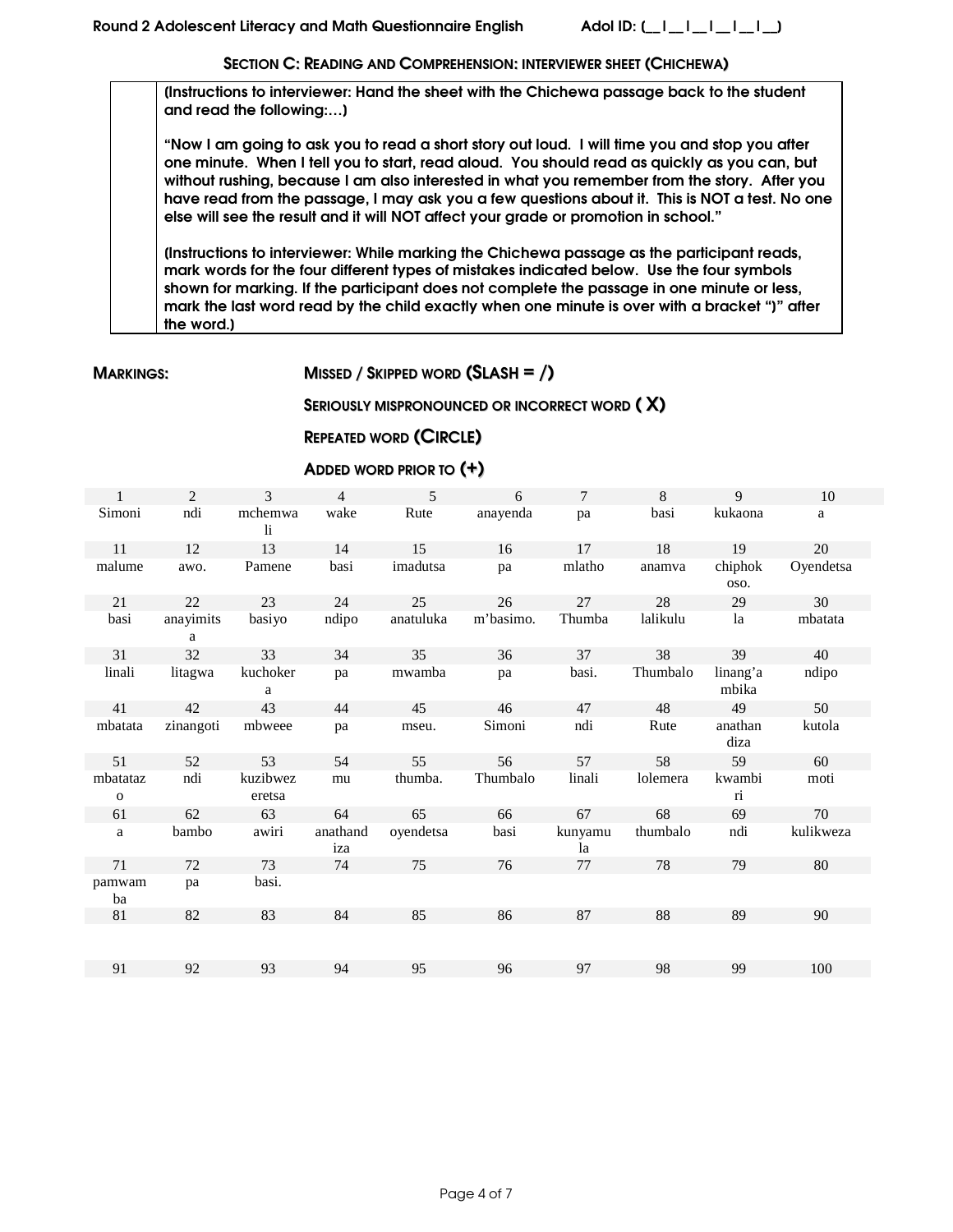## SECTION C: READING AND COMPREHENSION: INTERVIEWER SHEET (CHICHEWA)

**(Instructions to interviewer: Hand the sheet with the Chichewa passage back to the student and read the following:…)**

**"Now I am going to ask you to read a short story out loud. I will time you and stop you after one minute. When I tell you to start, read aloud. You should read as quickly as you can, but without rushing, because I am also interested in what you remember from the story. After you have read from the passage, I may ask you a few questions about it. This is NOT a test. No one else will see the result and it will NOT affect your grade or promotion in school."**

**(Instructions to interviewer: While marking the Chichewa passage as the participant reads, mark words for the four different types of mistakes indicated below. Use the four symbols shown for marking. If the participant does not complete the passage in one minute or less, mark the last word read by the child exactly when one minute is over with a bracket ")" after the word.)**

**MARKINGS:**

- **MISSED / SKIPPED WORD (SLASH = /)**
- **SERIOUSLY MISPRONOUNCED OR INCORRECT WORD ( X)**
- **REPEATED WORD (CIRCLE)**
- **ADDED WORD PRIOR TO (+)**

| | | | | | | | | | |
|---|---|---|---|---|---|---|---|---|---|
| 1 | 2 | 3 | 4 | 5 | 6 | 7 | 8 | 9 | 10 |
| Simoni | ndi | mchemwali | wake | Rute | anayenda | pa | basi | kukaona | a |
| 11 | 12 | 13 | 14 | 15 | 16 | 17 | 18 | 19 | 20 |
| malume | awo. | Pamene | basi | imadutsa | pa | mlatho | anamva | chiphokoso. | Oyendetsa |
| 21 | 22 | 23 | 24 | 25 | 26 | 27 | 28 | 29 | 30 |
| basi | anayimitsa | basiyo | ndipo | anatuluka | m'basimo. | Thumba | lalikulu | la | mbatata |
| 31 | 32 | 33 | 34 | 35 | 36 | 37 | 38 | 39 | 40 |
| linali | litagwa | kuchokera | pa | mwamba | pa | basi. | Thumbalo | linang'ambika | ndipo |
| 41 | 42 | 43 | 44 | 45 | 46 | 47 | 48 | 49 | 50 |
| mbatata | zinangoti | mbweee | pa | mseu. | Simoni | ndi | Rute | anathandiza | kutola |
| 51 | 52 | 53 | 54 | 55 | 56 | 57 | 58 | 59 | 60 |
| mbatatazo | ndi | kuzibwezeretsa | mu | thumba. | Thumbalo | linali | lolemera | kwambiri | moti |
| 61 | 62 | 63 | 64 | 65 | 66 | 67 | 68 | 69 | 70 |
| a | bambo | awiri | anathandiza | oyendetsa | basi | kunyamula | thumbalo | ndi | kulikweza |
| 71 | 72 | 73 | 74 | 75 | 76 | 77 | 78 | 79 | 80 |
| pamwamba | pa | basi. | | | | | | | |
| 81 | 82 | 83 | 84 | 85 | 86 | 87 | 88 | 89 | 90 |
| | | | | | | | | | |
| 91 | 92 | 93 | 94 | 95 | 96 | 97 | 98 | 99 | 100 |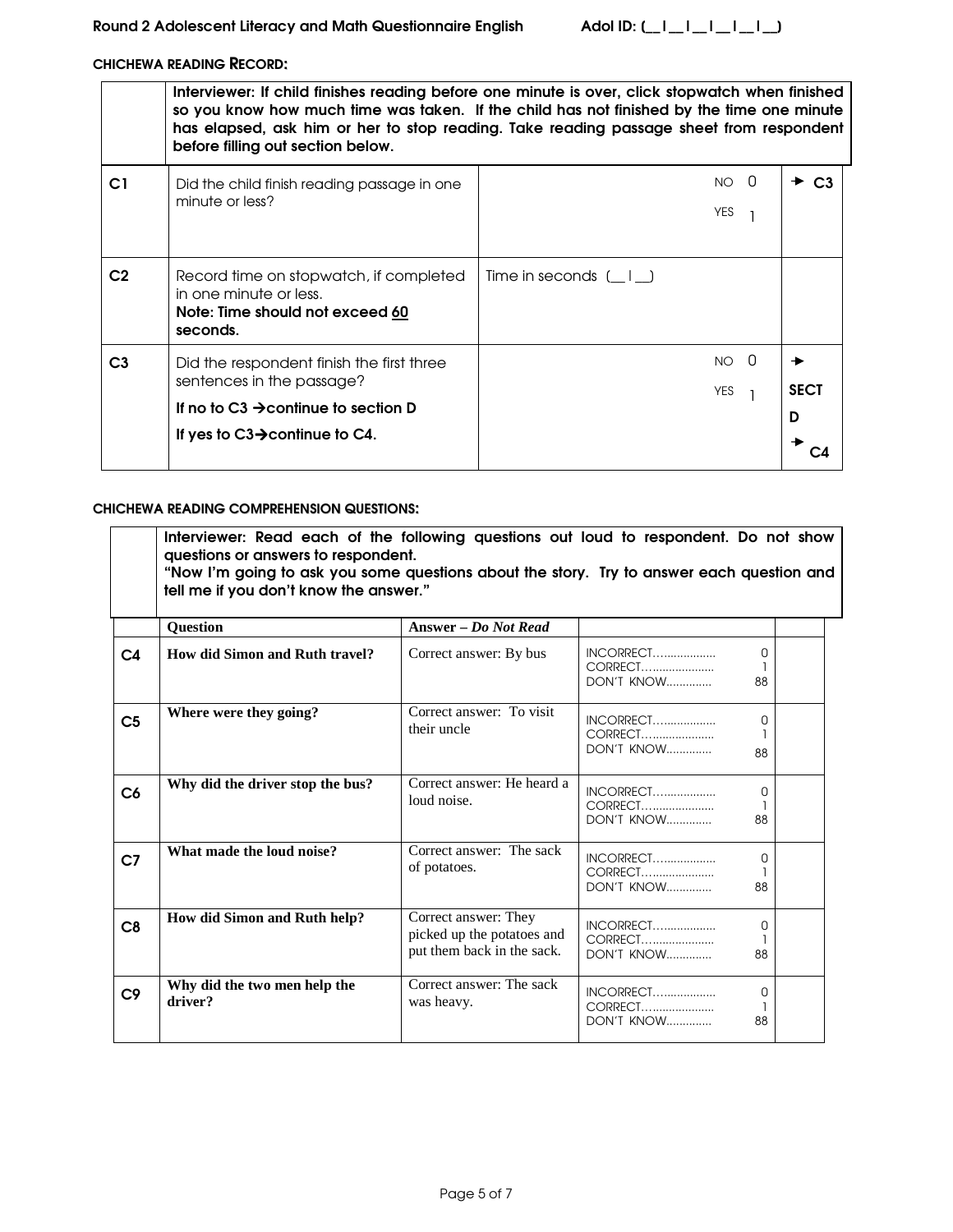**CHICHEWA READING RECORD:**

| | | | |
|---|---|---|---|
| | **Interviewer: If child finishes reading before one minute is over, click stopwatch when finished so you know how much time was taken. If the child has not finished by the time one minute has elapsed, ask him or her to stop reading. Take reading passage sheet from respondent before filling out section below.** | | |
| C1 | Did the child finish reading passage in one minute or less? | NO 0<br>YES 1 | → C3 |
| C2 | Record time on stopwatch, if completed in one minute or less.<br>**Note: Time should not exceed 60 seconds.** | Time in seconds (__ I __) | |
| C3 | Did the respondent finish the first three sentences in the passage?<br>**If no to C3 →continue to section D**<br>**If yes to C3→continue to C4.** | NO 0<br>YES 1 | → SECT D<br>→ C4 |

**CHICHEWA READING COMPREHENSION QUESTIONS:**

**Interviewer: Read each of the following questions out loud to respondent. Do not show questions or answers to respondent.**
**"Now I'm going to ask you some questions about the story. Try to answer each question and tell me if you don't know the answer."**

| | Question | Answer – *Do Not Read* | | |
|---|---|---|---|---|
| C4 | **How did Simon and Ruth travel?** | Correct answer: By bus | INCORRECT………………. 0<br>CORRECT…………………. 1<br>DON'T KNOW…………. 88 | |
| C5 | **Where were they going?** | Correct answer: To visit their uncle | INCORRECT………………. 0<br>CORRECT…………………. 1<br>DON'T KNOW…………. 88 | |
| C6 | **Why did the driver stop the bus?** | Correct answer: He heard a loud noise. | INCORRECT………………. 0<br>CORRECT…………………. 1<br>DON'T KNOW…………. 88 | |
| C7 | **What made the loud noise?** | Correct answer: The sack of potatoes. | INCORRECT………………. 0<br>CORRECT…………………. 1<br>DON'T KNOW…………. 88 | |
| C8 | **How did Simon and Ruth help?** | Correct answer: They picked up the potatoes and put them back in the sack. | INCORRECT………………. 0<br>CORRECT…………………. 1<br>DON'T KNOW…………. 88 | |
| C9 | **Why did the two men help the driver?** | Correct answer: The sack was heavy. | INCORRECT………………. 0<br>CORRECT…………………. 1<br>DON'T KNOW…………. 88 | |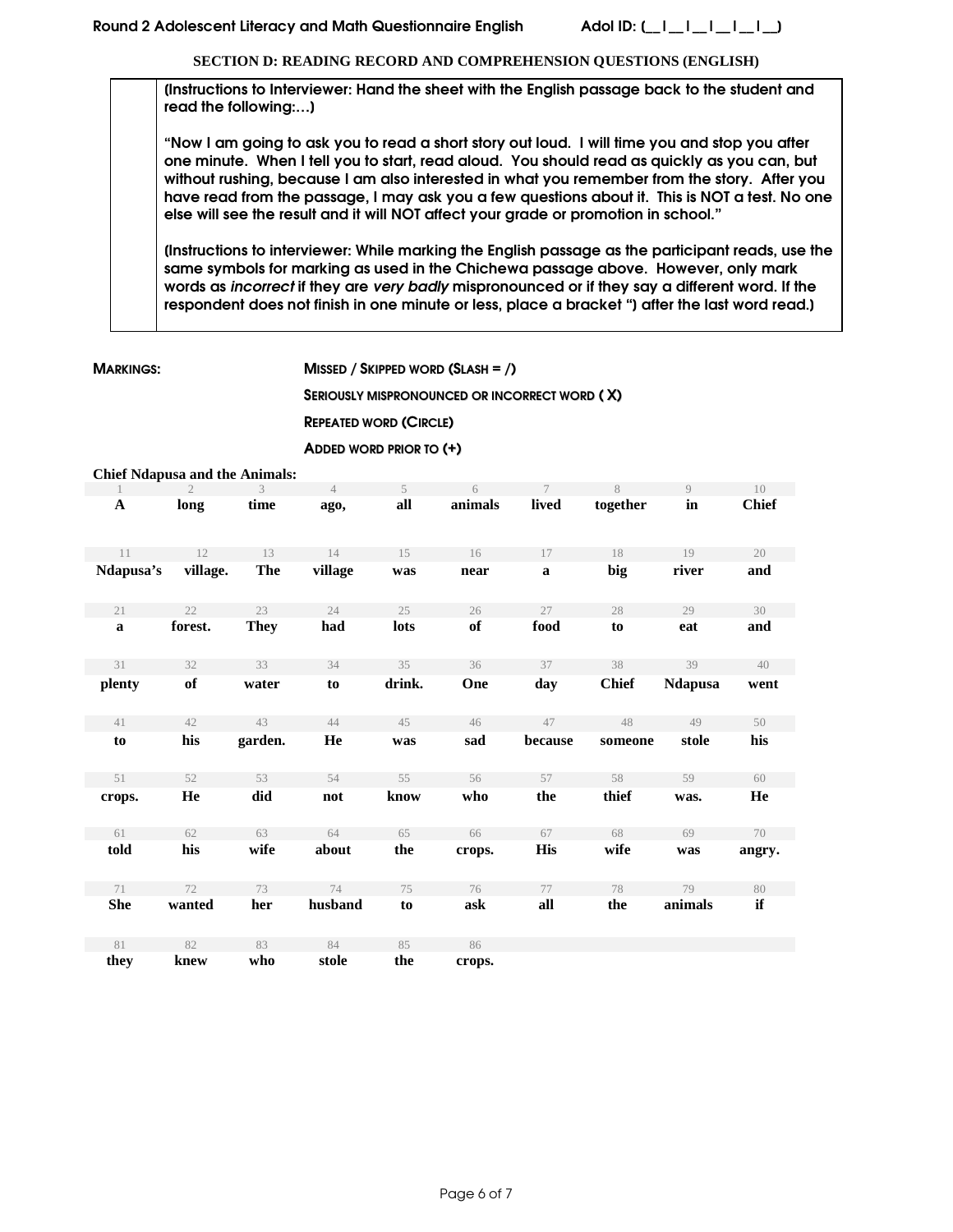## SECTION D: READING RECORD AND COMPREHENSION QUESTIONS (ENGLISH)

(Instructions to Interviewer: Hand the sheet with the English passage back to the student and read the following:…)

"Now I am going to ask you to read a short story out loud. I will time you and stop you after one minute. When I tell you to start, read aloud. You should read as quickly as you can, but without rushing, because I am also interested in what you remember from the story. After you have read from the passage, I may ask you a few questions about it. This is NOT a test. No one else will see the result and it will NOT affect your grade or promotion in school."

(Instructions to interviewer: While marking the English passage as the participant reads, use the same symbols for marking as used in the Chichewa passage above. However, only mark words as *incorrect* if they are *very badly* mispronounced or if they say a different word. If the respondent does not finish in one minute or less, place a bracket ") after the last word read.)

**MARKINGS:**

- MISSED / SKIPPED WORD (SLASH = /)
- SERIOUSLY MISPRONOUNCED OR INCORRECT WORD ( X)
- REPEATED WORD (CIRCLE)
- ADDED WORD PRIOR TO (+)

**Chief Ndapusa and the Animals:**

| | | | | | | | | | |
|---|---|---|---|---|---|---|---|---|---|
| 1 | 2 | 3 | 4 | 5 | 6 | 7 | 8 | 9 | 10 |
| **A** | **long** | **time** | **ago,** | **all** | **animals** | **lived** | **together** | **in** | **Chief** |
| 11 | 12 | 13 | 14 | 15 | 16 | 17 | 18 | 19 | 20 |
| **Ndapusa's** | **village.** | **The** | **village** | **was** | **near** | **a** | **big** | **river** | **and** |
| 21 | 22 | 23 | 24 | 25 | 26 | 27 | 28 | 29 | 30 |
| **a** | **forest.** | **They** | **had** | **lots** | **of** | **food** | **to** | **eat** | **and** |
| 31 | 32 | 33 | 34 | 35 | 36 | 37 | 38 | 39 | 40 |
| **plenty** | **of** | **water** | **to** | **drink.** | **One** | **day** | **Chief** | **Ndapusa** | **went** |
| 41 | 42 | 43 | 44 | 45 | 46 | 47 | 48 | 49 | 50 |
| **to** | **his** | **garden.** | **He** | **was** | **sad** | **because** | **someone** | **stole** | **his** |
| 51 | 52 | 53 | 54 | 55 | 56 | 57 | 58 | 59 | 60 |
| **crops.** | **He** | **did** | **not** | **know** | **who** | **the** | **thief** | **was.** | **He** |
| 61 | 62 | 63 | 64 | 65 | 66 | 67 | 68 | 69 | 70 |
| **told** | **his** | **wife** | **about** | **the** | **crops.** | **His** | **wife** | **was** | **angry.** |
| 71 | 72 | 73 | 74 | 75 | 76 | 77 | 78 | 79 | 80 |
| **She** | **wanted** | **her** | **husband** | **to** | **ask** | **all** | **the** | **animals** | **if** |
| 81 | 82 | 83 | 84 | 85 | 86 | | | | |
| **they** | **knew** | **who** | **stole** | **the** | **crops.** | | | | |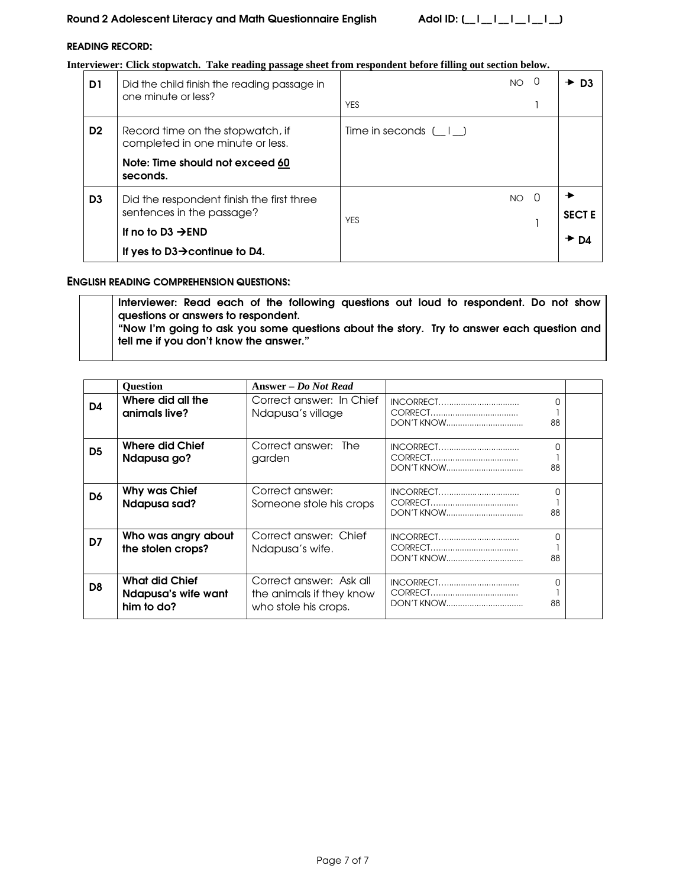**READING RECORD:**

**Interviewer: Click stopwatch. Take reading passage sheet from respondent before filling out section below.**

| | | | |
|---|---|---|---|
| **D1** | Did the child finish the reading passage in one minute or less? | NO 0<br>YES 1 | → **D3** |
| **D2** | Record time on the stopwatch, if completed in one minute or less.<br>**Note: Time should not exceed 60 seconds.** | Time in seconds (__ I __) | |
| **D3** | Did the respondent finish the first three sentences in the passage?<br>**If no to D3 →END**<br>**If yes to D3→continue to D4.** | NO 0<br>YES 1 | → **SECT E**<br>→ **D4** |

**ENGLISH READING COMPREHENSION QUESTIONS:**

| | |
|---|---|
| | **Interviewer: Read each of the following questions out loud to respondent. Do not show questions or answers to respondent.**<br>**"Now I'm going to ask you some questions about the story. Try to answer each question and tell me if you don't know the answer."** |

| | Question | Answer – *Do Not Read* | | |
|---|---|---|---|---|
| **D4** | **Where did all the animals live?** | Correct answer: In Chief Ndapusa's village | INCORRECT.................................. 0<br>CORRECT..................................... 1<br>DON'T KNOW................................. 88 | |
| **D5** | **Where did Chief Ndapusa go?** | Correct answer: The garden | INCORRECT.................................. 0<br>CORRECT..................................... 1<br>DON'T KNOW................................. 88 | |
| **D6** | **Why was Chief Ndapusa sad?** | Correct answer: Someone stole his crops | INCORRECT.................................. 0<br>CORRECT..................................... 1<br>DON'T KNOW................................. 88 | |
| **D7** | **Who was angry about the stolen crops?** | Correct answer: Chief Ndapusa's wife. | INCORRECT.................................. 0<br>CORRECT..................................... 1<br>DON'T KNOW................................. 88 | |
| **D8** | **What did Chief Ndapusa's wife want him to do?** | Correct answer: Ask all the animals if they know who stole his crops. | INCORRECT.................................. 0<br>CORRECT..................................... 1<br>DON'T KNOW................................. 88 | |